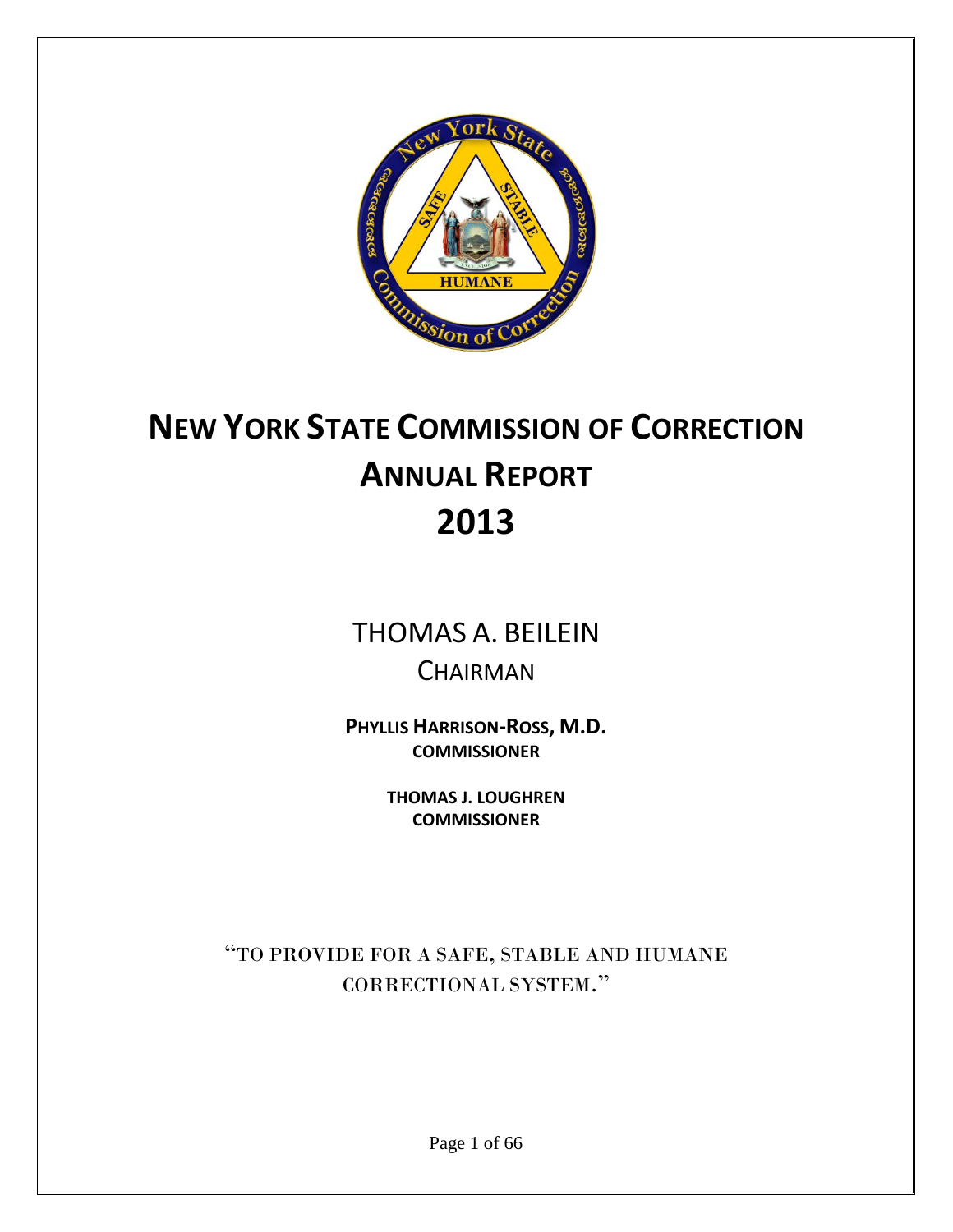# NEW YORK STATE COMMISSION OF CORRECTION
# ANNUAL REPORT
# 2013

THOMAS A. BEILEIN

CHAIRMAN

**PHYLLIS HARRISON-ROSS, M.D.**
**COMMISSIONER**

**THOMAS J. LOUGHREN**
**COMMISSIONER**

"TO PROVIDE FOR A SAFE, STABLE AND HUMANE CORRECTIONAL SYSTEM."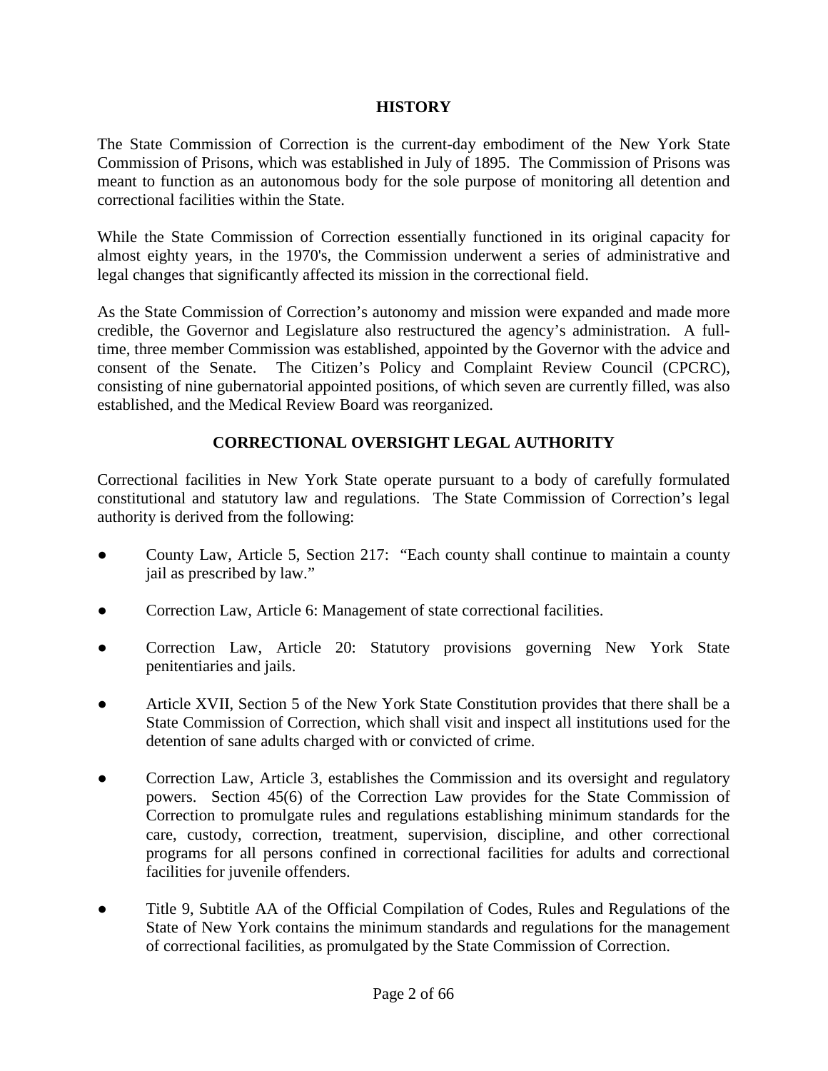## HISTORY

The State Commission of Correction is the current-day embodiment of the New York State Commission of Prisons, which was established in July of 1895. The Commission of Prisons was meant to function as an autonomous body for the sole purpose of monitoring all detention and correctional facilities within the State.

While the State Commission of Correction essentially functioned in its original capacity for almost eighty years, in the 1970's, the Commission underwent a series of administrative and legal changes that significantly affected its mission in the correctional field.

As the State Commission of Correction's autonomy and mission were expanded and made more credible, the Governor and Legislature also restructured the agency's administration. A full-time, three member Commission was established, appointed by the Governor with the advice and consent of the Senate. The Citizen's Policy and Complaint Review Council (CPCRC), consisting of nine gubernatorial appointed positions, of which seven are currently filled, was also established, and the Medical Review Board was reorganized.

## CORRECTIONAL OVERSIGHT LEGAL AUTHORITY

Correctional facilities in New York State operate pursuant to a body of carefully formulated constitutional and statutory law and regulations. The State Commission of Correction's legal authority is derived from the following:

- County Law, Article 5, Section 217: "Each county shall continue to maintain a county jail as prescribed by law."
- Correction Law, Article 6: Management of state correctional facilities.
- Correction Law, Article 20: Statutory provisions governing New York State penitentiaries and jails.
- Article XVII, Section 5 of the New York State Constitution provides that there shall be a State Commission of Correction, which shall visit and inspect all institutions used for the detention of sane adults charged with or convicted of crime.
- Correction Law, Article 3, establishes the Commission and its oversight and regulatory powers. Section 45(6) of the Correction Law provides for the State Commission of Correction to promulgate rules and regulations establishing minimum standards for the care, custody, correction, treatment, supervision, discipline, and other correctional programs for all persons confined in correctional facilities for adults and correctional facilities for juvenile offenders.
- Title 9, Subtitle AA of the Official Compilation of Codes, Rules and Regulations of the State of New York contains the minimum standards and regulations for the management of correctional facilities, as promulgated by the State Commission of Correction.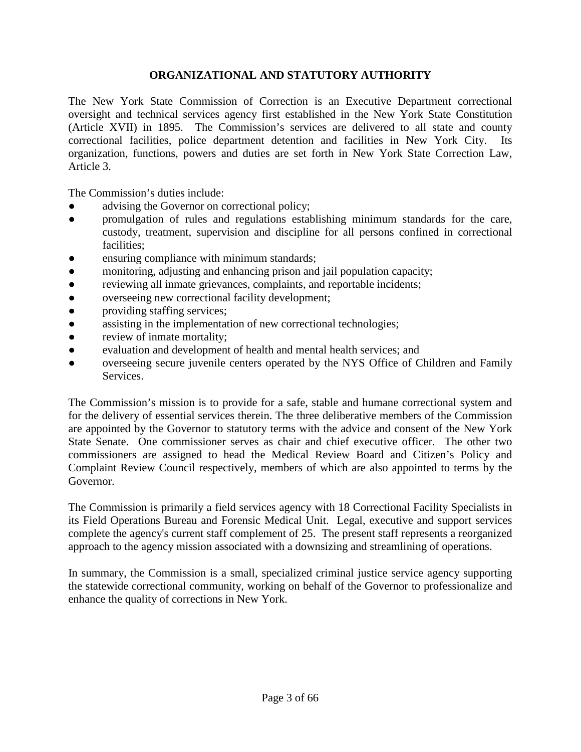## ORGANIZATIONAL AND STATUTORY AUTHORITY

The New York State Commission of Correction is an Executive Department correctional oversight and technical services agency first established in the New York State Constitution (Article XVII) in 1895. The Commission's services are delivered to all state and county correctional facilities, police department detention and facilities in New York City. Its organization, functions, powers and duties are set forth in New York State Correction Law, Article 3.

The Commission's duties include:

- advising the Governor on correctional policy;
- promulgation of rules and regulations establishing minimum standards for the care, custody, treatment, supervision and discipline for all persons confined in correctional facilities;
- ensuring compliance with minimum standards;
- monitoring, adjusting and enhancing prison and jail population capacity;
- reviewing all inmate grievances, complaints, and reportable incidents;
- overseeing new correctional facility development;
- providing staffing services;
- assisting in the implementation of new correctional technologies;
- review of inmate mortality;
- evaluation and development of health and mental health services; and
- overseeing secure juvenile centers operated by the NYS Office of Children and Family Services.

The Commission's mission is to provide for a safe, stable and humane correctional system and for the delivery of essential services therein. The three deliberative members of the Commission are appointed by the Governor to statutory terms with the advice and consent of the New York State Senate. One commissioner serves as chair and chief executive officer. The other two commissioners are assigned to head the Medical Review Board and Citizen's Policy and Complaint Review Council respectively, members of which are also appointed to terms by the Governor.

The Commission is primarily a field services agency with 18 Correctional Facility Specialists in its Field Operations Bureau and Forensic Medical Unit. Legal, executive and support services complete the agency's current staff complement of 25. The present staff represents a reorganized approach to the agency mission associated with a downsizing and streamlining of operations.

In summary, the Commission is a small, specialized criminal justice service agency supporting the statewide correctional community, working on behalf of the Governor to professionalize and enhance the quality of corrections in New York.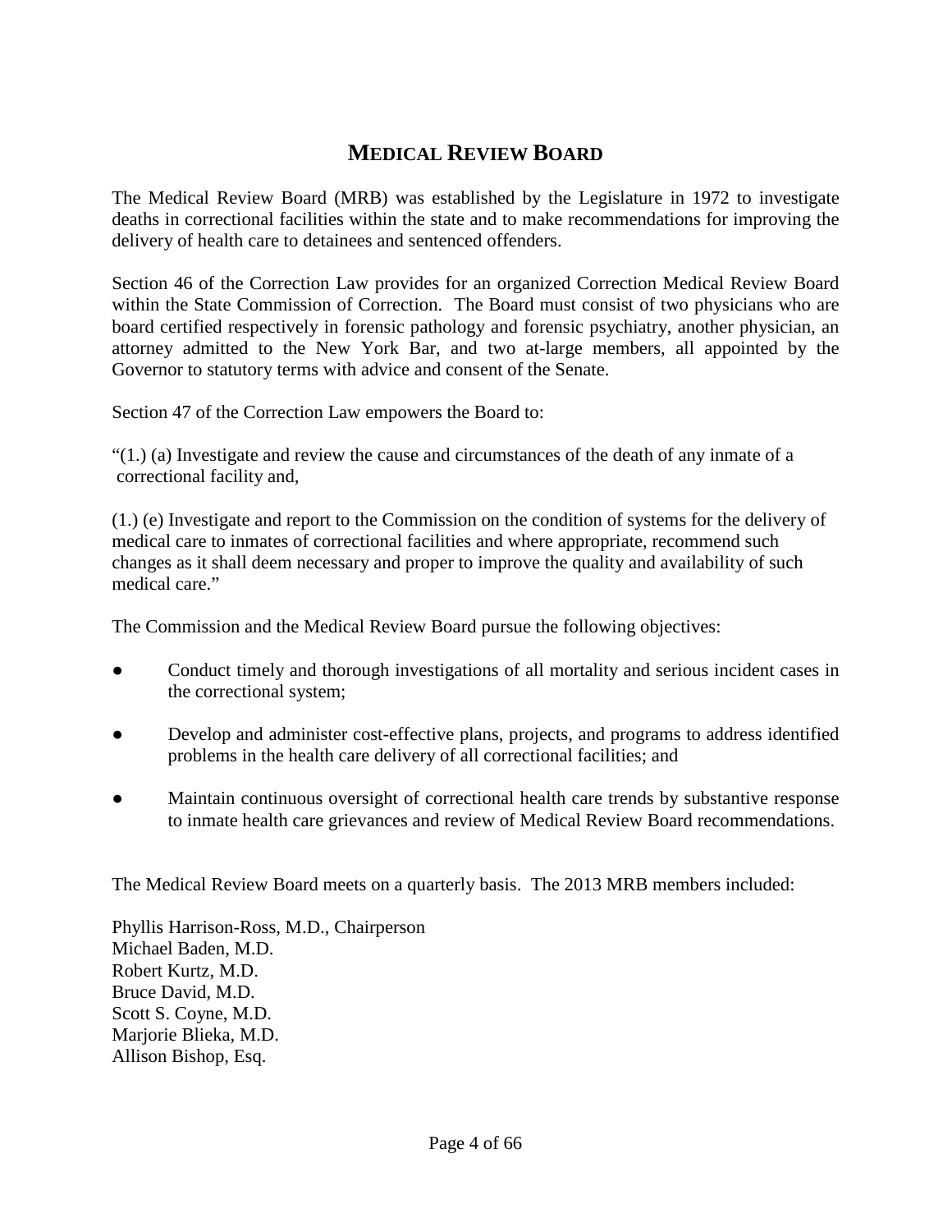# MEDICAL REVIEW BOARD

The Medical Review Board (MRB) was established by the Legislature in 1972 to investigate deaths in correctional facilities within the state and to make recommendations for improving the delivery of health care to detainees and sentenced offenders.

Section 46 of the Correction Law provides for an organized Correction Medical Review Board within the State Commission of Correction. The Board must consist of two physicians who are board certified respectively in forensic pathology and forensic psychiatry, another physician, an attorney admitted to the New York Bar, and two at-large members, all appointed by the Governor to statutory terms with advice and consent of the Senate.

Section 47 of the Correction Law empowers the Board to:

"(1.) (a) Investigate and review the cause and circumstances of the death of any inmate of a correctional facility and,

(1.) (e) Investigate and report to the Commission on the condition of systems for the delivery of medical care to inmates of correctional facilities and where appropriate, recommend such changes as it shall deem necessary and proper to improve the quality and availability of such medical care."

The Commission and the Medical Review Board pursue the following objectives:

- Conduct timely and thorough investigations of all mortality and serious incident cases in the correctional system;
- Develop and administer cost-effective plans, projects, and programs to address identified problems in the health care delivery of all correctional facilities; and
- Maintain continuous oversight of correctional health care trends by substantive response to inmate health care grievances and review of Medical Review Board recommendations.

The Medical Review Board meets on a quarterly basis. The 2013 MRB members included:

Phyllis Harrison-Ross, M.D., Chairperson
Michael Baden, M.D.
Robert Kurtz, M.D.
Bruce David, M.D.
Scott S. Coyne, M.D.
Marjorie Blieka, M.D.
Allison Bishop, Esq.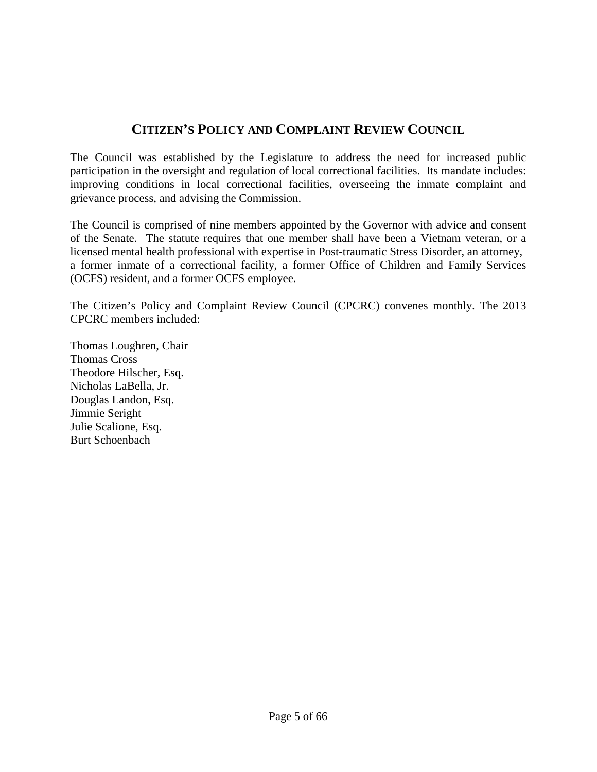## CITIZEN'S POLICY AND COMPLAINT REVIEW COUNCIL

The Council was established by the Legislature to address the need for increased public participation in the oversight and regulation of local correctional facilities. Its mandate includes: improving conditions in local correctional facilities, overseeing the inmate complaint and grievance process, and advising the Commission.

The Council is comprised of nine members appointed by the Governor with advice and consent of the Senate. The statute requires that one member shall have been a Vietnam veteran, or a licensed mental health professional with expertise in Post-traumatic Stress Disorder, an attorney, a former inmate of a correctional facility, a former Office of Children and Family Services (OCFS) resident, and a former OCFS employee.

The Citizen's Policy and Complaint Review Council (CPCRC) convenes monthly. The 2013 CPCRC members included:

Thomas Loughren, Chair
Thomas Cross
Theodore Hilscher, Esq.
Nicholas LaBella, Jr.
Douglas Landon, Esq.
Jimmie Seright
Julie Scalione, Esq.
Burt Schoenbach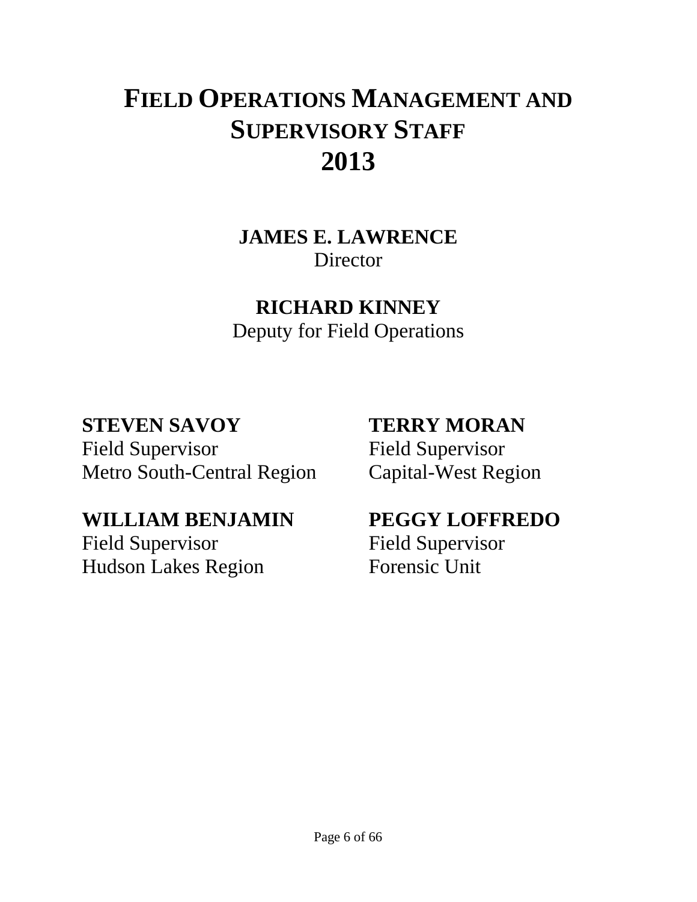# FIELD OPERATIONS MANAGEMENT AND SUPERVISORY STAFF 2013

**JAMES E. LAWRENCE**
Director

**RICHARD KINNEY**
Deputy for Field Operations

**STEVEN SAVOY**
Field Supervisor
Metro South-Central Region

**TERRY MORAN**
Field Supervisor
Capital-West Region

**WILLIAM BENJAMIN**
Field Supervisor
Hudson Lakes Region

**PEGGY LOFFREDO**
Field Supervisor
Forensic Unit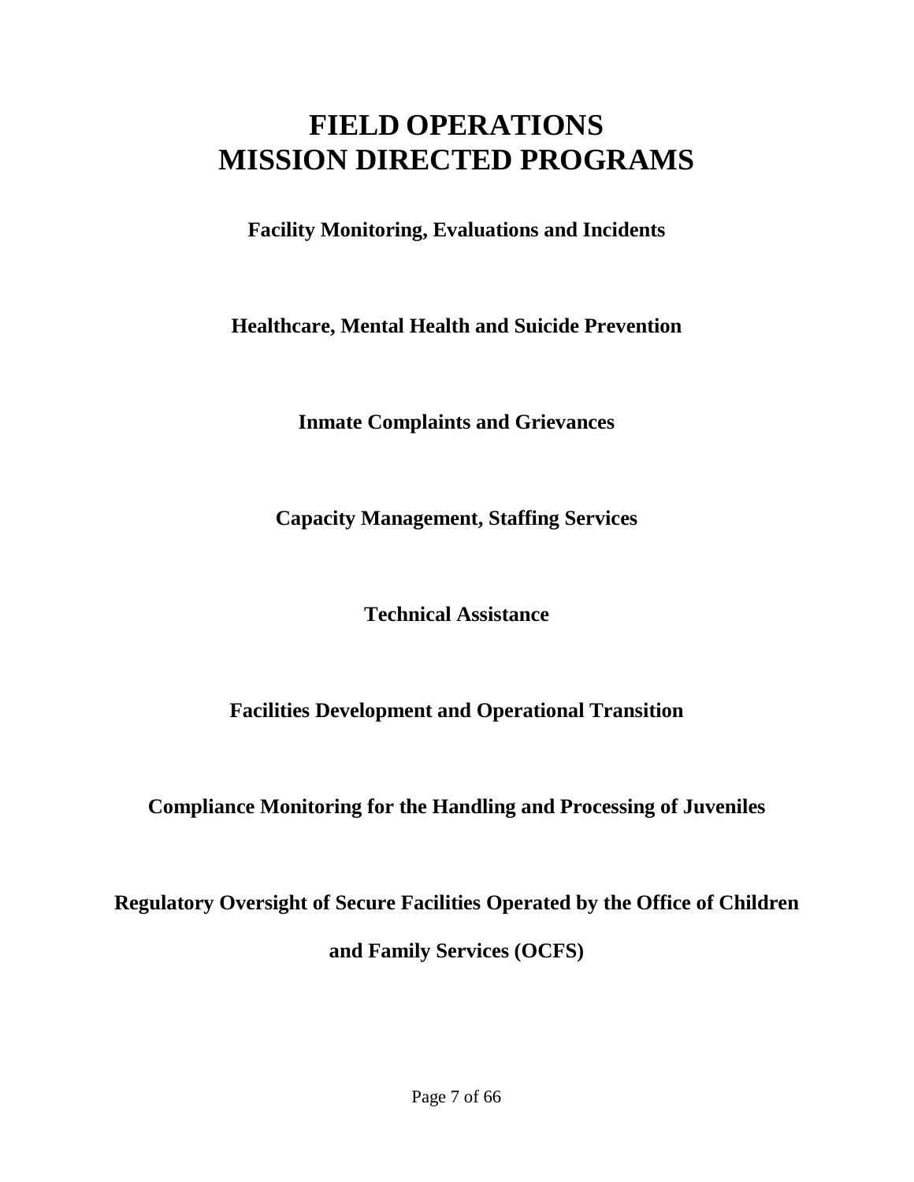# FIELD OPERATIONS
# MISSION DIRECTED PROGRAMS

**Facility Monitoring, Evaluations and Incidents**

**Healthcare, Mental Health and Suicide Prevention**

**Inmate Complaints and Grievances**

**Capacity Management, Staffing Services**

**Technical Assistance**

**Facilities Development and Operational Transition**

**Compliance Monitoring for the Handling and Processing of Juveniles**

**Regulatory Oversight of Secure Facilities Operated by the Office of Children and Family Services (OCFS)**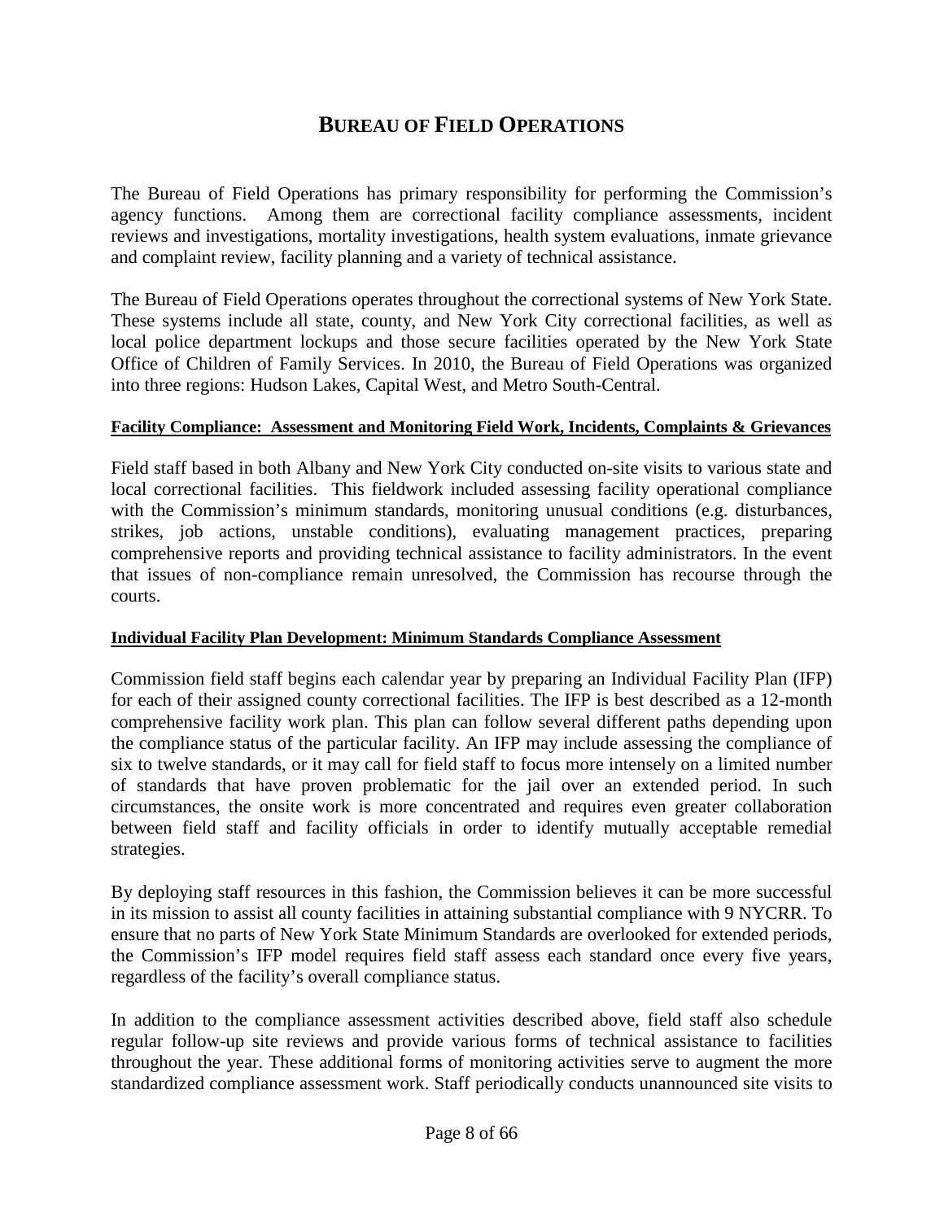# BUREAU OF FIELD OPERATIONS

The Bureau of Field Operations has primary responsibility for performing the Commission's agency functions. Among them are correctional facility compliance assessments, incident reviews and investigations, mortality investigations, health system evaluations, inmate grievance and complaint review, facility planning and a variety of technical assistance.

The Bureau of Field Operations operates throughout the correctional systems of New York State. These systems include all state, county, and New York City correctional facilities, as well as local police department lockups and those secure facilities operated by the New York State Office of Children of Family Services. In 2010, the Bureau of Field Operations was organized into three regions: Hudson Lakes, Capital West, and Metro South-Central.

**Facility Compliance: Assessment and Monitoring Field Work, Incidents, Complaints & Grievances**

Field staff based in both Albany and New York City conducted on-site visits to various state and local correctional facilities. This fieldwork included assessing facility operational compliance with the Commission's minimum standards, monitoring unusual conditions (e.g. disturbances, strikes, job actions, unstable conditions), evaluating management practices, preparing comprehensive reports and providing technical assistance to facility administrators. In the event that issues of non-compliance remain unresolved, the Commission has recourse through the courts.

**Individual Facility Plan Development: Minimum Standards Compliance Assessment**

Commission field staff begins each calendar year by preparing an Individual Facility Plan (IFP) for each of their assigned county correctional facilities. The IFP is best described as a 12-month comprehensive facility work plan. This plan can follow several different paths depending upon the compliance status of the particular facility. An IFP may include assessing the compliance of six to twelve standards, or it may call for field staff to focus more intensely on a limited number of standards that have proven problematic for the jail over an extended period. In such circumstances, the onsite work is more concentrated and requires even greater collaboration between field staff and facility officials in order to identify mutually acceptable remedial strategies.

By deploying staff resources in this fashion, the Commission believes it can be more successful in its mission to assist all county facilities in attaining substantial compliance with 9 NYCRR. To ensure that no parts of New York State Minimum Standards are overlooked for extended periods, the Commission's IFP model requires field staff assess each standard once every five years, regardless of the facility's overall compliance status.

In addition to the compliance assessment activities described above, field staff also schedule regular follow-up site reviews and provide various forms of technical assistance to facilities throughout the year. These additional forms of monitoring activities serve to augment the more standardized compliance assessment work. Staff periodically conducts unannounced site visits to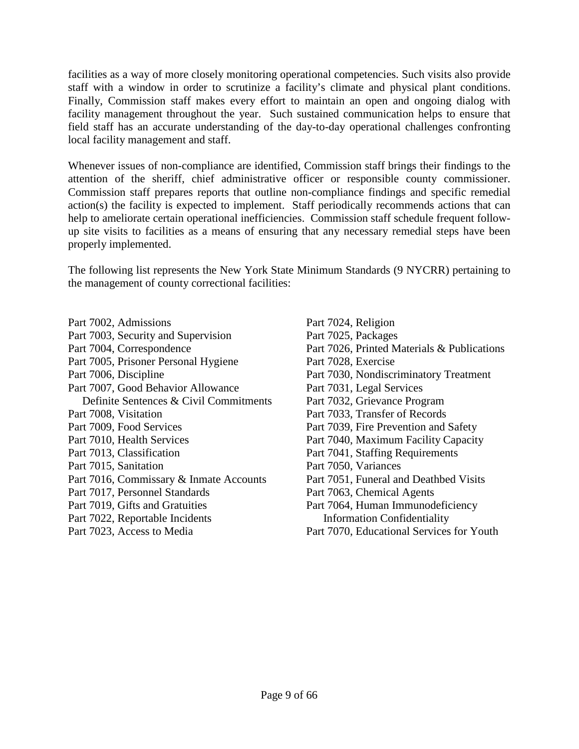facilities as a way of more closely monitoring operational competencies. Such visits also provide staff with a window in order to scrutinize a facility's climate and physical plant conditions. Finally, Commission staff makes every effort to maintain an open and ongoing dialog with facility management throughout the year. Such sustained communication helps to ensure that field staff has an accurate understanding of the day-to-day operational challenges confronting local facility management and staff.

Whenever issues of non-compliance are identified, Commission staff brings their findings to the attention of the sheriff, chief administrative officer or responsible county commissioner. Commission staff prepares reports that outline non-compliance findings and specific remedial action(s) the facility is expected to implement. Staff periodically recommends actions that can help to ameliorate certain operational inefficiencies. Commission staff schedule frequent follow-up site visits to facilities as a means of ensuring that any necessary remedial steps have been properly implemented.

The following list represents the New York State Minimum Standards (9 NYCRR) pertaining to the management of county correctional facilities:

- Part 7002, Admissions
- Part 7003, Security and Supervision
- Part 7004, Correspondence
- Part 7005, Prisoner Personal Hygiene
- Part 7006, Discipline
- Part 7007, Good Behavior Allowance Definite Sentences & Civil Commitments
- Part 7008, Visitation
- Part 7009, Food Services
- Part 7010, Health Services
- Part 7013, Classification
- Part 7015, Sanitation
- Part 7016, Commissary & Inmate Accounts
- Part 7017, Personnel Standards
- Part 7019, Gifts and Gratuities
- Part 7022, Reportable Incidents
- Part 7023, Access to Media
- Part 7024, Religion
- Part 7025, Packages
- Part 7026, Printed Materials & Publications
- Part 7028, Exercise
- Part 7030, Nondiscriminatory Treatment
- Part 7031, Legal Services
- Part 7032, Grievance Program
- Part 7033, Transfer of Records
- Part 7039, Fire Prevention and Safety
- Part 7040, Maximum Facility Capacity
- Part 7041, Staffing Requirements
- Part 7050, Variances
- Part 7051, Funeral and Deathbed Visits
- Part 7063, Chemical Agents
- Part 7064, Human Immunodeficiency Information Confidentiality
- Part 7070, Educational Services for Youth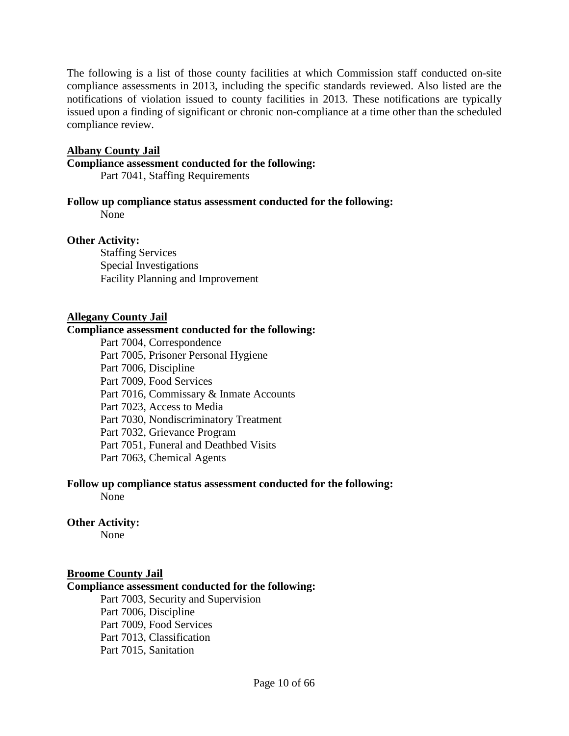The following is a list of those county facilities at which Commission staff conducted on-site compliance assessments in 2013, including the specific standards reviewed. Also listed are the notifications of violation issued to county facilities in 2013. These notifications are typically issued upon a finding of significant or chronic non-compliance at a time other than the scheduled compliance review.

**Albany County Jail**

**Compliance assessment conducted for the following:**

Part 7041, Staffing Requirements

**Follow up compliance status assessment conducted for the following:**

None

**Other Activity:**

Staffing Services
Special Investigations
Facility Planning and Improvement

**Allegany County Jail**

**Compliance assessment conducted for the following:**

Part 7004, Correspondence
Part 7005, Prisoner Personal Hygiene
Part 7006, Discipline
Part 7009, Food Services
Part 7016, Commissary & Inmate Accounts
Part 7023, Access to Media
Part 7030, Nondiscriminatory Treatment
Part 7032, Grievance Program
Part 7051, Funeral and Deathbed Visits
Part 7063, Chemical Agents

**Follow up compliance status assessment conducted for the following:**

None

**Other Activity:**

None

**Broome County Jail**

**Compliance assessment conducted for the following:**

Part 7003, Security and Supervision
Part 7006, Discipline
Part 7009, Food Services
Part 7013, Classification
Part 7015, Sanitation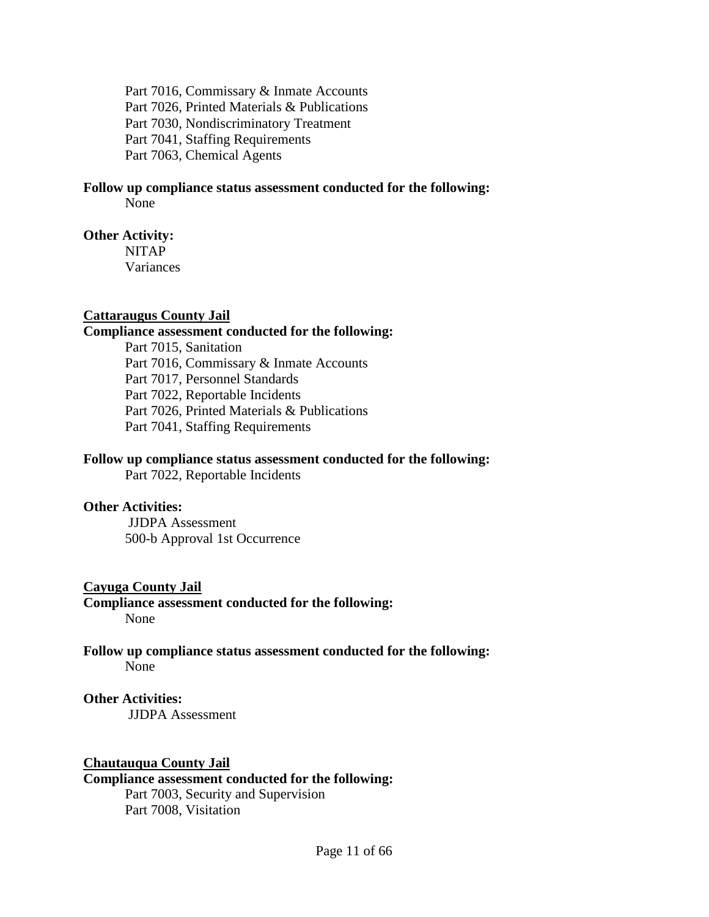Part 7016, Commissary & Inmate Accounts
Part 7026, Printed Materials & Publications
Part 7030, Nondiscriminatory Treatment
Part 7041, Staffing Requirements
Part 7063, Chemical Agents

**Follow up compliance status assessment conducted for the following:**
None

**Other Activity:**
NITAP
Variances

**Cattaraugus County Jail**

**Compliance assessment conducted for the following:**
Part 7015, Sanitation
Part 7016, Commissary & Inmate Accounts
Part 7017, Personnel Standards
Part 7022, Reportable Incidents
Part 7026, Printed Materials & Publications
Part 7041, Staffing Requirements

**Follow up compliance status assessment conducted for the following:**
Part 7022, Reportable Incidents

**Other Activities:**
JJDPA Assessment
500-b Approval 1st Occurrence

**Cayuga County Jail**

**Compliance assessment conducted for the following:**
None

**Follow up compliance status assessment conducted for the following:**
None

**Other Activities:**
JJDPA Assessment

**Chautauqua County Jail**

**Compliance assessment conducted for the following:**
Part 7003, Security and Supervision
Part 7008, Visitation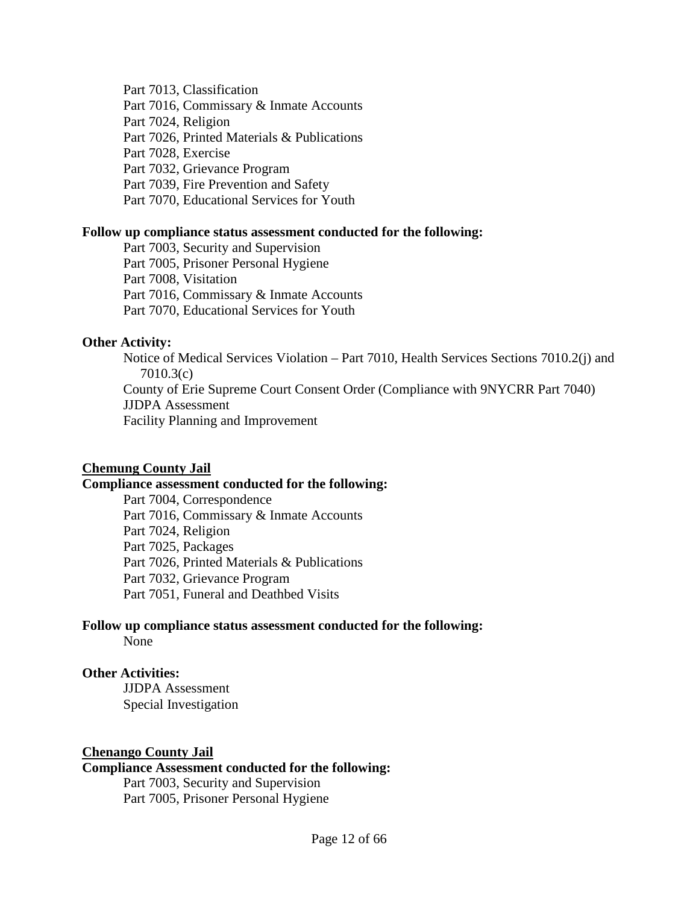Part 7013, Classification
Part 7016, Commissary & Inmate Accounts
Part 7024, Religion
Part 7026, Printed Materials & Publications
Part 7028, Exercise
Part 7032, Grievance Program
Part 7039, Fire Prevention and Safety
Part 7070, Educational Services for Youth

**Follow up compliance status assessment conducted for the following:**

Part 7003, Security and Supervision
Part 7005, Prisoner Personal Hygiene
Part 7008, Visitation
Part 7016, Commissary & Inmate Accounts
Part 7070, Educational Services for Youth

**Other Activity:**

Notice of Medical Services Violation – Part 7010, Health Services Sections 7010.2(j) and 7010.3(c)
County of Erie Supreme Court Consent Order (Compliance with 9NYCRR Part 7040)
JJDPA Assessment
Facility Planning and Improvement

**Chemung County Jail**

**Compliance assessment conducted for the following:**

Part 7004, Correspondence
Part 7016, Commissary & Inmate Accounts
Part 7024, Religion
Part 7025, Packages
Part 7026, Printed Materials & Publications
Part 7032, Grievance Program
Part 7051, Funeral and Deathbed Visits

**Follow up compliance status assessment conducted for the following:**

None

**Other Activities:**

JJDPA Assessment
Special Investigation

**Chenango County Jail**

**Compliance Assessment conducted for the following:**

Part 7003, Security and Supervision
Part 7005, Prisoner Personal Hygiene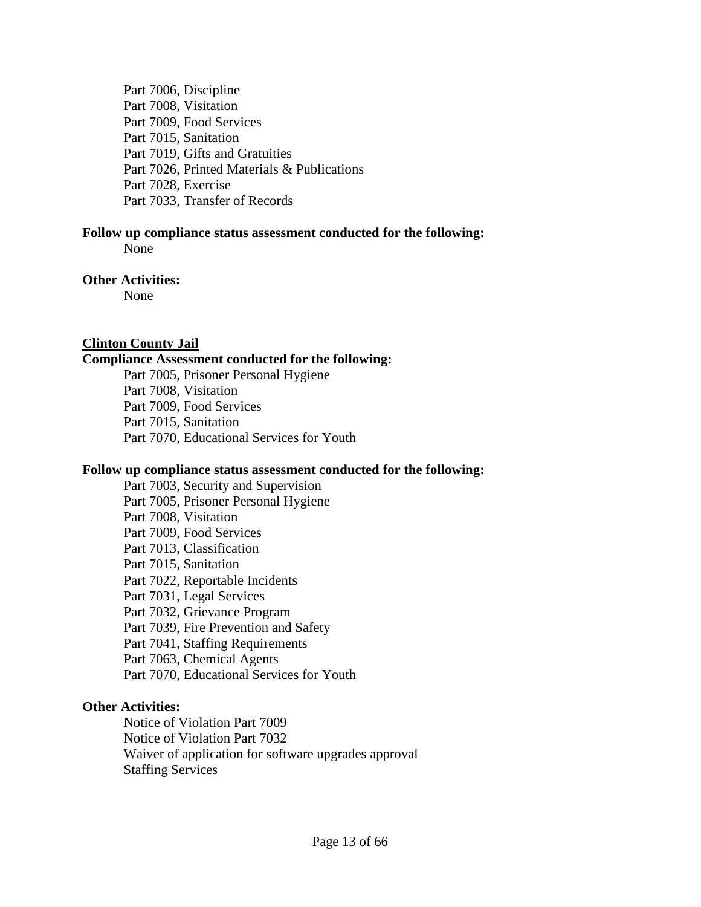Part 7006, Discipline
Part 7008, Visitation
Part 7009, Food Services
Part 7015, Sanitation
Part 7019, Gifts and Gratuities
Part 7026, Printed Materials & Publications
Part 7028, Exercise
Part 7033, Transfer of Records

**Follow up compliance status assessment conducted for the following:**

None

**Other Activities:**

None

**Clinton County Jail**

**Compliance Assessment conducted for the following:**

Part 7005, Prisoner Personal Hygiene
Part 7008, Visitation
Part 7009, Food Services
Part 7015, Sanitation
Part 7070, Educational Services for Youth

**Follow up compliance status assessment conducted for the following:**

Part 7003, Security and Supervision
Part 7005, Prisoner Personal Hygiene
Part 7008, Visitation
Part 7009, Food Services
Part 7013, Classification
Part 7015, Sanitation
Part 7022, Reportable Incidents
Part 7031, Legal Services
Part 7032, Grievance Program
Part 7039, Fire Prevention and Safety
Part 7041, Staffing Requirements
Part 7063, Chemical Agents
Part 7070, Educational Services for Youth

**Other Activities:**

Notice of Violation Part 7009
Notice of Violation Part 7032
Waiver of application for software upgrades approval
Staffing Services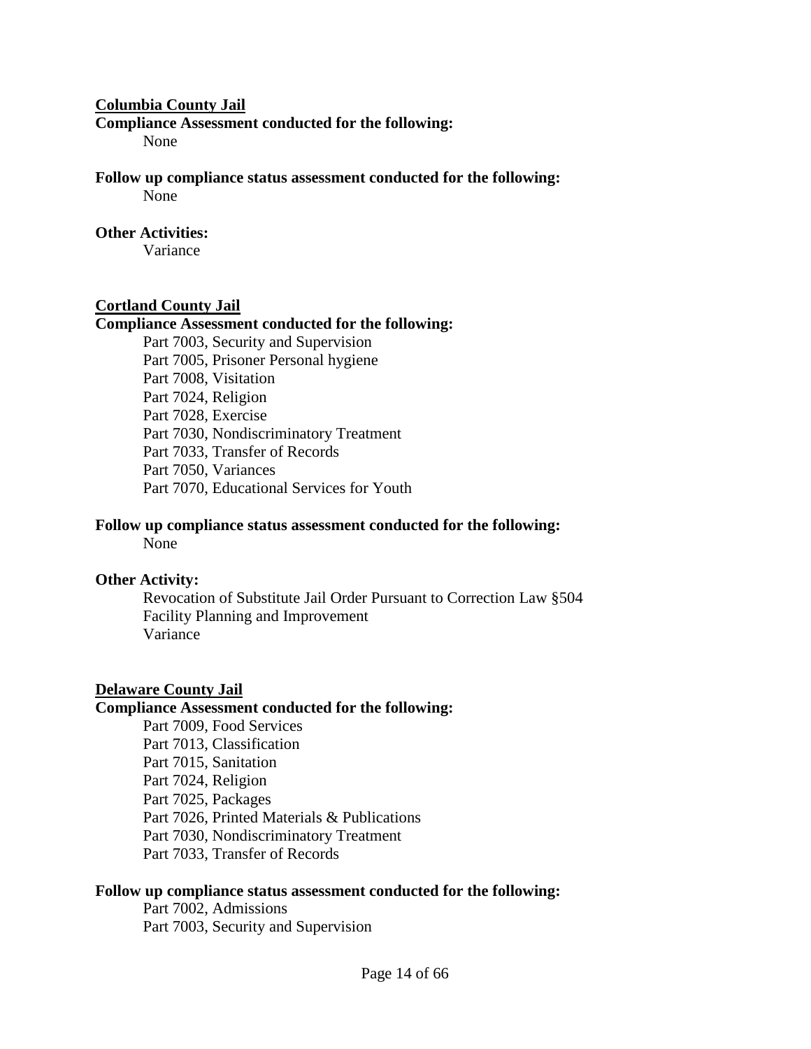**Columbia County Jail**

**Compliance Assessment conducted for the following:**

None

**Follow up compliance status assessment conducted for the following:**

None

**Other Activities:**

Variance

**Cortland County Jail**

**Compliance Assessment conducted for the following:**

Part 7003, Security and Supervision
Part 7005, Prisoner Personal hygiene
Part 7008, Visitation
Part 7024, Religion
Part 7028, Exercise
Part 7030, Nondiscriminatory Treatment
Part 7033, Transfer of Records
Part 7050, Variances
Part 7070, Educational Services for Youth

**Follow up compliance status assessment conducted for the following:**

None

**Other Activity:**

Revocation of Substitute Jail Order Pursuant to Correction Law §504
Facility Planning and Improvement
Variance

**Delaware County Jail**

**Compliance Assessment conducted for the following:**

Part 7009, Food Services
Part 7013, Classification
Part 7015, Sanitation
Part 7024, Religion
Part 7025, Packages
Part 7026, Printed Materials & Publications
Part 7030, Nondiscriminatory Treatment
Part 7033, Transfer of Records

**Follow up compliance status assessment conducted for the following:**

Part 7002, Admissions
Part 7003, Security and Supervision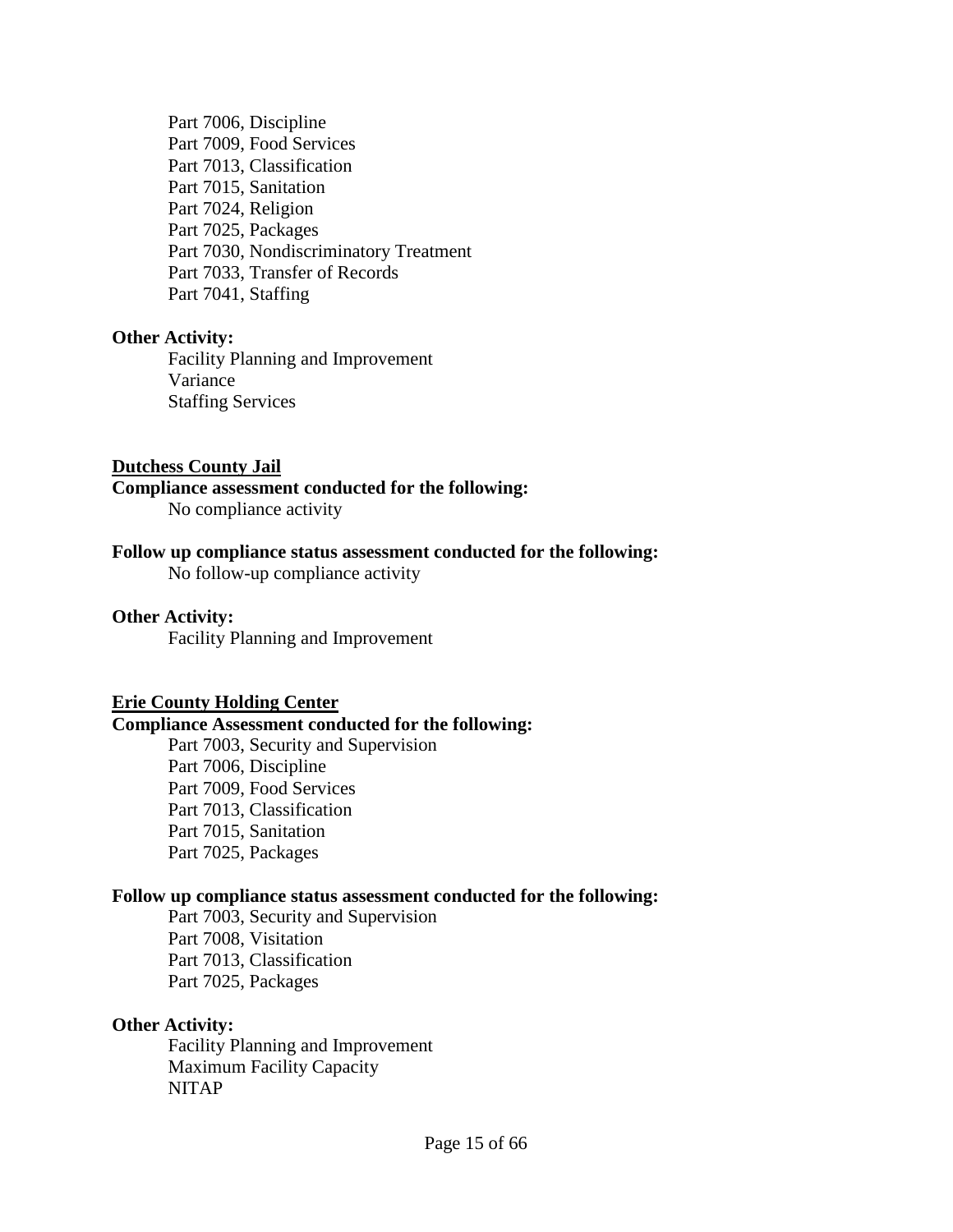Part 7006, Discipline
Part 7009, Food Services
Part 7013, Classification
Part 7015, Sanitation
Part 7024, Religion
Part 7025, Packages
Part 7030, Nondiscriminatory Treatment
Part 7033, Transfer of Records
Part 7041, Staffing

**Other Activity:**

Facility Planning and Improvement
Variance
Staffing Services

**<u>Dutchess County Jail</u>**

**Compliance assessment conducted for the following:**

No compliance activity

**Follow up compliance status assessment conducted for the following:**

No follow-up compliance activity

**Other Activity:**

Facility Planning and Improvement

**<u>Erie County Holding Center</u>**

**Compliance Assessment conducted for the following:**

Part 7003, Security and Supervision
Part 7006, Discipline
Part 7009, Food Services
Part 7013, Classification
Part 7015, Sanitation
Part 7025, Packages

**Follow up compliance status assessment conducted for the following:**

Part 7003, Security and Supervision
Part 7008, Visitation
Part 7013, Classification
Part 7025, Packages

**Other Activity:**

Facility Planning and Improvement
Maximum Facility Capacity
NITAP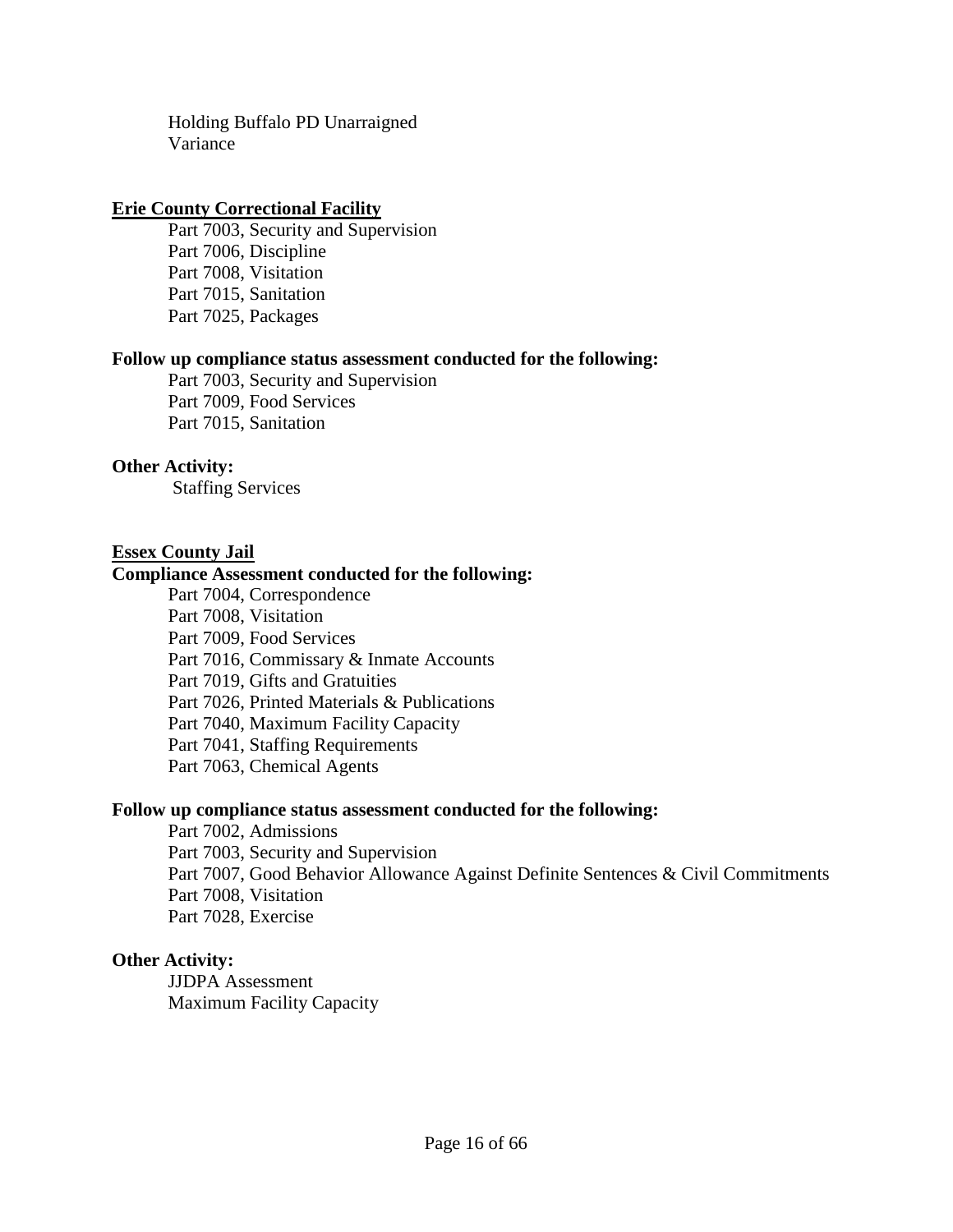Holding Buffalo PD Unarraigned
Variance

**Erie County Correctional Facility**

Part 7003, Security and Supervision
Part 7006, Discipline
Part 7008, Visitation
Part 7015, Sanitation
Part 7025, Packages

**Follow up compliance status assessment conducted for the following:**

Part 7003, Security and Supervision
Part 7009, Food Services
Part 7015, Sanitation

**Other Activity:**

Staffing Services

**Essex County Jail**

**Compliance Assessment conducted for the following:**

Part 7004, Correspondence
Part 7008, Visitation
Part 7009, Food Services
Part 7016, Commissary & Inmate Accounts
Part 7019, Gifts and Gratuities
Part 7026, Printed Materials & Publications
Part 7040, Maximum Facility Capacity
Part 7041, Staffing Requirements
Part 7063, Chemical Agents

**Follow up compliance status assessment conducted for the following:**

Part 7002, Admissions
Part 7003, Security and Supervision
Part 7007, Good Behavior Allowance Against Definite Sentences & Civil Commitments
Part 7008, Visitation
Part 7028, Exercise

**Other Activity:**

JJDPA Assessment
Maximum Facility Capacity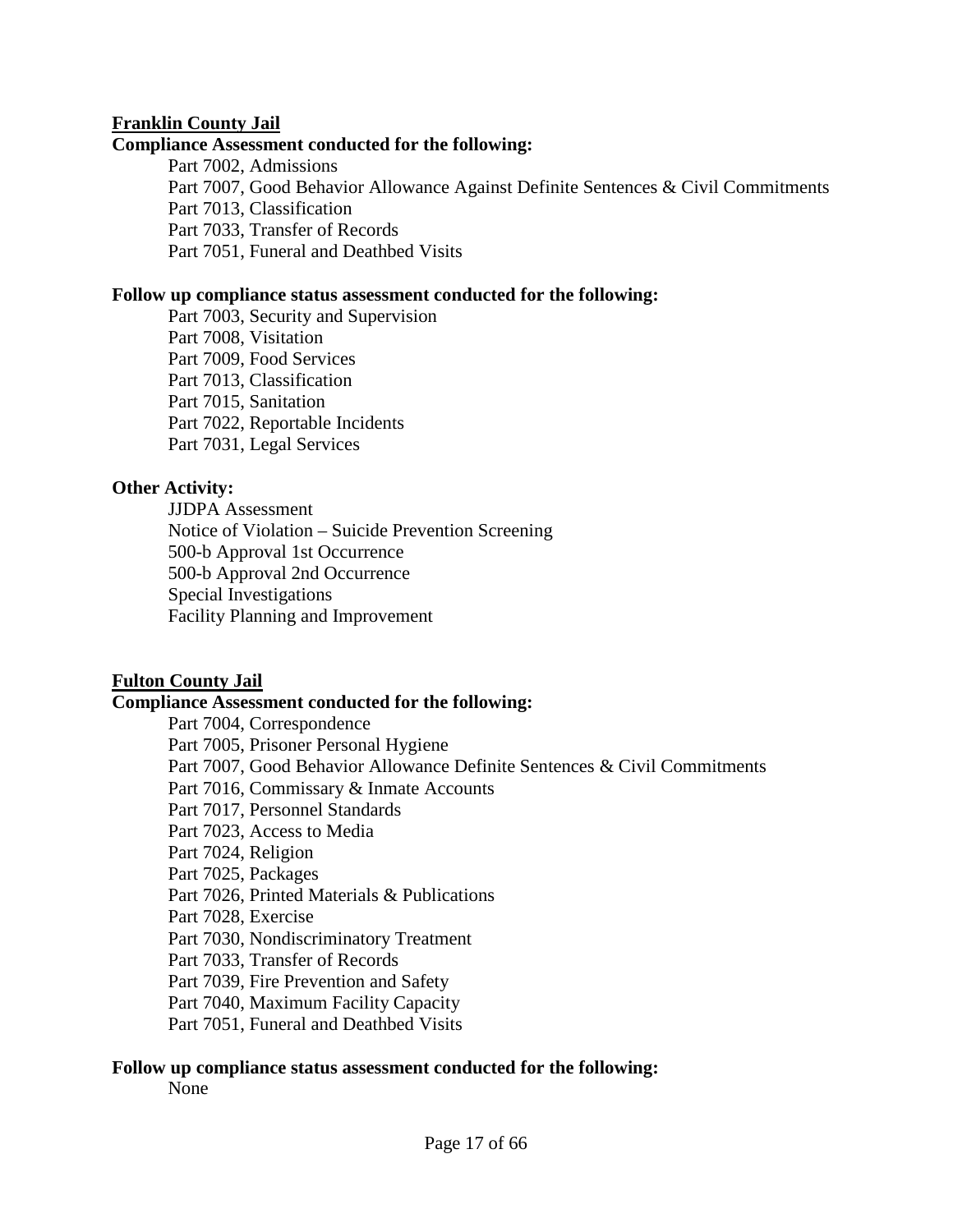**Franklin County Jail**

**Compliance Assessment conducted for the following:**

Part 7002, Admissions
Part 7007, Good Behavior Allowance Against Definite Sentences & Civil Commitments
Part 7013, Classification
Part 7033, Transfer of Records
Part 7051, Funeral and Deathbed Visits

**Follow up compliance status assessment conducted for the following:**

Part 7003, Security and Supervision
Part 7008, Visitation
Part 7009, Food Services
Part 7013, Classification
Part 7015, Sanitation
Part 7022, Reportable Incidents
Part 7031, Legal Services

**Other Activity:**

JJDPA Assessment
Notice of Violation – Suicide Prevention Screening
500-b Approval 1st Occurrence
500-b Approval 2nd Occurrence
Special Investigations
Facility Planning and Improvement

**Fulton County Jail**

**Compliance Assessment conducted for the following:**

Part 7004, Correspondence
Part 7005, Prisoner Personal Hygiene
Part 7007, Good Behavior Allowance Definite Sentences & Civil Commitments
Part 7016, Commissary & Inmate Accounts
Part 7017, Personnel Standards
Part 7023, Access to Media
Part 7024, Religion
Part 7025, Packages
Part 7026, Printed Materials & Publications
Part 7028, Exercise
Part 7030, Nondiscriminatory Treatment
Part 7033, Transfer of Records
Part 7039, Fire Prevention and Safety
Part 7040, Maximum Facility Capacity
Part 7051, Funeral and Deathbed Visits

**Follow up compliance status assessment conducted for the following:**

None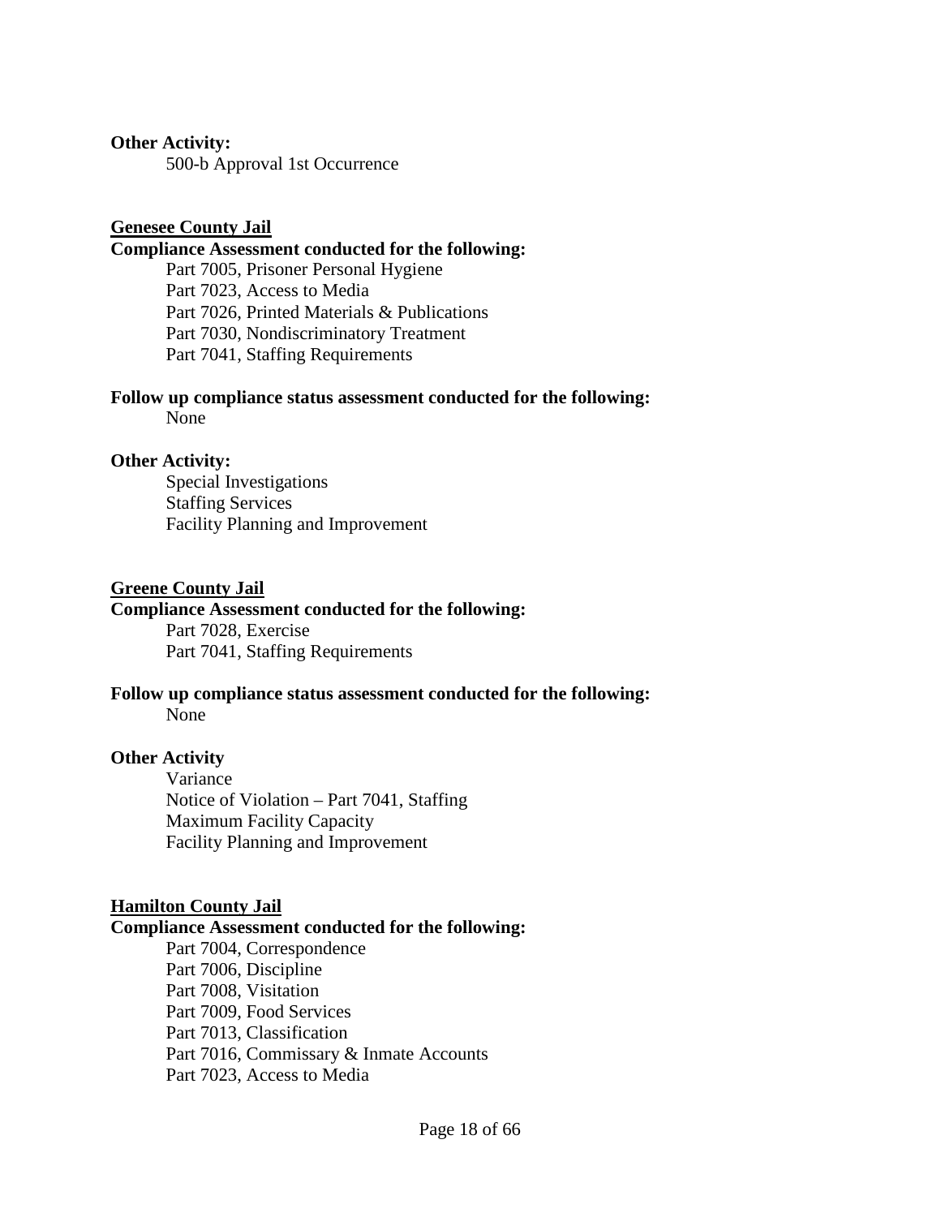**Other Activity:**

500-b Approval 1st Occurrence

**Genesee County Jail**

**Compliance Assessment conducted for the following:**

Part 7005, Prisoner Personal Hygiene
Part 7023, Access to Media
Part 7026, Printed Materials & Publications
Part 7030, Nondiscriminatory Treatment
Part 7041, Staffing Requirements

**Follow up compliance status assessment conducted for the following:**

None

**Other Activity:**

Special Investigations
Staffing Services
Facility Planning and Improvement

**Greene County Jail**

**Compliance Assessment conducted for the following:**

Part 7028, Exercise
Part 7041, Staffing Requirements

**Follow up compliance status assessment conducted for the following:**

None

**Other Activity**

Variance
Notice of Violation – Part 7041, Staffing
Maximum Facility Capacity
Facility Planning and Improvement

**Hamilton County Jail**

**Compliance Assessment conducted for the following:**

Part 7004, Correspondence
Part 7006, Discipline
Part 7008, Visitation
Part 7009, Food Services
Part 7013, Classification
Part 7016, Commissary & Inmate Accounts
Part 7023, Access to Media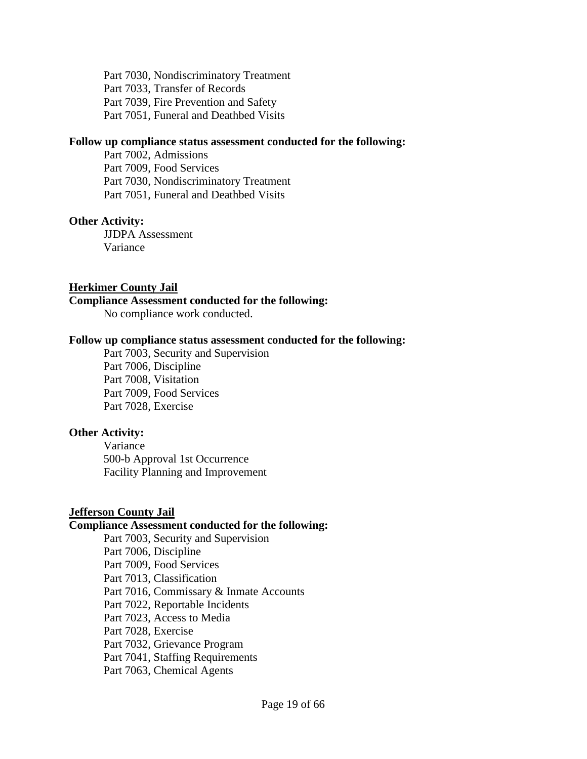Part 7030, Nondiscriminatory Treatment
Part 7033, Transfer of Records
Part 7039, Fire Prevention and Safety
Part 7051, Funeral and Deathbed Visits

**Follow up compliance status assessment conducted for the following:**

Part 7002, Admissions
Part 7009, Food Services
Part 7030, Nondiscriminatory Treatment
Part 7051, Funeral and Deathbed Visits

**Other Activity:**

JJDPA Assessment
Variance

**<u>Herkimer County Jail</u>**

**Compliance Assessment conducted for the following:**

No compliance work conducted.

**Follow up compliance status assessment conducted for the following:**

Part 7003, Security and Supervision
Part 7006, Discipline
Part 7008, Visitation
Part 7009, Food Services
Part 7028, Exercise

**Other Activity:**

Variance
500-b Approval 1st Occurrence
Facility Planning and Improvement

**<u>Jefferson County Jail</u>**

**Compliance Assessment conducted for the following:**

Part 7003, Security and Supervision
Part 7006, Discipline
Part 7009, Food Services
Part 7013, Classification
Part 7016, Commissary & Inmate Accounts
Part 7022, Reportable Incidents
Part 7023, Access to Media
Part 7028, Exercise
Part 7032, Grievance Program
Part 7041, Staffing Requirements
Part 7063, Chemical Agents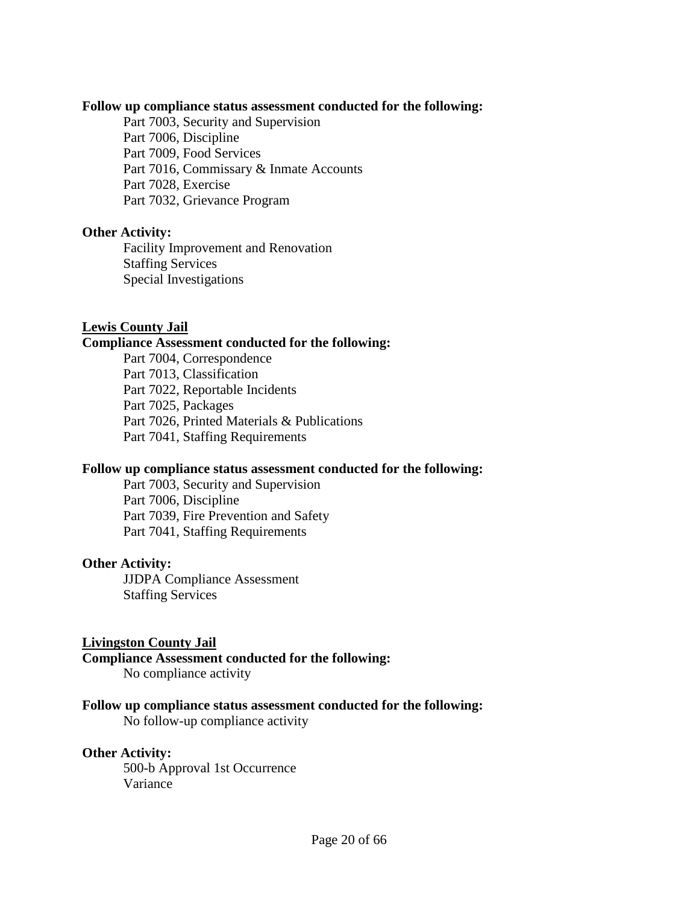**Follow up compliance status assessment conducted for the following:**

- Part 7003, Security and Supervision
- Part 7006, Discipline
- Part 7009, Food Services
- Part 7016, Commissary & Inmate Accounts
- Part 7028, Exercise
- Part 7032, Grievance Program

**Other Activity:**

- Facility Improvement and Renovation
- Staffing Services
- Special Investigations

**Lewis County Jail**

**Compliance Assessment conducted for the following:**

- Part 7004, Correspondence
- Part 7013, Classification
- Part 7022, Reportable Incidents
- Part 7025, Packages
- Part 7026, Printed Materials & Publications
- Part 7041, Staffing Requirements

**Follow up compliance status assessment conducted for the following:**

- Part 7003, Security and Supervision
- Part 7006, Discipline
- Part 7039, Fire Prevention and Safety
- Part 7041, Staffing Requirements

**Other Activity:**

- JJDPA Compliance Assessment
- Staffing Services

**Livingston County Jail**

**Compliance Assessment conducted for the following:**

- No compliance activity

**Follow up compliance status assessment conducted for the following:**

- No follow-up compliance activity

**Other Activity:**

- 500-b Approval 1st Occurrence
- Variance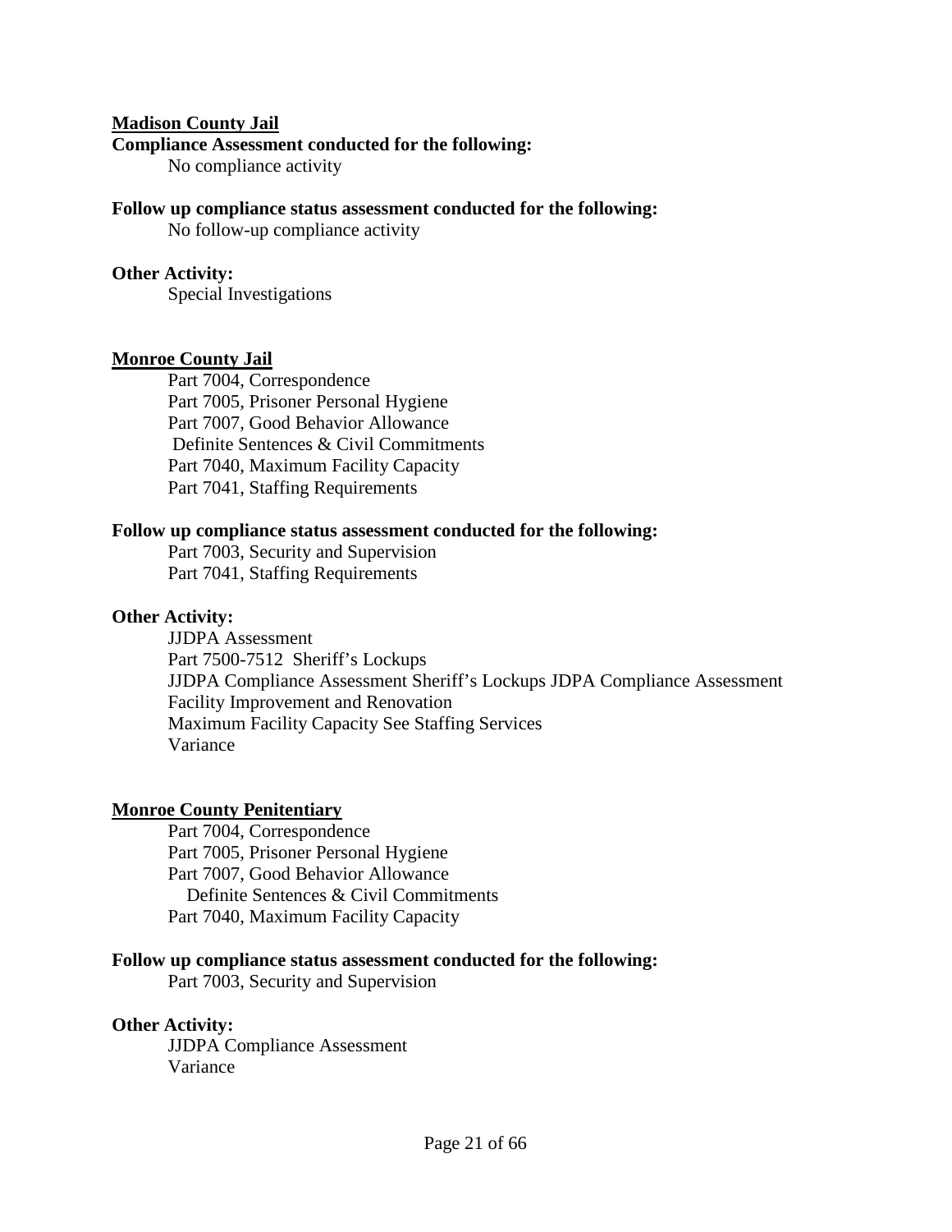**Madison County Jail**

**Compliance Assessment conducted for the following:**

No compliance activity

**Follow up compliance status assessment conducted for the following:**

No follow-up compliance activity

**Other Activity:**

Special Investigations

**Monroe County Jail**

Part 7004, Correspondence
Part 7005, Prisoner Personal Hygiene
Part 7007, Good Behavior Allowance
Definite Sentences & Civil Commitments
Part 7040, Maximum Facility Capacity
Part 7041, Staffing Requirements

**Follow up compliance status assessment conducted for the following:**

Part 7003, Security and Supervision
Part 7041, Staffing Requirements

**Other Activity:**

JJDPA Assessment
Part 7500-7512 Sheriff's Lockups
JJDPA Compliance Assessment Sheriff's Lockups JDPA Compliance Assessment
Facility Improvement and Renovation
Maximum Facility Capacity See Staffing Services
Variance

**Monroe County Penitentiary**

Part 7004, Correspondence
Part 7005, Prisoner Personal Hygiene
Part 7007, Good Behavior Allowance
Definite Sentences & Civil Commitments
Part 7040, Maximum Facility Capacity

**Follow up compliance status assessment conducted for the following:**

Part 7003, Security and Supervision

**Other Activity:**

JJDPA Compliance Assessment
Variance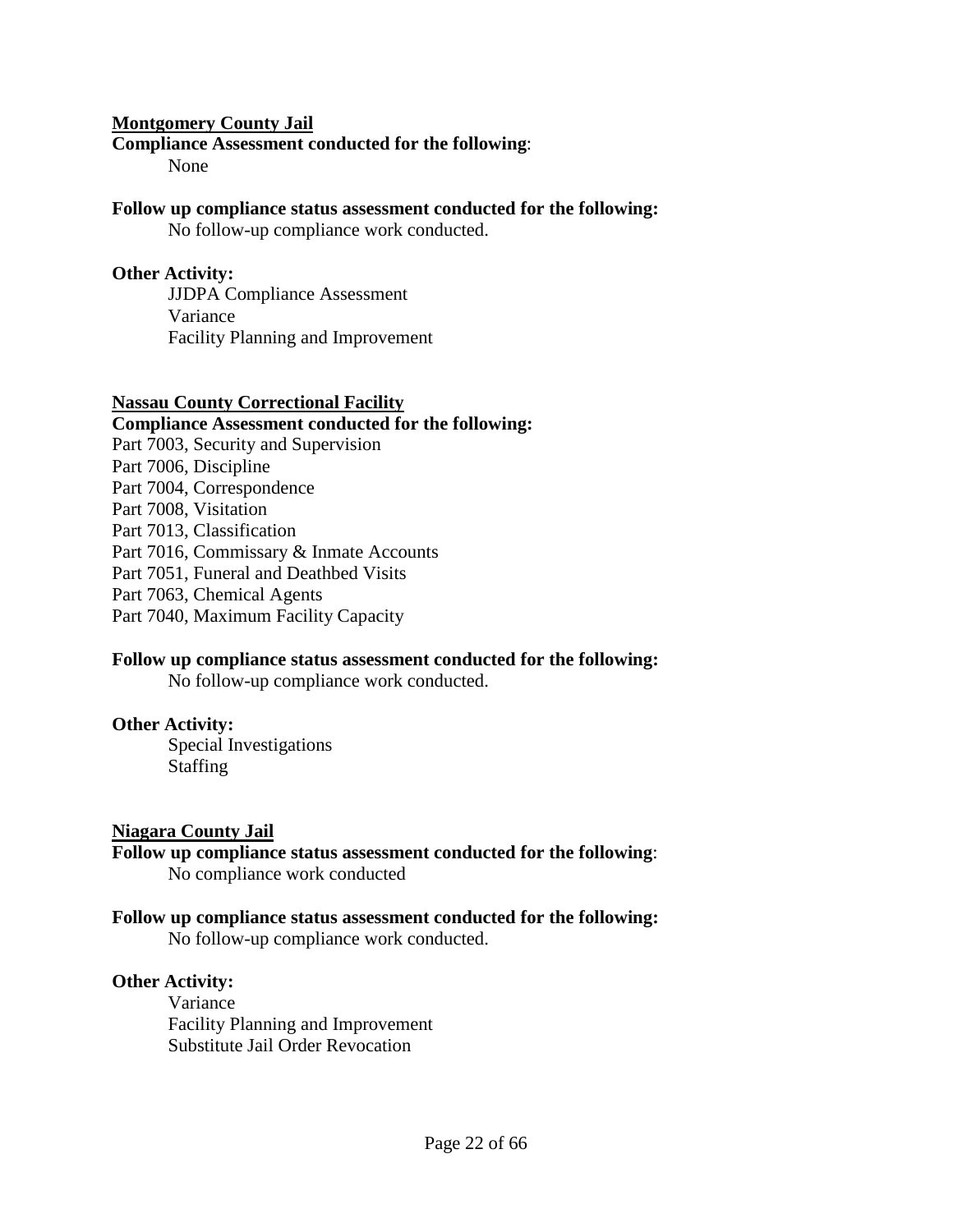**Montgomery County Jail**

**Compliance Assessment conducted for the following**:

None

**Follow up compliance status assessment conducted for the following:**

No follow-up compliance work conducted.

**Other Activity:**

JJDPA Compliance Assessment
Variance
Facility Planning and Improvement

**Nassau County Correctional Facility**

**Compliance Assessment conducted for the following:**

Part 7003, Security and Supervision
Part 7006, Discipline
Part 7004, Correspondence
Part 7008, Visitation
Part 7013, Classification
Part 7016, Commissary & Inmate Accounts
Part 7051, Funeral and Deathbed Visits
Part 7063, Chemical Agents
Part 7040, Maximum Facility Capacity

**Follow up compliance status assessment conducted for the following:**

No follow-up compliance work conducted.

**Other Activity:**

Special Investigations
Staffing

**Niagara County Jail**

**Follow up compliance status assessment conducted for the following**:

No compliance work conducted

**Follow up compliance status assessment conducted for the following:**

No follow-up compliance work conducted.

**Other Activity:**

Variance
Facility Planning and Improvement
Substitute Jail Order Revocation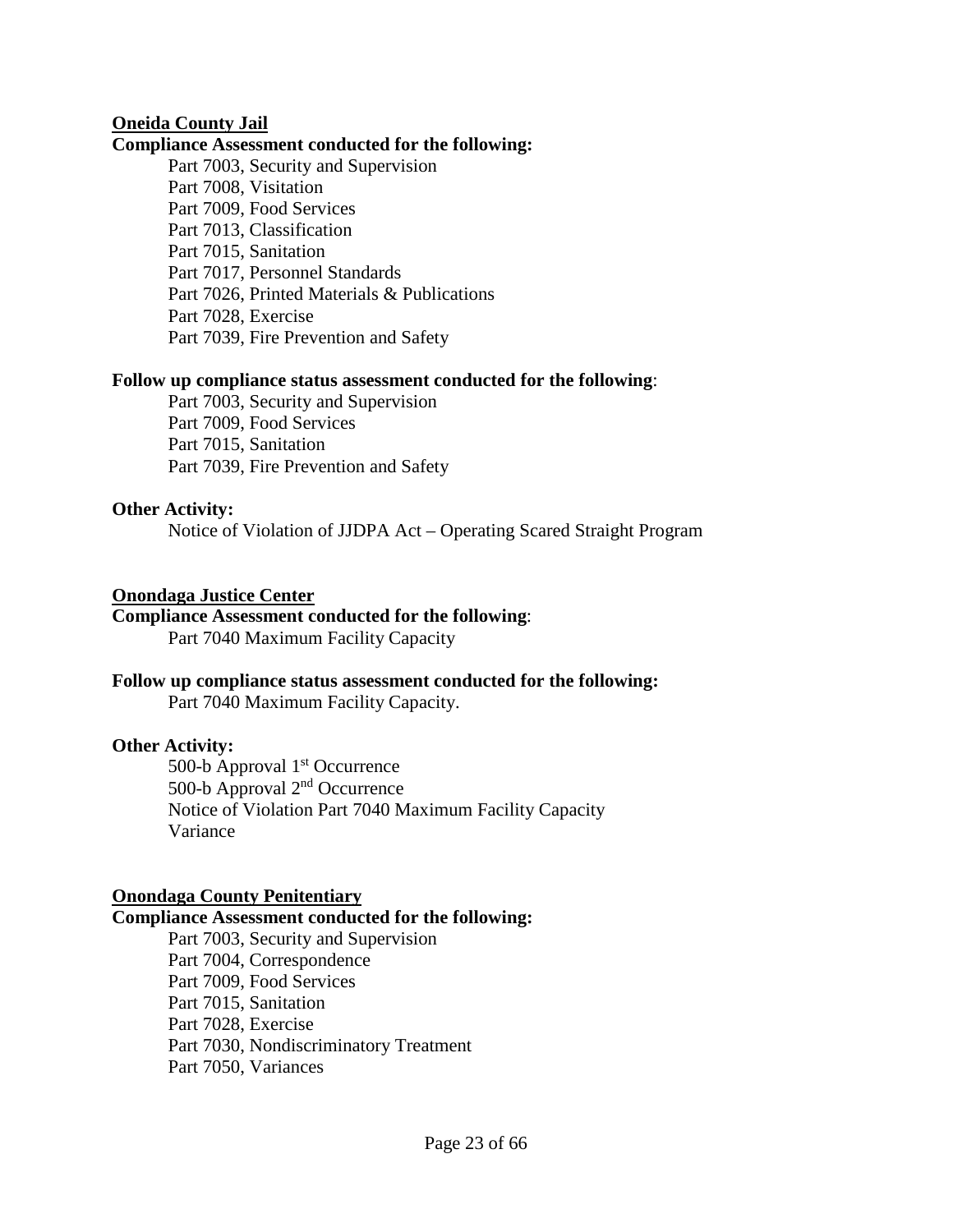**Oneida County Jail**

**Compliance Assessment conducted for the following:**

Part 7003, Security and Supervision
Part 7008, Visitation
Part 7009, Food Services
Part 7013, Classification
Part 7015, Sanitation
Part 7017, Personnel Standards
Part 7026, Printed Materials & Publications
Part 7028, Exercise
Part 7039, Fire Prevention and Safety

**Follow up compliance status assessment conducted for the following**:

Part 7003, Security and Supervision
Part 7009, Food Services
Part 7015, Sanitation
Part 7039, Fire Prevention and Safety

**Other Activity:**

Notice of Violation of JJDPA Act – Operating Scared Straight Program

**Onondaga Justice Center**

**Compliance Assessment conducted for the following**:

Part 7040 Maximum Facility Capacity

**Follow up compliance status assessment conducted for the following:**

Part 7040 Maximum Facility Capacity.

**Other Activity:**

500-b Approval 1st Occurrence
500-b Approval 2nd Occurrence
Notice of Violation Part 7040 Maximum Facility Capacity Variance

**Onondaga County Penitentiary**

**Compliance Assessment conducted for the following:**

Part 7003, Security and Supervision
Part 7004, Correspondence
Part 7009, Food Services
Part 7015, Sanitation
Part 7028, Exercise
Part 7030, Nondiscriminatory Treatment
Part 7050, Variances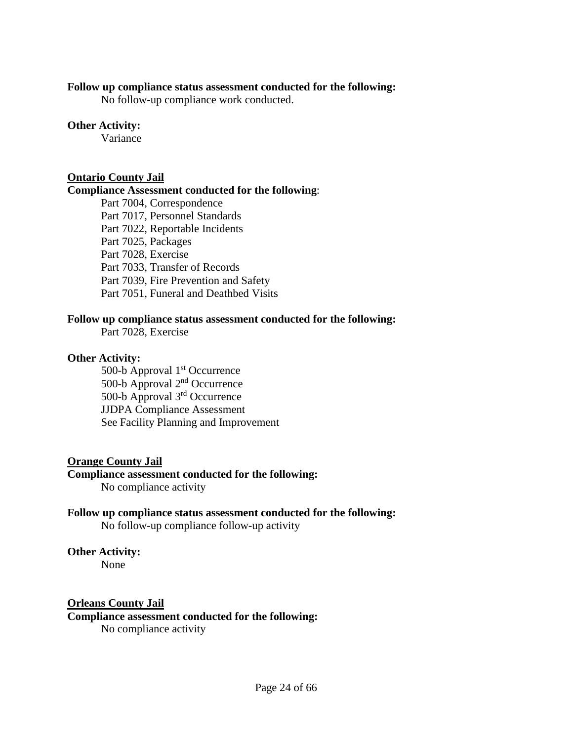**Follow up compliance status assessment conducted for the following:**

No follow-up compliance work conducted.

**Other Activity:**

Variance

<u>**Ontario County Jail**</u>

**Compliance Assessment conducted for the following**:

Part 7004, Correspondence
Part 7017, Personnel Standards
Part 7022, Reportable Incidents
Part 7025, Packages
Part 7028, Exercise
Part 7033, Transfer of Records
Part 7039, Fire Prevention and Safety
Part 7051, Funeral and Deathbed Visits

**Follow up compliance status assessment conducted for the following:**

Part 7028, Exercise

**Other Activity:**

500-b Approval 1st Occurrence
500-b Approval 2nd Occurrence
500-b Approval 3rd Occurrence
JJDPA Compliance Assessment
See Facility Planning and Improvement

<u>**Orange County Jail**</u>

**Compliance assessment conducted for the following:**

No compliance activity

**Follow up compliance status assessment conducted for the following:**

No follow-up compliance follow-up activity

**Other Activity:**

None

<u>**Orleans County Jail**</u>

**Compliance assessment conducted for the following:**

No compliance activity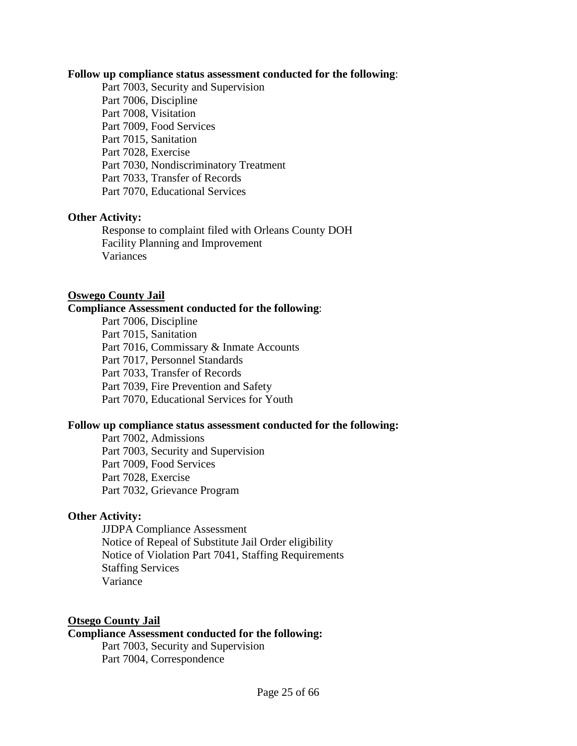**Follow up compliance status assessment conducted for the following**:

- Part 7003, Security and Supervision
- Part 7006, Discipline
- Part 7008, Visitation
- Part 7009, Food Services
- Part 7015, Sanitation
- Part 7028, Exercise
- Part 7030, Nondiscriminatory Treatment
- Part 7033, Transfer of Records
- Part 7070, Educational Services

**Other Activity:**

- Response to complaint filed with Orleans County DOH
- Facility Planning and Improvement
- Variances

## Oswego County Jail

**Compliance Assessment conducted for the following**:

- Part 7006, Discipline
- Part 7015, Sanitation
- Part 7016, Commissary & Inmate Accounts
- Part 7017, Personnel Standards
- Part 7033, Transfer of Records
- Part 7039, Fire Prevention and Safety
- Part 7070, Educational Services for Youth

**Follow up compliance status assessment conducted for the following:**

- Part 7002, Admissions
- Part 7003, Security and Supervision
- Part 7009, Food Services
- Part 7028, Exercise
- Part 7032, Grievance Program

**Other Activity:**

- JJDPA Compliance Assessment
- Notice of Repeal of Substitute Jail Order eligibility
- Notice of Violation Part 7041, Staffing Requirements
- Staffing Services
- Variance

## Otsego County Jail

**Compliance Assessment conducted for the following:**

- Part 7003, Security and Supervision
- Part 7004, Correspondence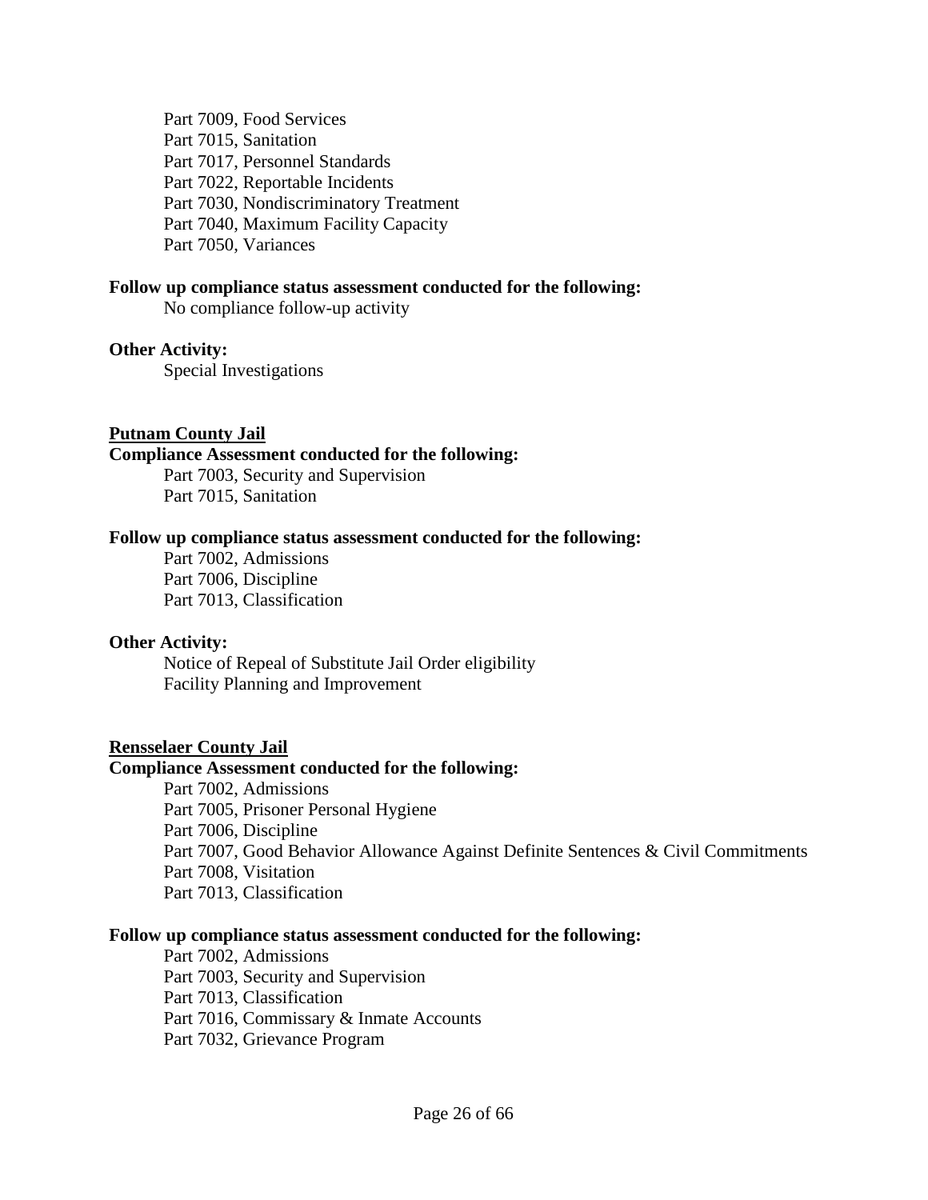Part 7009, Food Services
Part 7015, Sanitation
Part 7017, Personnel Standards
Part 7022, Reportable Incidents
Part 7030, Nondiscriminatory Treatment
Part 7040, Maximum Facility Capacity
Part 7050, Variances

**Follow up compliance status assessment conducted for the following:**

No compliance follow-up activity

**Other Activity:**

Special Investigations

**<u>Putnam County Jail</u>**

**Compliance Assessment conducted for the following:**

Part 7003, Security and Supervision
Part 7015, Sanitation

**Follow up compliance status assessment conducted for the following:**

Part 7002, Admissions
Part 7006, Discipline
Part 7013, Classification

**Other Activity:**

Notice of Repeal of Substitute Jail Order eligibility
Facility Planning and Improvement

**<u>Rensselaer County Jail</u>**

**Compliance Assessment conducted for the following:**

Part 7002, Admissions
Part 7005, Prisoner Personal Hygiene
Part 7006, Discipline
Part 7007, Good Behavior Allowance Against Definite Sentences & Civil Commitments
Part 7008, Visitation
Part 7013, Classification

**Follow up compliance status assessment conducted for the following:**

Part 7002, Admissions
Part 7003, Security and Supervision
Part 7013, Classification
Part 7016, Commissary & Inmate Accounts
Part 7032, Grievance Program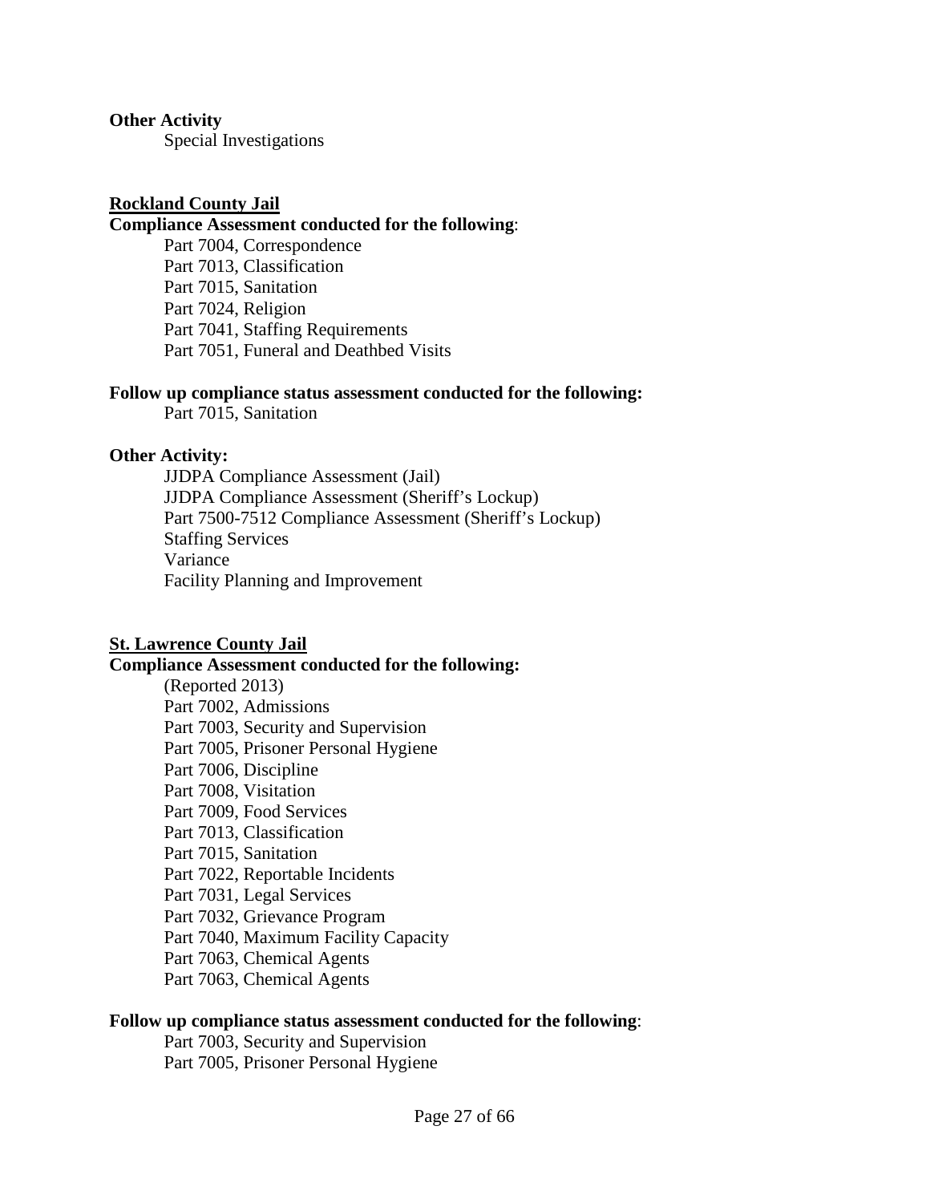**Other Activity**

Special Investigations

**Rockland County Jail**

**Compliance Assessment conducted for the following**:

Part 7004, Correspondence
Part 7013, Classification
Part 7015, Sanitation
Part 7024, Religion
Part 7041, Staffing Requirements
Part 7051, Funeral and Deathbed Visits

**Follow up compliance status assessment conducted for the following:**

Part 7015, Sanitation

**Other Activity:**

JJDPA Compliance Assessment (Jail)
JJDPA Compliance Assessment (Sheriff's Lockup)
Part 7500-7512 Compliance Assessment (Sheriff's Lockup)
Staffing Services
Variance
Facility Planning and Improvement

**St. Lawrence County Jail**

**Compliance Assessment conducted for the following:**

(Reported 2013)
Part 7002, Admissions
Part 7003, Security and Supervision
Part 7005, Prisoner Personal Hygiene
Part 7006, Discipline
Part 7008, Visitation
Part 7009, Food Services
Part 7013, Classification
Part 7015, Sanitation
Part 7022, Reportable Incidents
Part 7031, Legal Services
Part 7032, Grievance Program
Part 7040, Maximum Facility Capacity
Part 7063, Chemical Agents
Part 7063, Chemical Agents

**Follow up compliance status assessment conducted for the following**:

Part 7003, Security and Supervision
Part 7005, Prisoner Personal Hygiene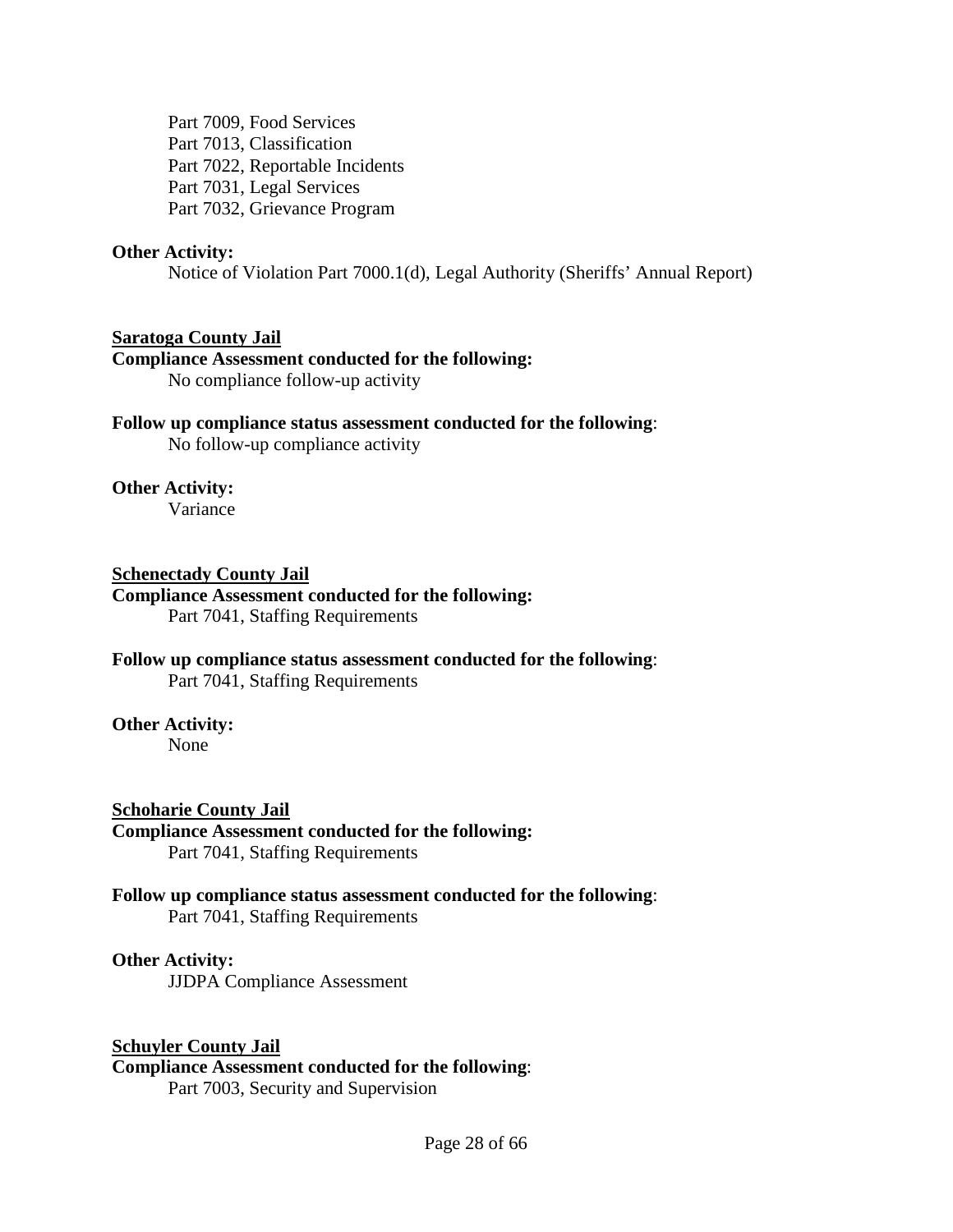Part 7009, Food Services
Part 7013, Classification
Part 7022, Reportable Incidents
Part 7031, Legal Services
Part 7032, Grievance Program

**Other Activity:**
Notice of Violation Part 7000.1(d), Legal Authority (Sheriffs' Annual Report)

**Saratoga County Jail**

**Compliance Assessment conducted for the following:**
No compliance follow-up activity

**Follow up compliance status assessment conducted for the following**:
No follow-up compliance activity

**Other Activity:**
Variance

**Schenectady County Jail**

**Compliance Assessment conducted for the following:**
Part 7041, Staffing Requirements

**Follow up compliance status assessment conducted for the following**:
Part 7041, Staffing Requirements

**Other Activity:**
None

**Schoharie County Jail**

**Compliance Assessment conducted for the following:**
Part 7041, Staffing Requirements

**Follow up compliance status assessment conducted for the following**:
Part 7041, Staffing Requirements

**Other Activity:**
JJDPA Compliance Assessment

**Schuyler County Jail**

**Compliance Assessment conducted for the following**:
Part 7003, Security and Supervision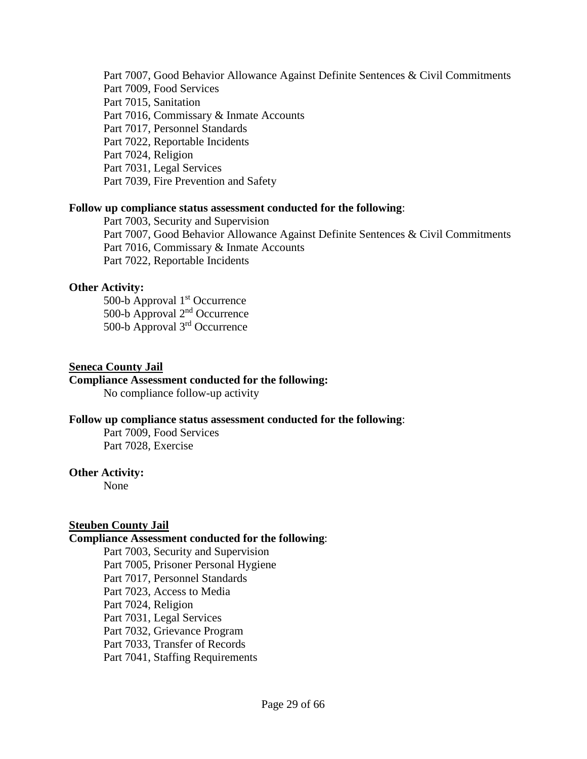Part 7007, Good Behavior Allowance Against Definite Sentences & Civil Commitments
Part 7009, Food Services
Part 7015, Sanitation
Part 7016, Commissary & Inmate Accounts
Part 7017, Personnel Standards
Part 7022, Reportable Incidents
Part 7024, Religion
Part 7031, Legal Services
Part 7039, Fire Prevention and Safety

**Follow up compliance status assessment conducted for the following**:

Part 7003, Security and Supervision
Part 7007, Good Behavior Allowance Against Definite Sentences & Civil Commitments
Part 7016, Commissary & Inmate Accounts
Part 7022, Reportable Incidents

**Other Activity:**

500-b Approval 1st Occurrence
500-b Approval 2nd Occurrence
500-b Approval 3rd Occurrence

**Seneca County Jail**

**Compliance Assessment conducted for the following:**

No compliance follow-up activity

**Follow up compliance status assessment conducted for the following**:

Part 7009, Food Services
Part 7028, Exercise

**Other Activity:**

None

**Steuben County Jail**

**Compliance Assessment conducted for the following**:

Part 7003, Security and Supervision
Part 7005, Prisoner Personal Hygiene
Part 7017, Personnel Standards
Part 7023, Access to Media
Part 7024, Religion
Part 7031, Legal Services
Part 7032, Grievance Program
Part 7033, Transfer of Records
Part 7041, Staffing Requirements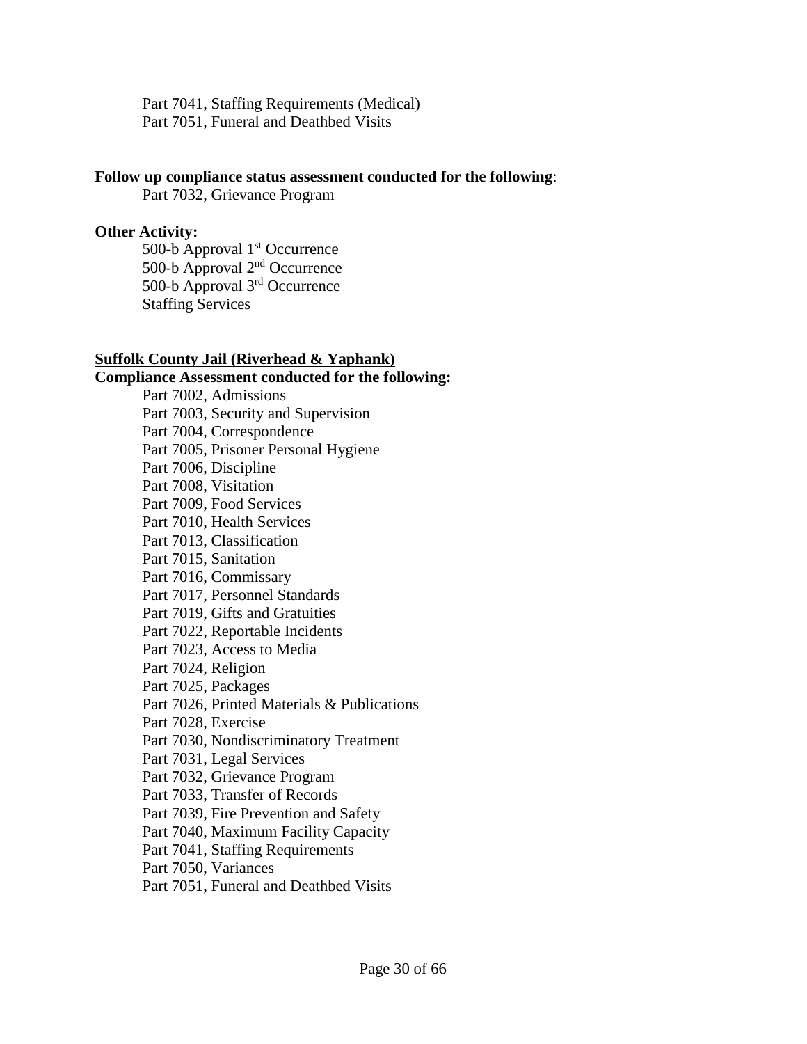Part 7041, Staffing Requirements (Medical)
Part 7051, Funeral and Deathbed Visits

**Follow up compliance status assessment conducted for the following**:
Part 7032, Grievance Program

**Other Activity:**
500-b Approval 1st Occurrence
500-b Approval 2nd Occurrence
500-b Approval 3rd Occurrence
Staffing Services

**<u>Suffolk County Jail (Riverhead & Yaphank)</u>**

**Compliance Assessment conducted for the following:**
Part 7002, Admissions
Part 7003, Security and Supervision
Part 7004, Correspondence
Part 7005, Prisoner Personal Hygiene
Part 7006, Discipline
Part 7008, Visitation
Part 7009, Food Services
Part 7010, Health Services
Part 7013, Classification
Part 7015, Sanitation
Part 7016, Commissary
Part 7017, Personnel Standards
Part 7019, Gifts and Gratuities
Part 7022, Reportable Incidents
Part 7023, Access to Media
Part 7024, Religion
Part 7025, Packages
Part 7026, Printed Materials & Publications
Part 7028, Exercise
Part 7030, Nondiscriminatory Treatment
Part 7031, Legal Services
Part 7032, Grievance Program
Part 7033, Transfer of Records
Part 7039, Fire Prevention and Safety
Part 7040, Maximum Facility Capacity
Part 7041, Staffing Requirements
Part 7050, Variances
Part 7051, Funeral and Deathbed Visits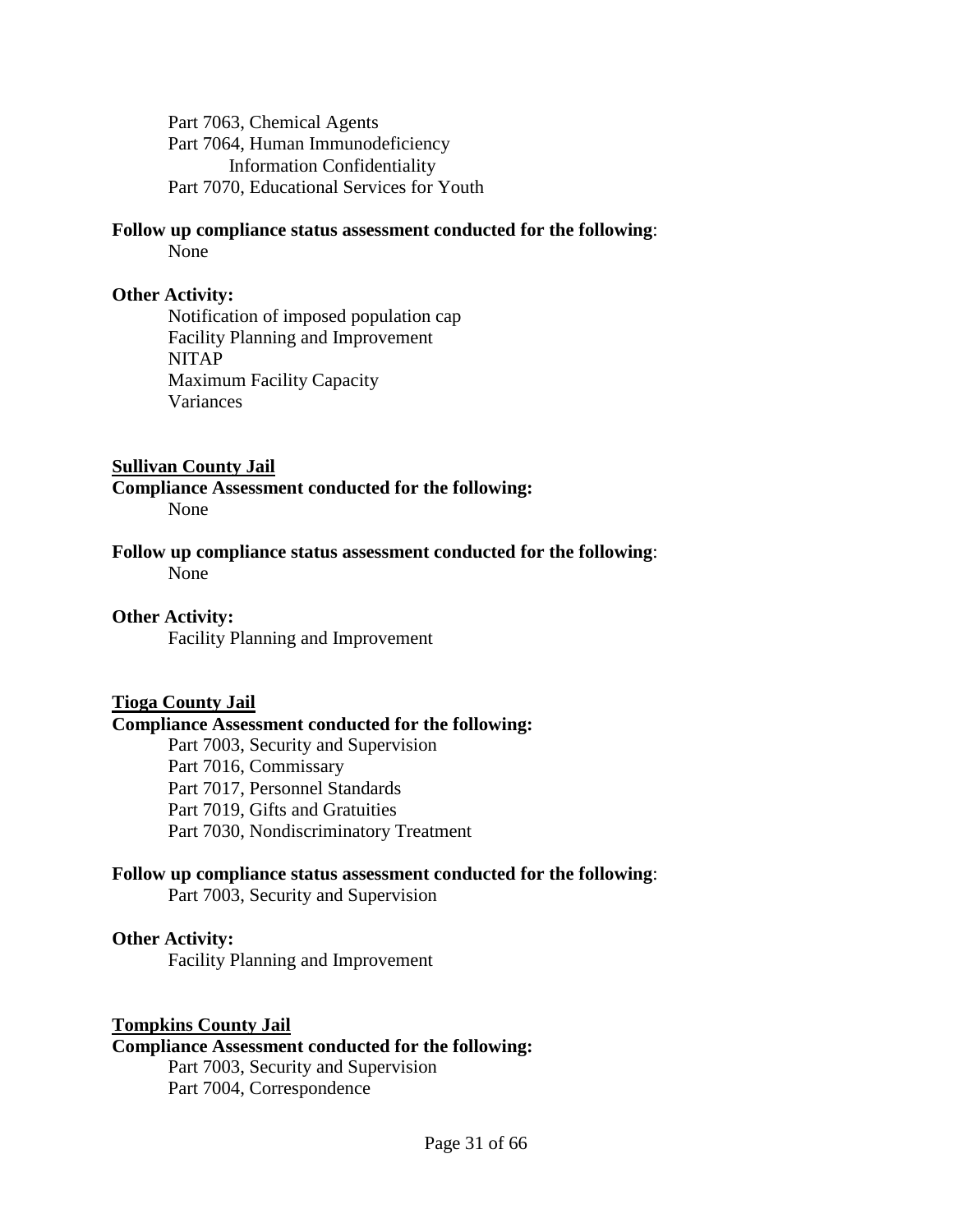Part 7063, Chemical Agents
Part 7064, Human Immunodeficiency Information Confidentiality
Part 7070, Educational Services for Youth

**Follow up compliance status assessment conducted for the following**:
None

**Other Activity:**
Notification of imposed population cap
Facility Planning and Improvement
NITAP
Maximum Facility Capacity
Variances

**<u>Sullivan County Jail</u>**

**Compliance Assessment conducted for the following:**
None

**Follow up compliance status assessment conducted for the following**:
None

**Other Activity:**
Facility Planning and Improvement

**<u>Tioga County Jail</u>**

**Compliance Assessment conducted for the following:**
Part 7003, Security and Supervision
Part 7016, Commissary
Part 7017, Personnel Standards
Part 7019, Gifts and Gratuities
Part 7030, Nondiscriminatory Treatment

**Follow up compliance status assessment conducted for the following**:
Part 7003, Security and Supervision

**Other Activity:**
Facility Planning and Improvement

**<u>Tompkins County Jail</u>**

**Compliance Assessment conducted for the following:**
Part 7003, Security and Supervision
Part 7004, Correspondence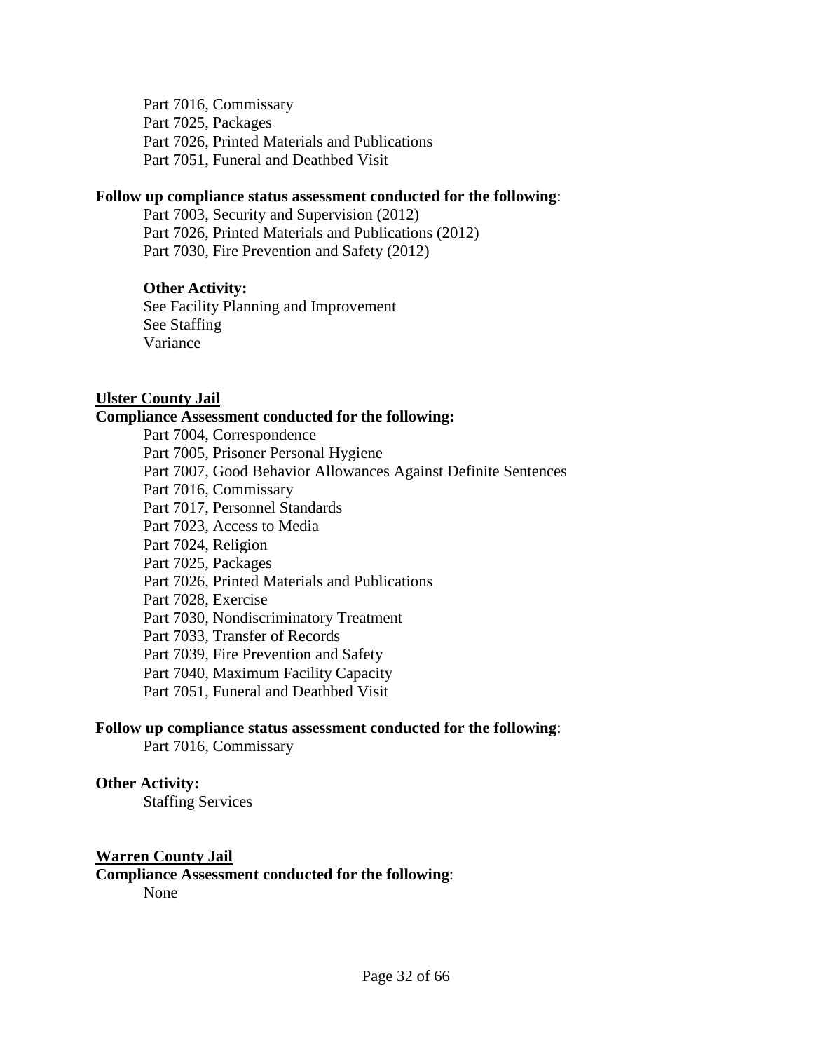Part 7016, Commissary
Part 7025, Packages
Part 7026, Printed Materials and Publications
Part 7051, Funeral and Deathbed Visit

**Follow up compliance status assessment conducted for the following**:
Part 7003, Security and Supervision (2012)
Part 7026, Printed Materials and Publications (2012)
Part 7030, Fire Prevention and Safety (2012)

**Other Activity:**
See Facility Planning and Improvement
See Staffing
Variance

**<u>Ulster County Jail</u>**

**Compliance Assessment conducted for the following:**
Part 7004, Correspondence
Part 7005, Prisoner Personal Hygiene
Part 7007, Good Behavior Allowances Against Definite Sentences
Part 7016, Commissary
Part 7017, Personnel Standards
Part 7023, Access to Media
Part 7024, Religion
Part 7025, Packages
Part 7026, Printed Materials and Publications
Part 7028, Exercise
Part 7030, Nondiscriminatory Treatment
Part 7033, Transfer of Records
Part 7039, Fire Prevention and Safety
Part 7040, Maximum Facility Capacity
Part 7051, Funeral and Deathbed Visit

**Follow up compliance status assessment conducted for the following**:
Part 7016, Commissary

**Other Activity:**
Staffing Services

**<u>Warren County Jail</u>**

**Compliance Assessment conducted for the following**:
None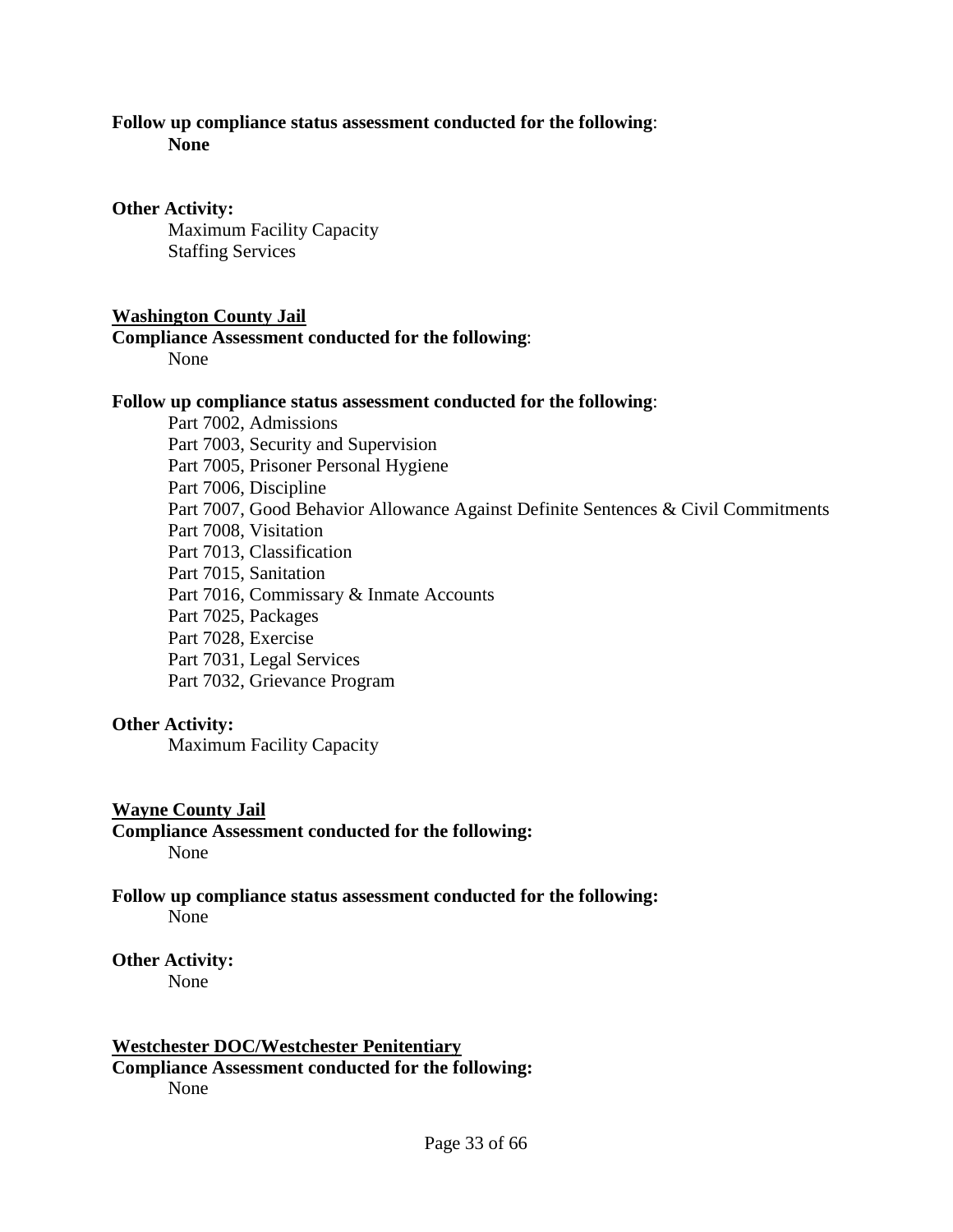**Follow up compliance status assessment conducted for the following**:

**None**

**Other Activity:**

Maximum Facility Capacity
Staffing Services

**<u>Washington County Jail</u>**

**Compliance Assessment conducted for the following**:

None

**Follow up compliance status assessment conducted for the following**:

Part 7002, Admissions
Part 7003, Security and Supervision
Part 7005, Prisoner Personal Hygiene
Part 7006, Discipline
Part 7007, Good Behavior Allowance Against Definite Sentences & Civil Commitments
Part 7008, Visitation
Part 7013, Classification
Part 7015, Sanitation
Part 7016, Commissary & Inmate Accounts
Part 7025, Packages
Part 7028, Exercise
Part 7031, Legal Services
Part 7032, Grievance Program

**Other Activity:**

Maximum Facility Capacity

**<u>Wayne County Jail</u>**

**Compliance Assessment conducted for the following:**

None

**Follow up compliance status assessment conducted for the following:**

None

**Other Activity:**

None

**<u>Westchester DOC/Westchester Penitentiary</u>**

**Compliance Assessment conducted for the following:**

None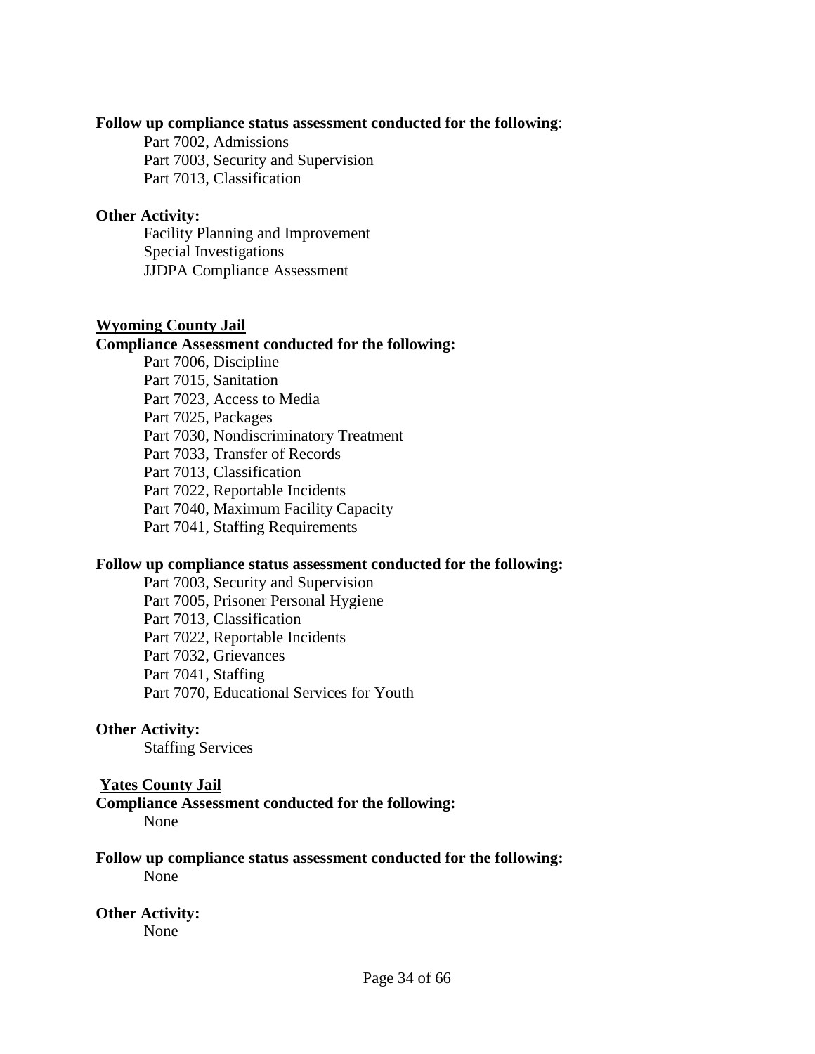**Follow up compliance status assessment conducted for the following**:

- Part 7002, Admissions
- Part 7003, Security and Supervision
- Part 7013, Classification

**Other Activity:**

- Facility Planning and Improvement
- Special Investigations
- JJDPA Compliance Assessment

## Wyoming County Jail

**Compliance Assessment conducted for the following:**

- Part 7006, Discipline
- Part 7015, Sanitation
- Part 7023, Access to Media
- Part 7025, Packages
- Part 7030, Nondiscriminatory Treatment
- Part 7033, Transfer of Records
- Part 7013, Classification
- Part 7022, Reportable Incidents
- Part 7040, Maximum Facility Capacity
- Part 7041, Staffing Requirements

**Follow up compliance status assessment conducted for the following:**

- Part 7003, Security and Supervision
- Part 7005, Prisoner Personal Hygiene
- Part 7013, Classification
- Part 7022, Reportable Incidents
- Part 7032, Grievances
- Part 7041, Staffing
- Part 7070, Educational Services for Youth

**Other Activity:**

- Staffing Services

## Yates County Jail

**Compliance Assessment conducted for the following:**

None

**Follow up compliance status assessment conducted for the following:**

None

**Other Activity:**

None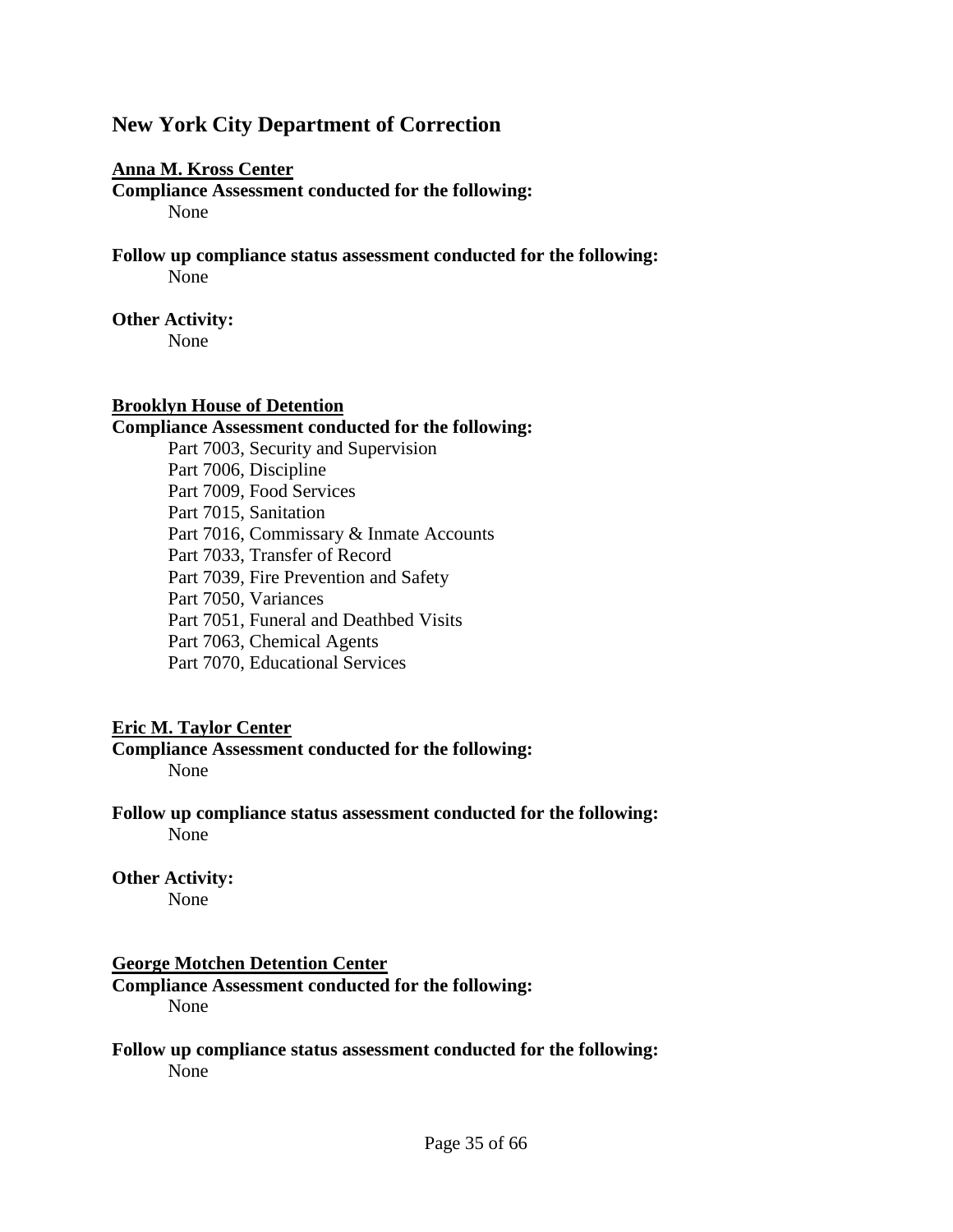## New York City Department of Correction

**Anna M. Kross Center**

**Compliance Assessment conducted for the following:**

None

**Follow up compliance status assessment conducted for the following:**

None

**Other Activity:**

None

**Brooklyn House of Detention**

**Compliance Assessment conducted for the following:**

Part 7003, Security and Supervision
Part 7006, Discipline
Part 7009, Food Services
Part 7015, Sanitation
Part 7016, Commissary & Inmate Accounts
Part 7033, Transfer of Record
Part 7039, Fire Prevention and Safety
Part 7050, Variances
Part 7051, Funeral and Deathbed Visits
Part 7063, Chemical Agents
Part 7070, Educational Services

**Eric M. Taylor Center**

**Compliance Assessment conducted for the following:**

None

**Follow up compliance status assessment conducted for the following:**

None

**Other Activity:**

None

**George Motchen Detention Center**

**Compliance Assessment conducted for the following:**

None

**Follow up compliance status assessment conducted for the following:**

None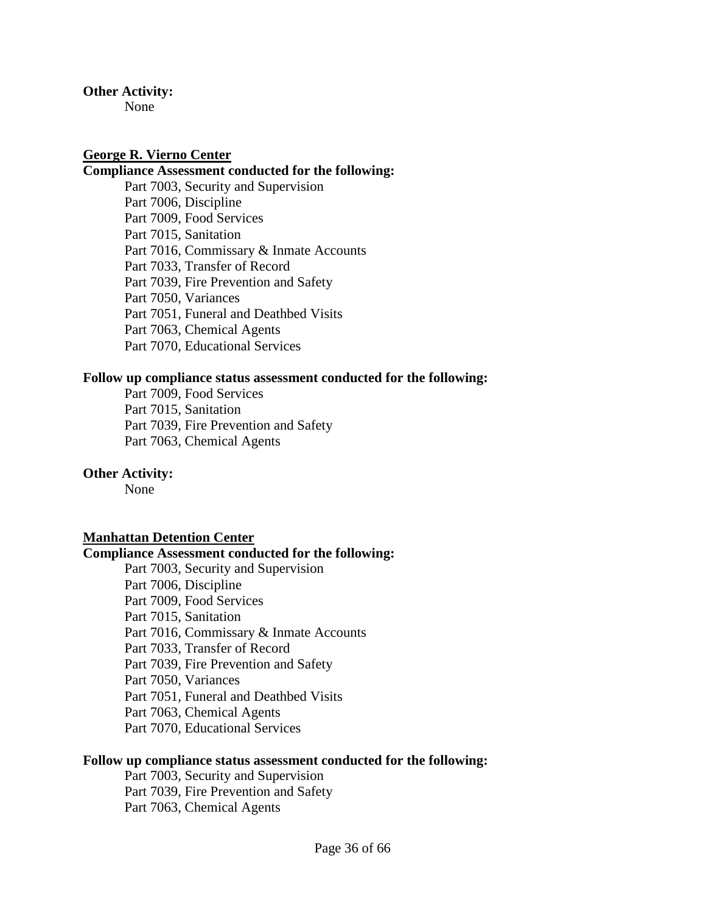**Other Activity:**

None

**George R. Vierno Center**

**Compliance Assessment conducted for the following:**

Part 7003, Security and Supervision
Part 7006, Discipline
Part 7009, Food Services
Part 7015, Sanitation
Part 7016, Commissary & Inmate Accounts
Part 7033, Transfer of Record
Part 7039, Fire Prevention and Safety
Part 7050, Variances
Part 7051, Funeral and Deathbed Visits
Part 7063, Chemical Agents
Part 7070, Educational Services

**Follow up compliance status assessment conducted for the following:**

Part 7009, Food Services
Part 7015, Sanitation
Part 7039, Fire Prevention and Safety
Part 7063, Chemical Agents

**Other Activity:**

None

**Manhattan Detention Center**

**Compliance Assessment conducted for the following:**

Part 7003, Security and Supervision
Part 7006, Discipline
Part 7009, Food Services
Part 7015, Sanitation
Part 7016, Commissary & Inmate Accounts
Part 7033, Transfer of Record
Part 7039, Fire Prevention and Safety
Part 7050, Variances
Part 7051, Funeral and Deathbed Visits
Part 7063, Chemical Agents
Part 7070, Educational Services

**Follow up compliance status assessment conducted for the following:**

Part 7003, Security and Supervision
Part 7039, Fire Prevention and Safety
Part 7063, Chemical Agents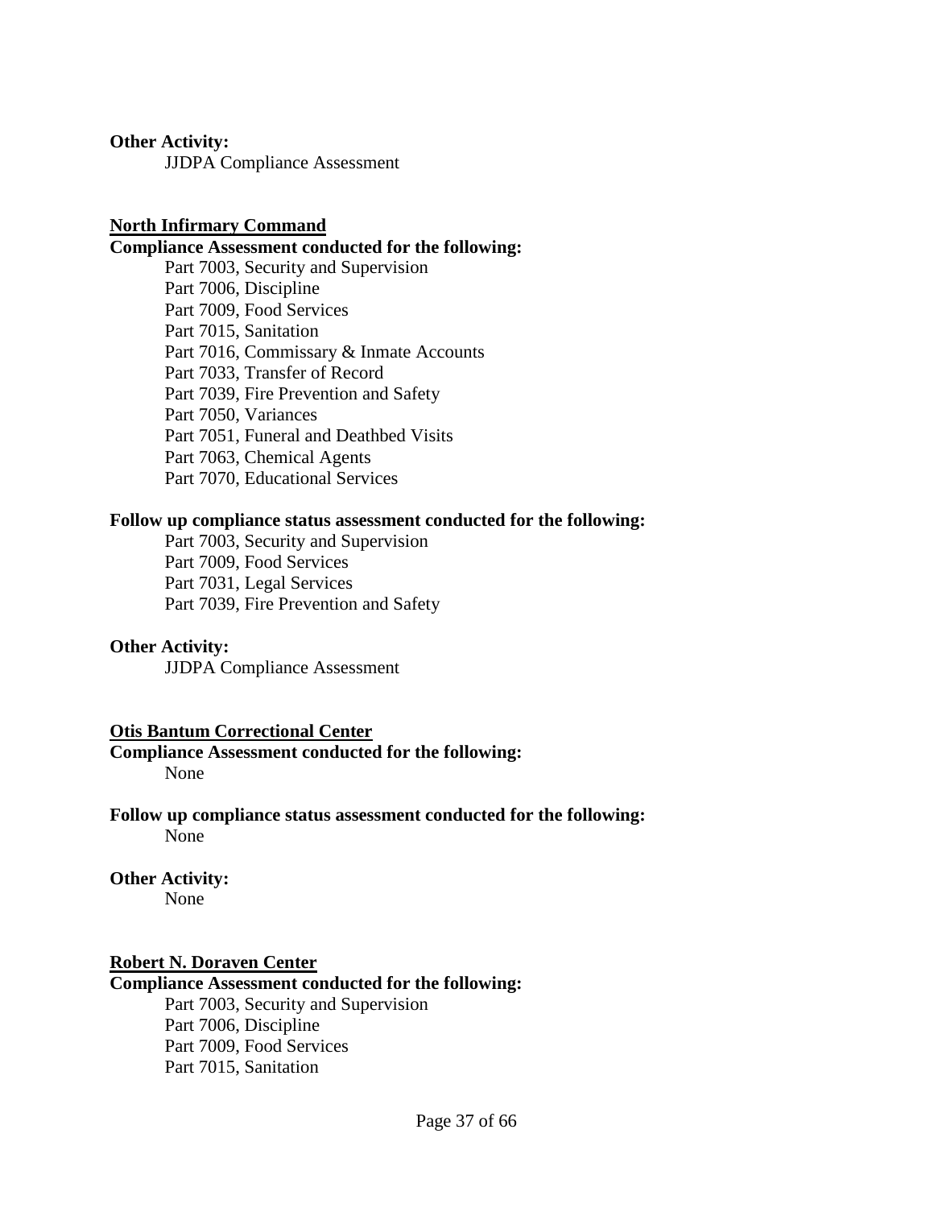**Other Activity:**

JJDPA Compliance Assessment

**North Infirmary Command**

**Compliance Assessment conducted for the following:**

Part 7003, Security and Supervision
Part 7006, Discipline
Part 7009, Food Services
Part 7015, Sanitation
Part 7016, Commissary & Inmate Accounts
Part 7033, Transfer of Record
Part 7039, Fire Prevention and Safety
Part 7050, Variances
Part 7051, Funeral and Deathbed Visits
Part 7063, Chemical Agents
Part 7070, Educational Services

**Follow up compliance status assessment conducted for the following:**

Part 7003, Security and Supervision
Part 7009, Food Services
Part 7031, Legal Services
Part 7039, Fire Prevention and Safety

**Other Activity:**

JJDPA Compliance Assessment

**Otis Bantum Correctional Center**

**Compliance Assessment conducted for the following:**

None

**Follow up compliance status assessment conducted for the following:**

None

**Other Activity:**

None

**Robert N. Doraven Center**

**Compliance Assessment conducted for the following:**

Part 7003, Security and Supervision
Part 7006, Discipline
Part 7009, Food Services
Part 7015, Sanitation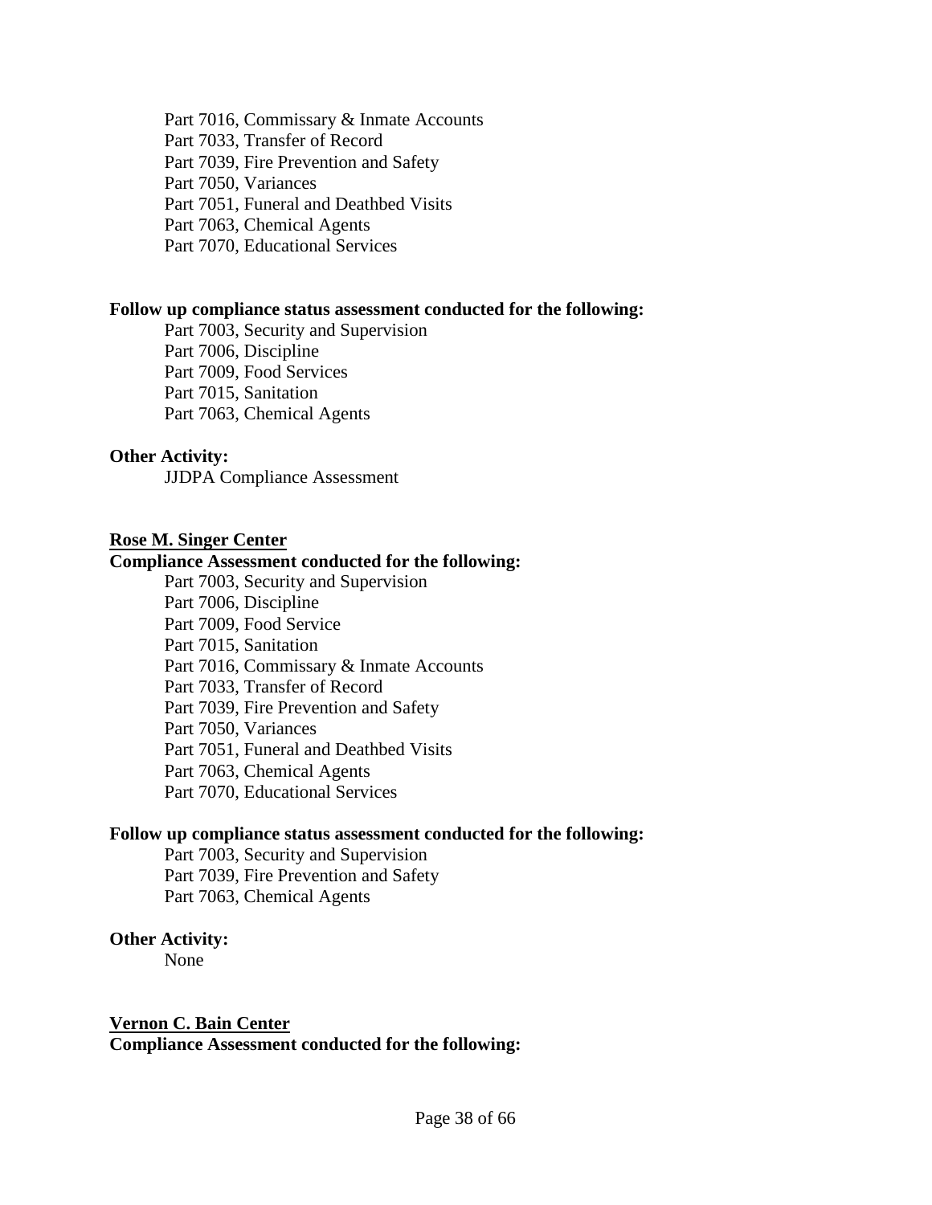Part 7016, Commissary & Inmate Accounts
Part 7033, Transfer of Record
Part 7039, Fire Prevention and Safety
Part 7050, Variances
Part 7051, Funeral and Deathbed Visits
Part 7063, Chemical Agents
Part 7070, Educational Services

**Follow up compliance status assessment conducted for the following:**

Part 7003, Security and Supervision
Part 7006, Discipline
Part 7009, Food Services
Part 7015, Sanitation
Part 7063, Chemical Agents

**Other Activity:**

JJDPA Compliance Assessment

**Rose M. Singer Center**

**Compliance Assessment conducted for the following:**

Part 7003, Security and Supervision
Part 7006, Discipline
Part 7009, Food Service
Part 7015, Sanitation
Part 7016, Commissary & Inmate Accounts
Part 7033, Transfer of Record
Part 7039, Fire Prevention and Safety
Part 7050, Variances
Part 7051, Funeral and Deathbed Visits
Part 7063, Chemical Agents
Part 7070, Educational Services

**Follow up compliance status assessment conducted for the following:**

Part 7003, Security and Supervision
Part 7039, Fire Prevention and Safety
Part 7063, Chemical Agents

**Other Activity:**

None

**Vernon C. Bain Center**

**Compliance Assessment conducted for the following:**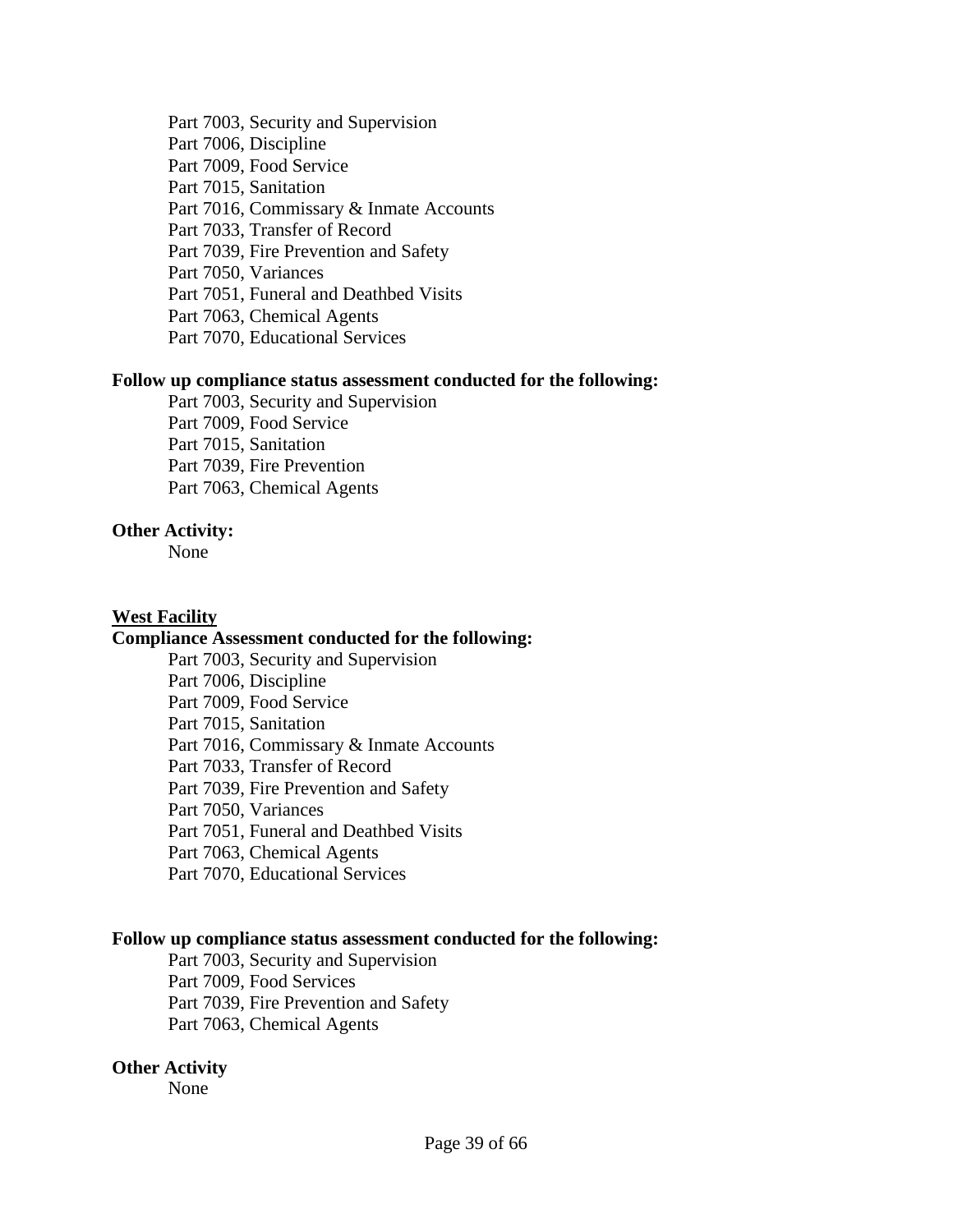Part 7003, Security and Supervision
Part 7006, Discipline
Part 7009, Food Service
Part 7015, Sanitation
Part 7016, Commissary & Inmate Accounts
Part 7033, Transfer of Record
Part 7039, Fire Prevention and Safety
Part 7050, Variances
Part 7051, Funeral and Deathbed Visits
Part 7063, Chemical Agents
Part 7070, Educational Services

**Follow up compliance status assessment conducted for the following:**

Part 7003, Security and Supervision
Part 7009, Food Service
Part 7015, Sanitation
Part 7039, Fire Prevention
Part 7063, Chemical Agents

**Other Activity:**

None

**West Facility**

**Compliance Assessment conducted for the following:**

Part 7003, Security and Supervision
Part 7006, Discipline
Part 7009, Food Service
Part 7015, Sanitation
Part 7016, Commissary & Inmate Accounts
Part 7033, Transfer of Record
Part 7039, Fire Prevention and Safety
Part 7050, Variances
Part 7051, Funeral and Deathbed Visits
Part 7063, Chemical Agents
Part 7070, Educational Services

**Follow up compliance status assessment conducted for the following:**

Part 7003, Security and Supervision
Part 7009, Food Services
Part 7039, Fire Prevention and Safety
Part 7063, Chemical Agents

**Other Activity**

None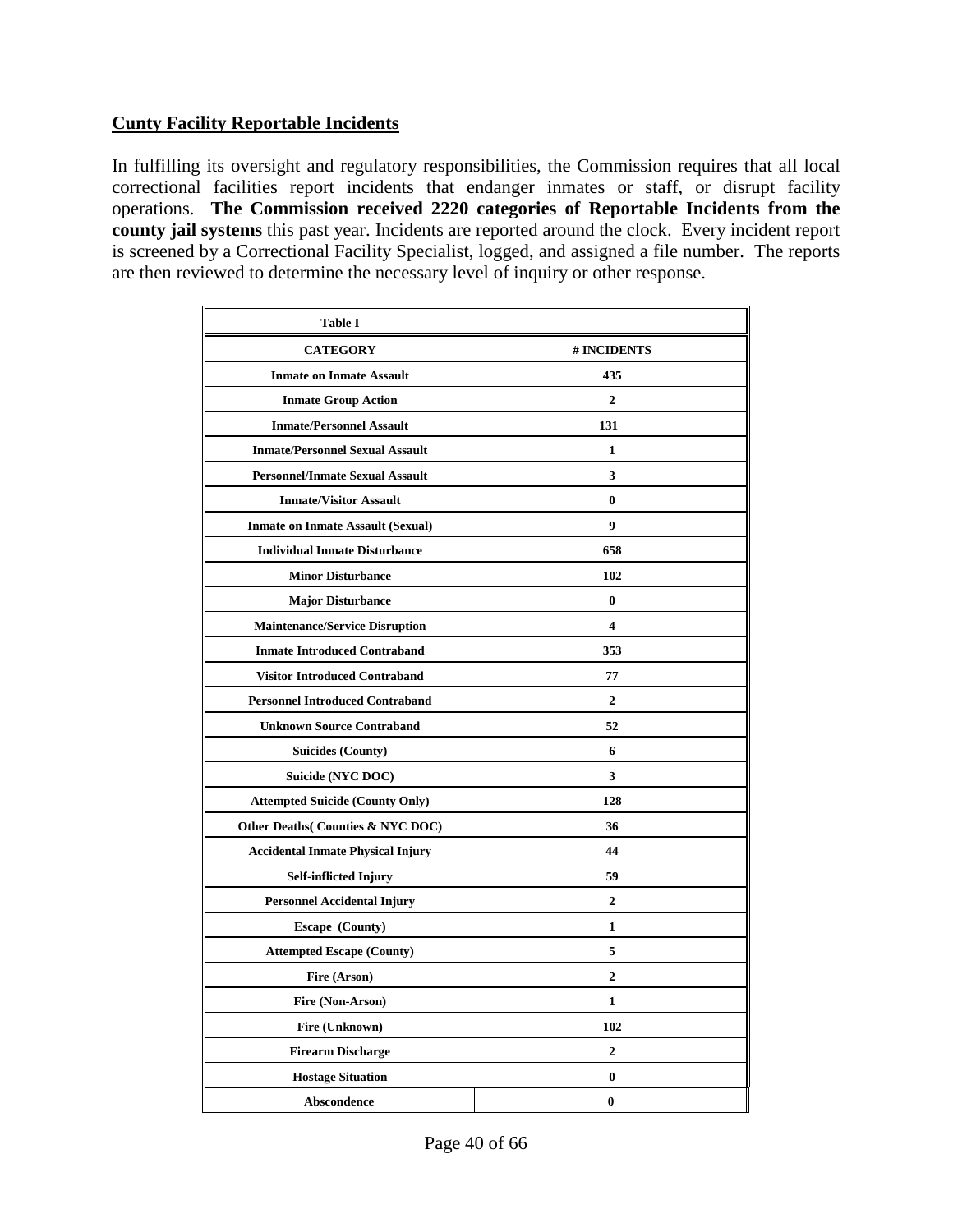## Cunty Facility Reportable Incidents

In fulfilling its oversight and regulatory responsibilities, the Commission requires that all local correctional facilities report incidents that endanger inmates or staff, or disrupt facility operations. **The Commission received 2220 categories of Reportable Incidents from the county jail systems** this past year. Incidents are reported around the clock. Every incident report is screened by a Correctional Facility Specialist, logged, and assigned a file number. The reports are then reviewed to determine the necessary level of inquiry or other response.

| Table I | |
|---|---|
| **CATEGORY** | **# INCIDENTS** |
| **Inmate on Inmate Assault** | **435** |
| **Inmate Group Action** | **2** |
| **Inmate/Personnel Assault** | **131** |
| **Inmate/Personnel Sexual Assault** | **1** |
| **Personnel/Inmate Sexual Assault** | **3** |
| **Inmate/Visitor Assault** | **0** |
| **Inmate on Inmate Assault (Sexual)** | **9** |
| **Individual Inmate Disturbance** | **658** |
| **Minor Disturbance** | **102** |
| **Major Disturbance** | **0** |
| **Maintenance/Service Disruption** | **4** |
| **Inmate Introduced Contraband** | **353** |
| **Visitor Introduced Contraband** | **77** |
| **Personnel Introduced Contraband** | **2** |
| **Unknown Source Contraband** | **52** |
| **Suicides (County)** | **6** |
| **Suicide (NYC DOC)** | **3** |
| **Attempted Suicide (County Only)** | **128** |
| **Other Deaths( Counties & NYC DOC)** | **36** |
| **Accidental Inmate Physical Injury** | **44** |
| **Self-inflicted Injury** | **59** |
| **Personnel Accidental Injury** | **2** |
| **Escape (County)** | **1** |
| **Attempted Escape (County)** | **5** |
| **Fire (Arson)** | **2** |
| **Fire (Non-Arson)** | **1** |
| **Fire (Unknown)** | **102** |
| **Firearm Discharge** | **2** |
| **Hostage Situation** | **0** |
| **Abscondence** | **0** |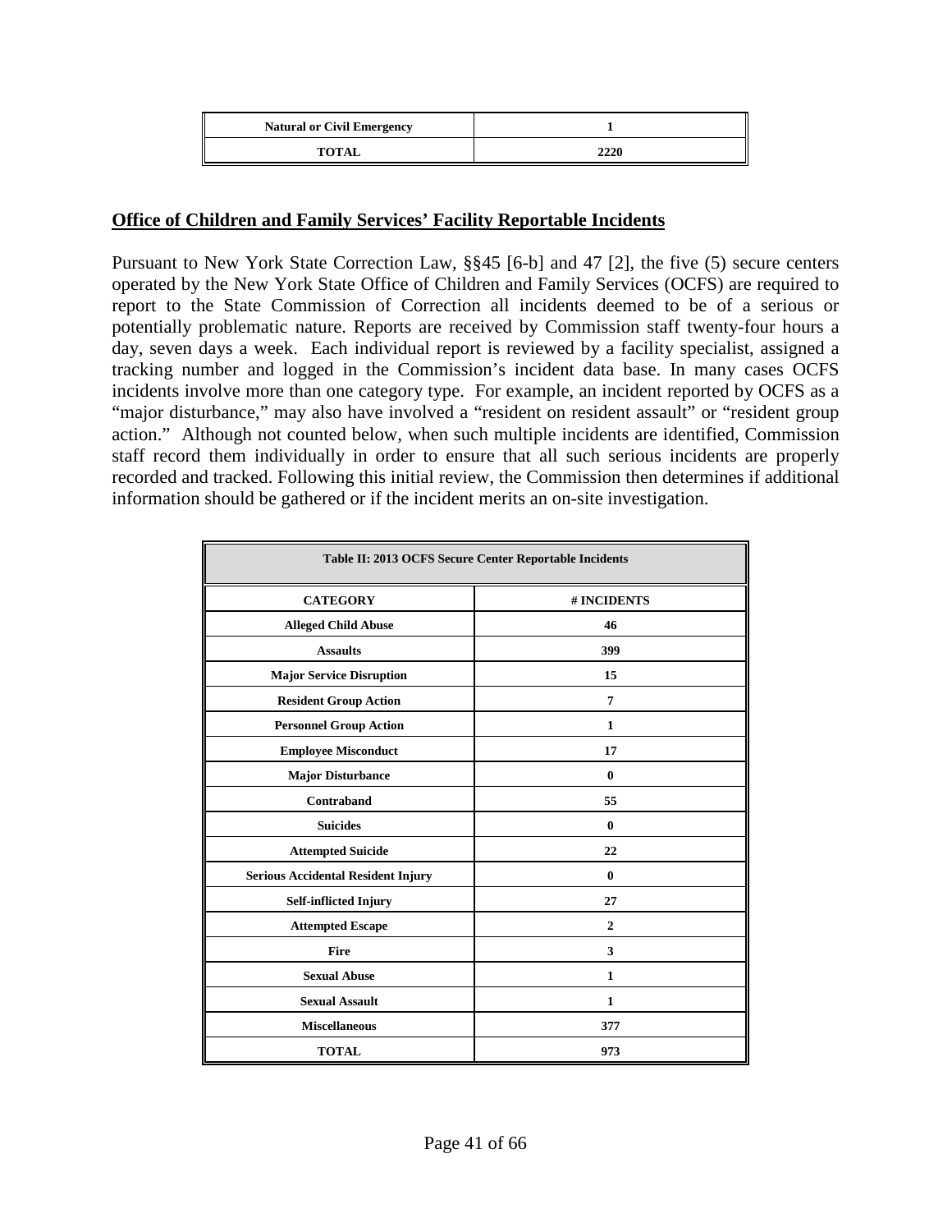| Natural or Civil Emergency | 1 |
|---|---|
| TOTAL | 2220 |

**Office of Children and Family Services' Facility Reportable Incidents**

Pursuant to New York State Correction Law, §§45 [6-b] and 47 [2], the five (5) secure centers operated by the New York State Office of Children and Family Services (OCFS) are required to report to the State Commission of Correction all incidents deemed to be of a serious or potentially problematic nature. Reports are received by Commission staff twenty-four hours a day, seven days a week. Each individual report is reviewed by a facility specialist, assigned a tracking number and logged in the Commission's incident data base. In many cases OCFS incidents involve more than one category type. For example, an incident reported by OCFS as a "major disturbance," may also have involved a "resident on resident assault" or "resident group action." Although not counted below, when such multiple incidents are identified, Commission staff record them individually in order to ensure that all such serious incidents are properly recorded and tracked. Following this initial review, the Commission then determines if additional information should be gathered or if the incident merits an on-site investigation.

**Table II: 2013 OCFS Secure Center Reportable Incidents**

| CATEGORY | # INCIDENTS |
|---|---|
| Alleged Child Abuse | 46 |
| Assaults | 399 |
| Major Service Disruption | 15 |
| Resident Group Action | 7 |
| Personnel Group Action | 1 |
| Employee Misconduct | 17 |
| Major Disturbance | 0 |
| Contraband | 55 |
| Suicides | 0 |
| Attempted Suicide | 22 |
| Serious Accidental Resident Injury | 0 |
| Self-inflicted Injury | 27 |
| Attempted Escape | 2 |
| Fire | 3 |
| Sexual Abuse | 1 |
| Sexual Assault | 1 |
| Miscellaneous | 377 |
| TOTAL | 973 |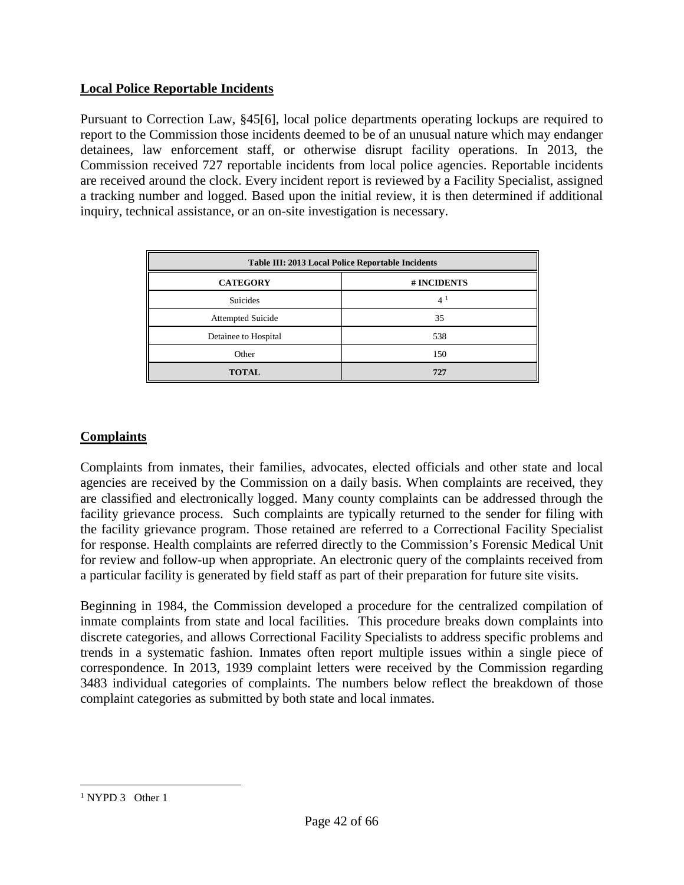## Local Police Reportable Incidents

Pursuant to Correction Law, §45[6], local police departments operating lockups are required to report to the Commission those incidents deemed to be of an unusual nature which may endanger detainees, law enforcement staff, or otherwise disrupt facility operations. In 2013, the Commission received 727 reportable incidents from local police agencies. Reportable incidents are received around the clock. Every incident report is reviewed by a Facility Specialist, assigned a tracking number and logged. Based upon the initial review, it is then determined if additional inquiry, technical assistance, or an on-site investigation is necessary.

**Table III: 2013 Local Police Reportable Incidents**

| CATEGORY | # INCIDENTS |
|---|---|
| Suicides | 4 [1] |
| Attempted Suicide | 35 |
| Detainee to Hospital | 538 |
| Other | 150 |
| **TOTAL** | **727** |

## Complaints

Complaints from inmates, their families, advocates, elected officials and other state and local agencies are received by the Commission on a daily basis. When complaints are received, they are classified and electronically logged. Many county complaints can be addressed through the facility grievance process. Such complaints are typically returned to the sender for filing with the facility grievance program. Those retained are referred to a Correctional Facility Specialist for response. Health complaints are referred directly to the Commission's Forensic Medical Unit for review and follow-up when appropriate. An electronic query of the complaints received from a particular facility is generated by field staff as part of their preparation for future site visits.

Beginning in 1984, the Commission developed a procedure for the centralized compilation of inmate complaints from state and local facilities. This procedure breaks down complaints into discrete categories, and allows Correctional Facility Specialists to address specific problems and trends in a systematic fashion. Inmates often report multiple issues within a single piece of correspondence. In 2013, 1939 complaint letters were received by the Commission regarding 3483 individual categories of complaints. The numbers below reflect the breakdown of those complaint categories as submitted by both state and local inmates.

---

[1] NYPD 3 Other 1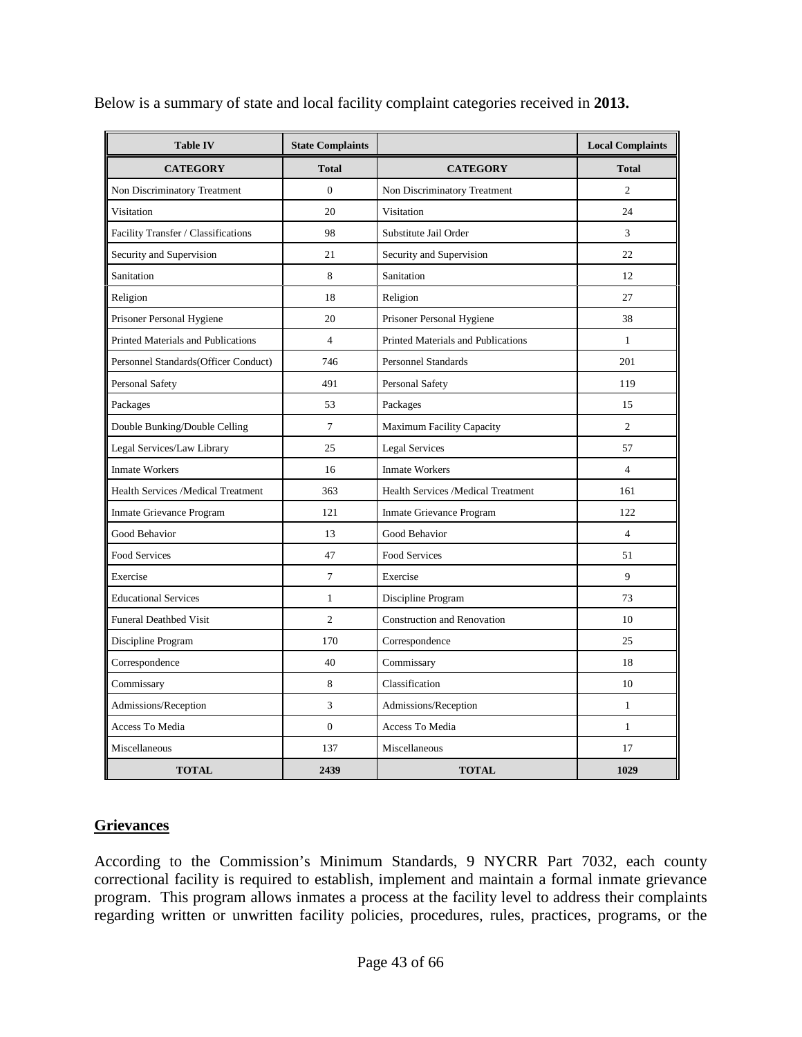Below is a summary of state and local facility complaint categories received in **2013.**

| Table IV | State Complaints | | Local Complaints |
|---|---|---|---|
| **CATEGORY** | **Total** | **CATEGORY** | **Total** |
| Non Discriminatory Treatment | 0 | Non Discriminatory Treatment | 2 |
| Visitation | 20 | Visitation | 24 |
| Facility Transfer / Classifications | 98 | Substitute Jail Order | 3 |
| Security and Supervision | 21 | Security and Supervision | 22 |
| Sanitation | 8 | Sanitation | 12 |
| Religion | 18 | Religion | 27 |
| Prisoner Personal Hygiene | 20 | Prisoner Personal Hygiene | 38 |
| Printed Materials and Publications | 4 | Printed Materials and Publications | 1 |
| Personnel Standards(Officer Conduct) | 746 | Personnel Standards | 201 |
| Personal Safety | 491 | Personal Safety | 119 |
| Packages | 53 | Packages | 15 |
| Double Bunking/Double Celling | 7 | Maximum Facility Capacity | 2 |
| Legal Services/Law Library | 25 | Legal Services | 57 |
| Inmate Workers | 16 | Inmate Workers | 4 |
| Health Services /Medical Treatment | 363 | Health Services /Medical Treatment | 161 |
| Inmate Grievance Program | 121 | Inmate Grievance Program | 122 |
| Good Behavior | 13 | Good Behavior | 4 |
| Food Services | 47 | Food Services | 51 |
| Exercise | 7 | Exercise | 9 |
| Educational Services | 1 | Discipline Program | 73 |
| Funeral Deathbed Visit | 2 | Construction and Renovation | 10 |
| Discipline Program | 170 | Correspondence | 25 |
| Correspondence | 40 | Commissary | 18 |
| Commissary | 8 | Classification | 10 |
| Admissions/Reception | 3 | Admissions/Reception | 1 |
| Access To Media | 0 | Access To Media | 1 |
| Miscellaneous | 137 | Miscellaneous | 17 |
| **TOTAL** | **2439** | **TOTAL** | **1029** |

## Grievances

According to the Commission's Minimum Standards, 9 NYCRR Part 7032, each county correctional facility is required to establish, implement and maintain a formal inmate grievance program. This program allows inmates a process at the facility level to address their complaints regarding written or unwritten facility policies, procedures, rules, practices, programs, or the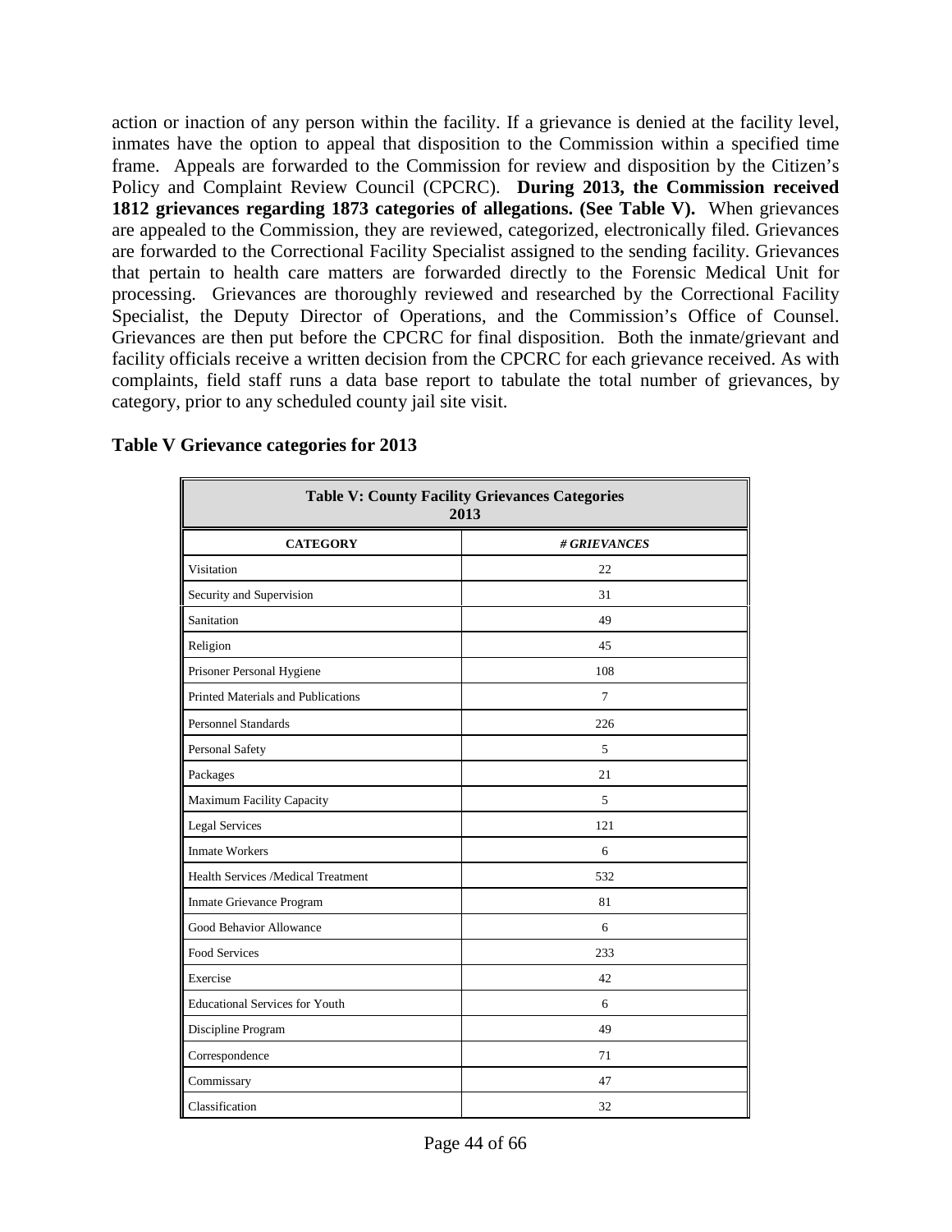action or inaction of any person within the facility. If a grievance is denied at the facility level, inmates have the option to appeal that disposition to the Commission within a specified time frame. Appeals are forwarded to the Commission for review and disposition by the Citizen's Policy and Complaint Review Council (CPCRC). **During 2013, the Commission received 1812 grievances regarding 1873 categories of allegations. (See Table V).** When grievances are appealed to the Commission, they are reviewed, categorized, electronically filed. Grievances are forwarded to the Correctional Facility Specialist assigned to the sending facility. Grievances that pertain to health care matters are forwarded directly to the Forensic Medical Unit for processing. Grievances are thoroughly reviewed and researched by the Correctional Facility Specialist, the Deputy Director of Operations, and the Commission's Office of Counsel. Grievances are then put before the CPCRC for final disposition. Both the inmate/grievant and facility officials receive a written decision from the CPCRC for each grievance received. As with complaints, field staff runs a data base report to tabulate the total number of grievances, by category, prior to any scheduled county jail site visit.

### Table V Grievance categories for 2013

| **Table V: County Facility Grievances Categories 2013** | |
|---|---|
| **CATEGORY** | ***# GRIEVANCES*** |
| Visitation | 22 |
| Security and Supervision | 31 |
| Sanitation | 49 |
| Religion | 45 |
| Prisoner Personal Hygiene | 108 |
| Printed Materials and Publications | 7 |
| Personnel Standards | 226 |
| Personal Safety | 5 |
| Packages | 21 |
| Maximum Facility Capacity | 5 |
| Legal Services | 121 |
| Inmate Workers | 6 |
| Health Services /Medical Treatment | 532 |
| Inmate Grievance Program | 81 |
| Good Behavior Allowance | 6 |
| Food Services | 233 |
| Exercise | 42 |
| Educational Services for Youth | 6 |
| Discipline Program | 49 |
| Correspondence | 71 |
| Commissary | 47 |
| Classification | 32 |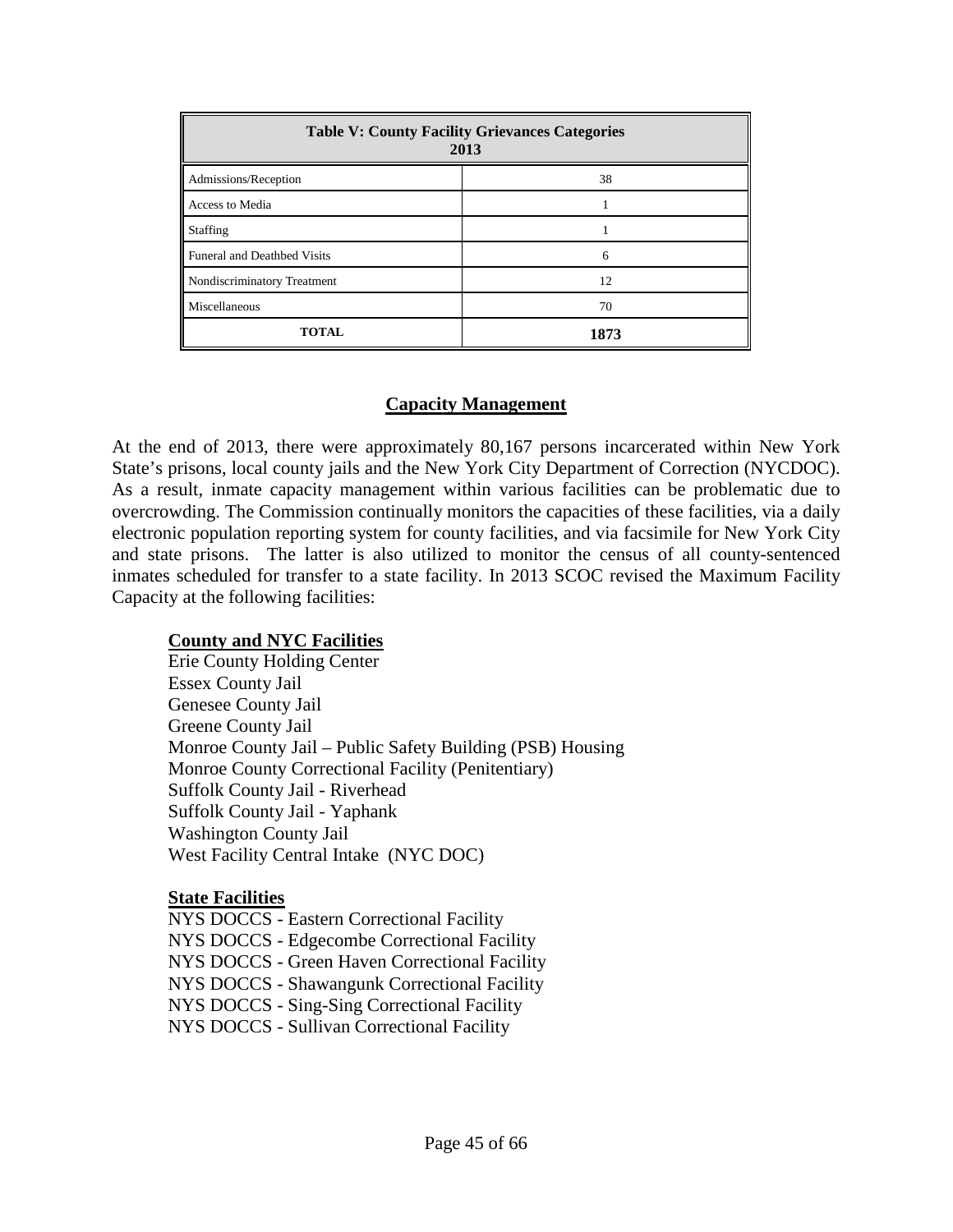| Table V: County Facility Grievances Categories 2013 | |
|---|---|
| Admissions/Reception | 38 |
| Access to Media | 1 |
| Staffing | 1 |
| Funeral and Deathbed Visits | 6 |
| Nondiscriminatory Treatment | 12 |
| Miscellaneous | 70 |
| **TOTAL** | **1873** |

## Capacity Management

At the end of 2013, there were approximately 80,167 persons incarcerated within New York State's prisons, local county jails and the New York City Department of Correction (NYCDOC). As a result, inmate capacity management within various facilities can be problematic due to overcrowding. The Commission continually monitors the capacities of these facilities, via a daily electronic population reporting system for county facilities, and via facsimile for New York City and state prisons. The latter is also utilized to monitor the census of all county-sentenced inmates scheduled for transfer to a state facility. In 2013 SCOC revised the Maximum Facility Capacity at the following facilities:

**County and NYC Facilities**

Erie County Holding Center
Essex County Jail
Genesee County Jail
Greene County Jail
Monroe County Jail – Public Safety Building (PSB) Housing
Monroe County Correctional Facility (Penitentiary)
Suffolk County Jail - Riverhead
Suffolk County Jail - Yaphank
Washington County Jail
West Facility Central Intake (NYC DOC)

**State Facilities**

NYS DOCCS - Eastern Correctional Facility
NYS DOCCS - Edgecombe Correctional Facility
NYS DOCCS - Green Haven Correctional Facility
NYS DOCCS - Shawangunk Correctional Facility
NYS DOCCS - Sing-Sing Correctional Facility
NYS DOCCS - Sullivan Correctional Facility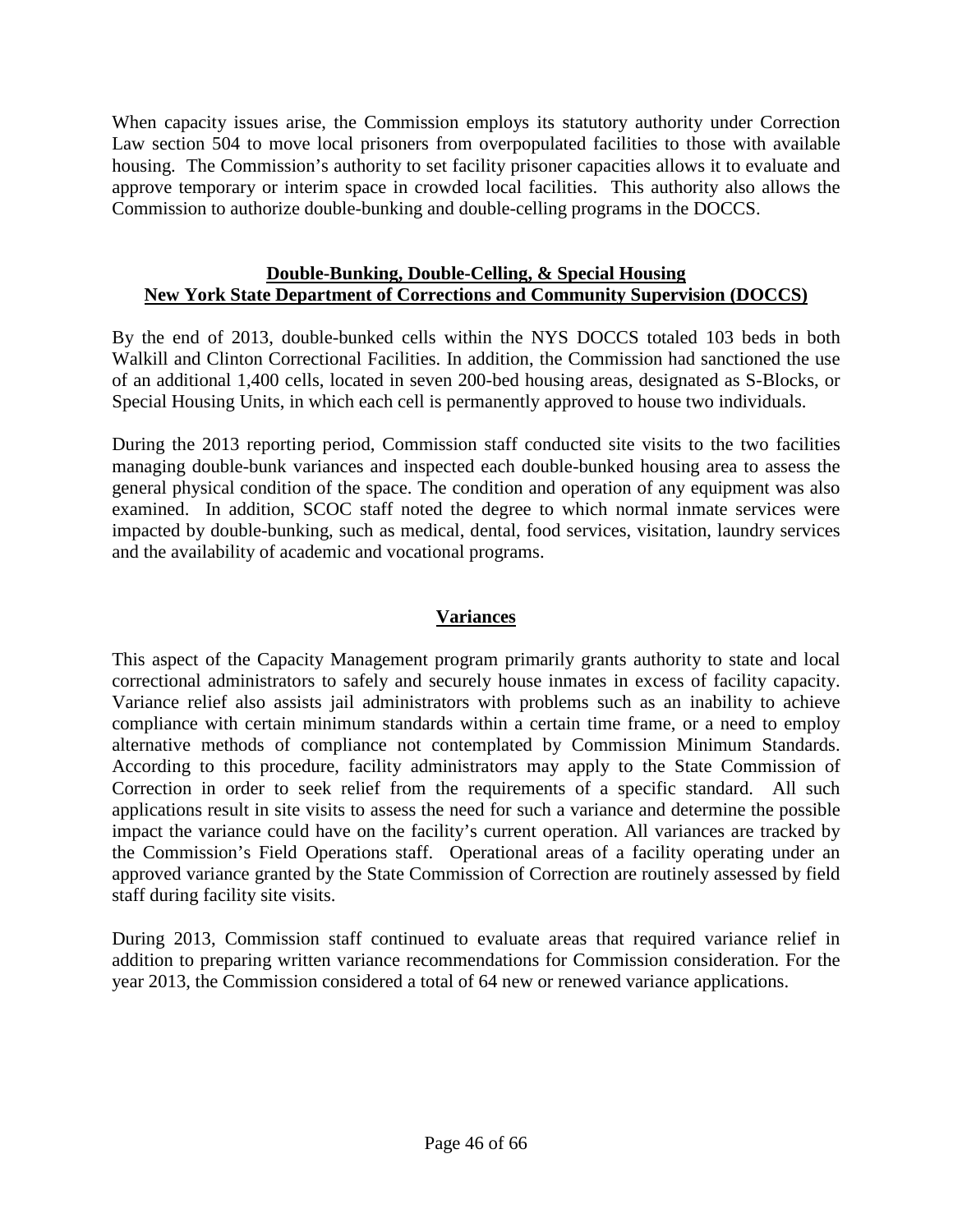When capacity issues arise, the Commission employs its statutory authority under Correction Law section 504 to move local prisoners from overpopulated facilities to those with available housing. The Commission's authority to set facility prisoner capacities allows it to evaluate and approve temporary or interim space in crowded local facilities. This authority also allows the Commission to authorize double-bunking and double-celling programs in the DOCCS.

## Double-Bunking, Double-Celling, & Special Housing
## New York State Department of Corrections and Community Supervision (DOCCS)

By the end of 2013, double-bunked cells within the NYS DOCCS totaled 103 beds in both Walkill and Clinton Correctional Facilities. In addition, the Commission had sanctioned the use of an additional 1,400 cells, located in seven 200-bed housing areas, designated as S-Blocks, or Special Housing Units, in which each cell is permanently approved to house two individuals.

During the 2013 reporting period, Commission staff conducted site visits to the two facilities managing double-bunk variances and inspected each double-bunked housing area to assess the general physical condition of the space. The condition and operation of any equipment was also examined. In addition, SCOC staff noted the degree to which normal inmate services were impacted by double-bunking, such as medical, dental, food services, visitation, laundry services and the availability of academic and vocational programs.

## Variances

This aspect of the Capacity Management program primarily grants authority to state and local correctional administrators to safely and securely house inmates in excess of facility capacity. Variance relief also assists jail administrators with problems such as an inability to achieve compliance with certain minimum standards within a certain time frame, or a need to employ alternative methods of compliance not contemplated by Commission Minimum Standards. According to this procedure, facility administrators may apply to the State Commission of Correction in order to seek relief from the requirements of a specific standard. All such applications result in site visits to assess the need for such a variance and determine the possible impact the variance could have on the facility's current operation. All variances are tracked by the Commission's Field Operations staff. Operational areas of a facility operating under an approved variance granted by the State Commission of Correction are routinely assessed by field staff during facility site visits.

During 2013, Commission staff continued to evaluate areas that required variance relief in addition to preparing written variance recommendations for Commission consideration. For the year 2013, the Commission considered a total of 64 new or renewed variance applications.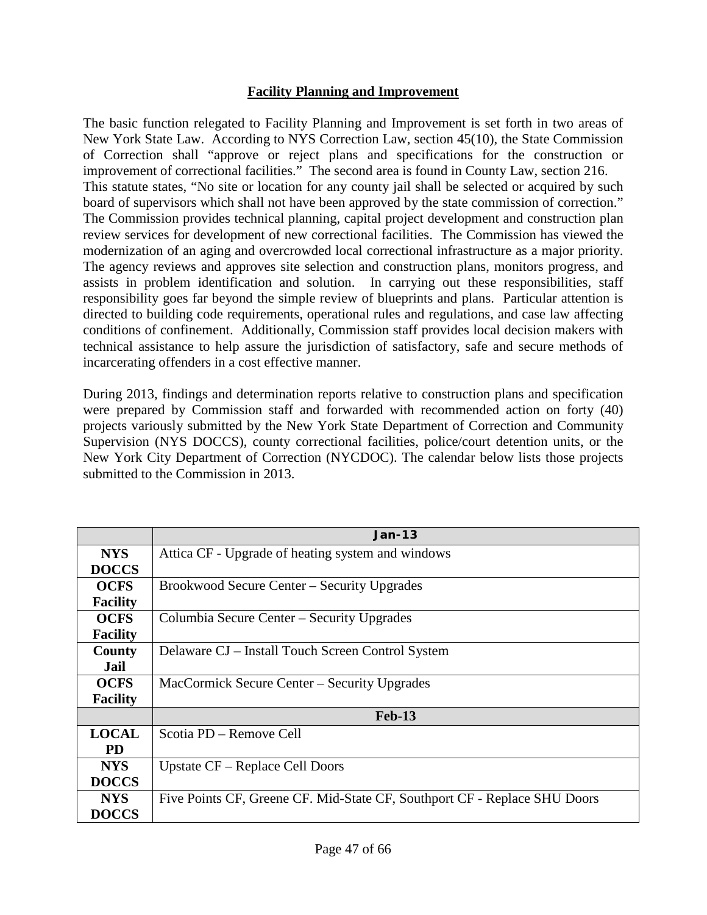## Facility Planning and Improvement

The basic function relegated to Facility Planning and Improvement is set forth in two areas of New York State Law. According to NYS Correction Law, section 45(10), the State Commission of Correction shall "approve or reject plans and specifications for the construction or improvement of correctional facilities." The second area is found in County Law, section 216. This statute states, "No site or location for any county jail shall be selected or acquired by such board of supervisors which shall not have been approved by the state commission of correction." The Commission provides technical planning, capital project development and construction plan review services for development of new correctional facilities. The Commission has viewed the modernization of an aging and overcrowded local correctional infrastructure as a major priority. The agency reviews and approves site selection and construction plans, monitors progress, and assists in problem identification and solution. In carrying out these responsibilities, staff responsibility goes far beyond the simple review of blueprints and plans. Particular attention is directed to building code requirements, operational rules and regulations, and case law affecting conditions of confinement. Additionally, Commission staff provides local decision makers with technical assistance to help assure the jurisdiction of satisfactory, safe and secure methods of incarcerating offenders in a cost effective manner.

During 2013, findings and determination reports relative to construction plans and specification were prepared by Commission staff and forwarded with recommended action on forty (40) projects variously submitted by the New York State Department of Correction and Community Supervision (NYS DOCCS), county correctional facilities, police/court detention units, or the New York City Department of Correction (NYCDOC). The calendar below lists those projects submitted to the Commission in 2013.

| | **Jan-13** |
|---|---|
| **NYS DOCCS** | Attica CF - Upgrade of heating system and windows |
| **OCFS Facility** | Brookwood Secure Center – Security Upgrades |
| **OCFS Facility** | Columbia Secure Center – Security Upgrades |
| **County Jail** | Delaware CJ – Install Touch Screen Control System |
| **OCFS Facility** | MacCormick Secure Center – Security Upgrades |
| | **Feb-13** |
| **LOCAL PD** | Scotia PD – Remove Cell |
| **NYS DOCCS** | Upstate CF – Replace Cell Doors |
| **NYS DOCCS** | Five Points CF, Greene CF. Mid-State CF, Southport CF - Replace SHU Doors |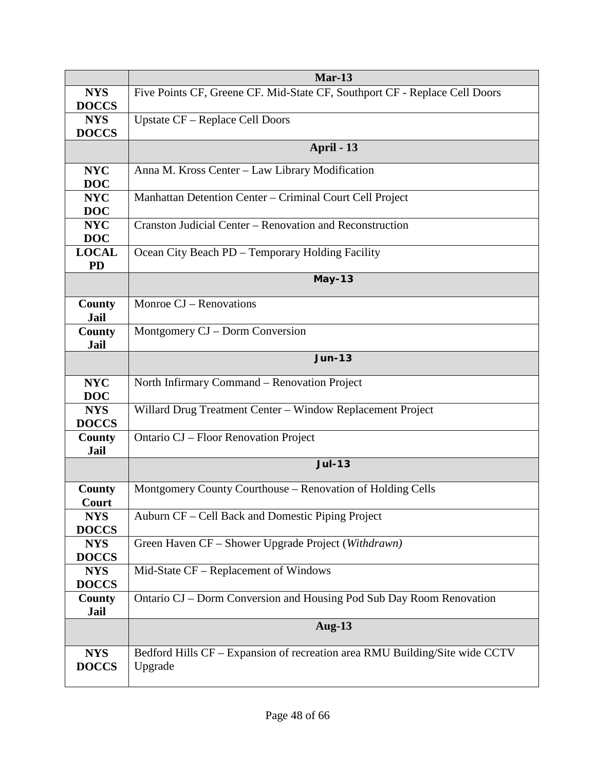| | **Mar-13** |
|---|---|
| **NYS DOCCS** | Five Points CF, Greene CF. Mid-State CF, Southport CF - Replace Cell Doors |
| **NYS DOCCS** | Upstate CF – Replace Cell Doors |
| | **April - 13** |
| **NYC DOC** | Anna M. Kross Center – Law Library Modification |
| **NYC DOC** | Manhattan Detention Center – Criminal Court Cell Project |
| **NYC DOC** | Cranston Judicial Center – Renovation and Reconstruction |
| **LOCAL PD** | Ocean City Beach PD – Temporary Holding Facility |
| | **May-13** |
| **County Jail** | Monroe CJ – Renovations |
| **County Jail** | Montgomery CJ – Dorm Conversion |
| | **Jun-13** |
| **NYC DOC** | North Infirmary Command – Renovation Project |
| **NYS DOCCS** | Willard Drug Treatment Center – Window Replacement Project |
| **County Jail** | Ontario CJ – Floor Renovation Project |
| | **Jul-13** |
| **County Court** | Montgomery County Courthouse – Renovation of Holding Cells |
| **NYS DOCCS** | Auburn CF – Cell Back and Domestic Piping Project |
| **NYS DOCCS** | Green Haven CF – Shower Upgrade Project (*Withdrawn)* |
| **NYS DOCCS** | Mid-State CF – Replacement of Windows |
| **County Jail** | Ontario CJ – Dorm Conversion and Housing Pod Sub Day Room Renovation |
| | **Aug-13** |
| **NYS DOCCS** | Bedford Hills CF – Expansion of recreation area RMU Building/Site wide CCTV Upgrade |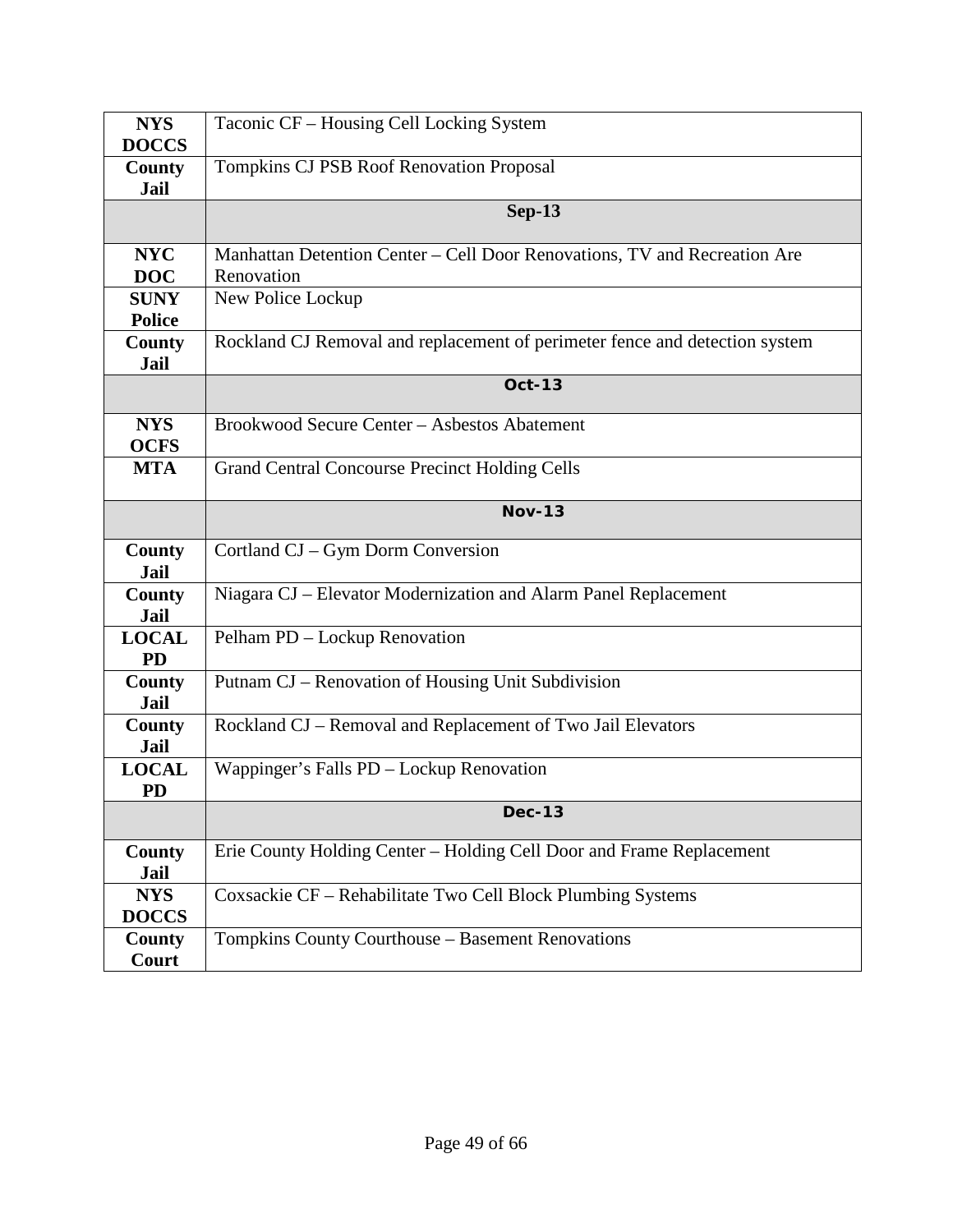| | |
|---|---|
| **NYS DOCCS** | Taconic CF – Housing Cell Locking System |
| **County Jail** | Tompkins CJ PSB Roof Renovation Proposal |
| | **Sep-13** |
| **NYC DOC** | Manhattan Detention Center – Cell Door Renovations, TV and Recreation Are Renovation |
| **SUNY Police** | New Police Lockup |
| **County Jail** | Rockland CJ Removal and replacement of perimeter fence and detection system |
| | **Oct-13** |
| **NYS OCFS** | Brookwood Secure Center – Asbestos Abatement |
| **MTA** | Grand Central Concourse Precinct Holding Cells |
| | **Nov-13** |
| **County Jail** | Cortland CJ – Gym Dorm Conversion |
| **County Jail** | Niagara CJ – Elevator Modernization and Alarm Panel Replacement |
| **LOCAL PD** | Pelham PD – Lockup Renovation |
| **County Jail** | Putnam CJ – Renovation of Housing Unit Subdivision |
| **County Jail** | Rockland CJ – Removal and Replacement of Two Jail Elevators |
| **LOCAL PD** | Wappinger's Falls PD – Lockup Renovation |
| | **Dec-13** |
| **County Jail** | Erie County Holding Center – Holding Cell Door and Frame Replacement |
| **NYS DOCCS** | Coxsackie CF – Rehabilitate Two Cell Block Plumbing Systems |
| **County Court** | Tompkins County Courthouse – Basement Renovations |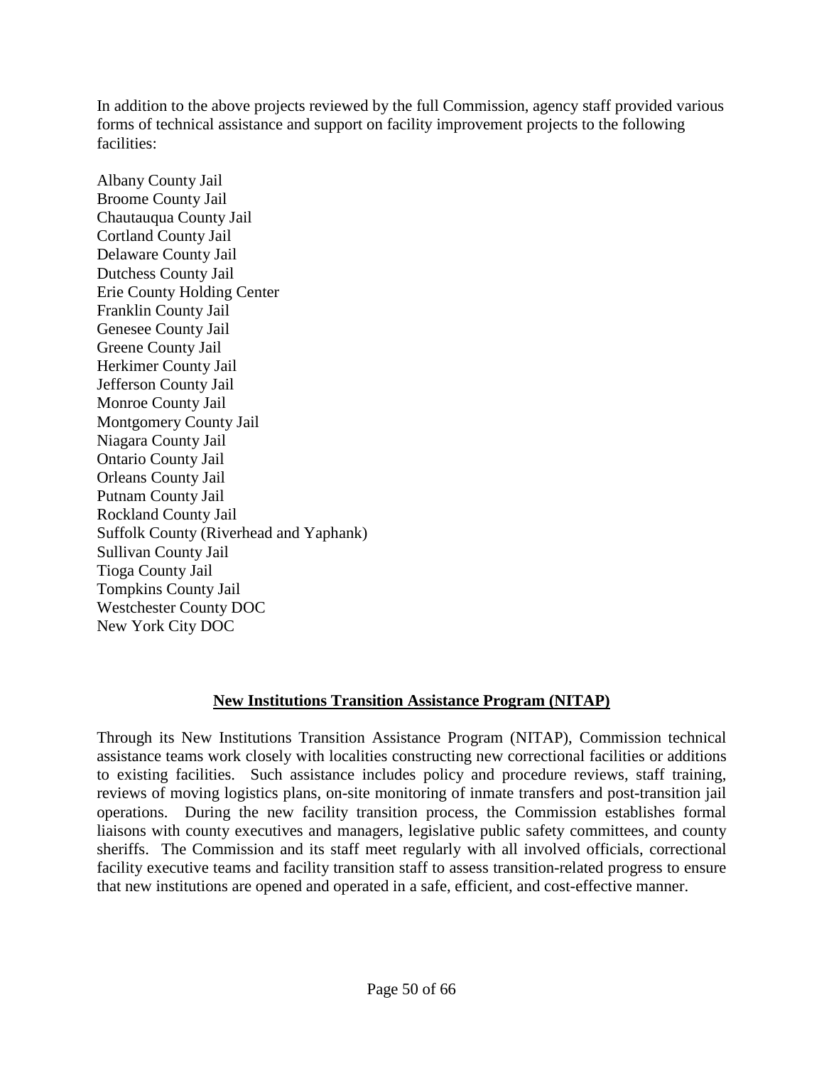In addition to the above projects reviewed by the full Commission, agency staff provided various forms of technical assistance and support on facility improvement projects to the following facilities:

Albany County Jail  
Broome County Jail  
Chautauqua County Jail  
Cortland County Jail  
Delaware County Jail  
Dutchess County Jail  
Erie County Holding Center  
Franklin County Jail  
Genesee County Jail  
Greene County Jail  
Herkimer County Jail  
Jefferson County Jail  
Monroe County Jail  
Montgomery County Jail  
Niagara County Jail  
Ontario County Jail  
Orleans County Jail  
Putnam County Jail  
Rockland County Jail  
Suffolk County (Riverhead and Yaphank)  
Sullivan County Jail  
Tioga County Jail  
Tompkins County Jail  
Westchester County DOC  
New York City DOC

## New Institutions Transition Assistance Program (NITAP)

Through its New Institutions Transition Assistance Program (NITAP), Commission technical assistance teams work closely with localities constructing new correctional facilities or additions to existing facilities. Such assistance includes policy and procedure reviews, staff training, reviews of moving logistics plans, on-site monitoring of inmate transfers and post-transition jail operations. During the new facility transition process, the Commission establishes formal liaisons with county executives and managers, legislative public safety committees, and county sheriffs. The Commission and its staff meet regularly with all involved officials, correctional facility executive teams and facility transition staff to assess transition-related progress to ensure that new institutions are opened and operated in a safe, efficient, and cost-effective manner.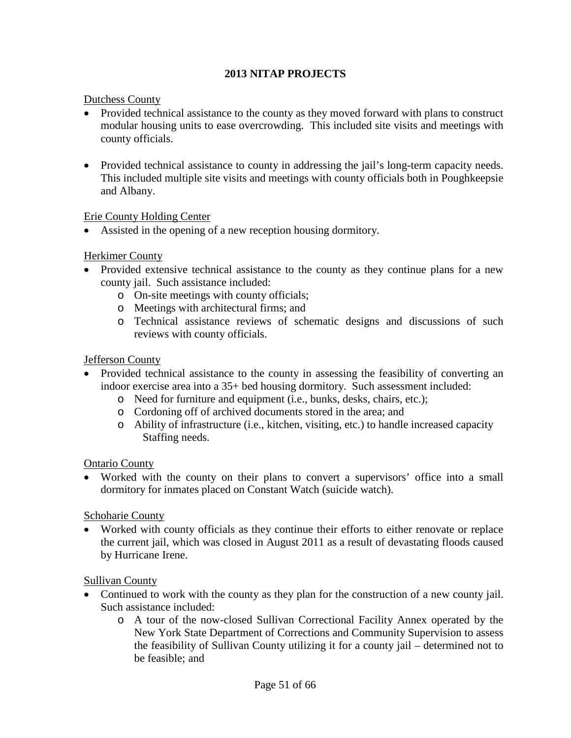# 2013 NITAP PROJECTS

Dutchess County

- Provided technical assistance to the county as they moved forward with plans to construct modular housing units to ease overcrowding. This included site visits and meetings with county officials.
- Provided technical assistance to county in addressing the jail's long-term capacity needs. This included multiple site visits and meetings with county officials both in Poughkeepsie and Albany.

Erie County Holding Center

- Assisted in the opening of a new reception housing dormitory.

Herkimer County

- Provided extensive technical assistance to the county as they continue plans for a new county jail. Such assistance included:
    - On-site meetings with county officials;
    - Meetings with architectural firms; and
    - Technical assistance reviews of schematic designs and discussions of such reviews with county officials.

Jefferson County

- Provided technical assistance to the county in assessing the feasibility of converting an indoor exercise area into a 35+ bed housing dormitory. Such assessment included:
    - Need for furniture and equipment (i.e., bunks, desks, chairs, etc.);
    - Cordoning off of archived documents stored in the area; and
    - Ability of infrastructure (i.e., kitchen, visiting, etc.) to handle increased capacity Staffing needs.

Ontario County

- Worked with the county on their plans to convert a supervisors' office into a small dormitory for inmates placed on Constant Watch (suicide watch).

Schoharie County

- Worked with county officials as they continue their efforts to either renovate or replace the current jail, which was closed in August 2011 as a result of devastating floods caused by Hurricane Irene.

Sullivan County

- Continued to work with the county as they plan for the construction of a new county jail. Such assistance included:
    - A tour of the now-closed Sullivan Correctional Facility Annex operated by the New York State Department of Corrections and Community Supervision to assess the feasibility of Sullivan County utilizing it for a county jail – determined not to be feasible; and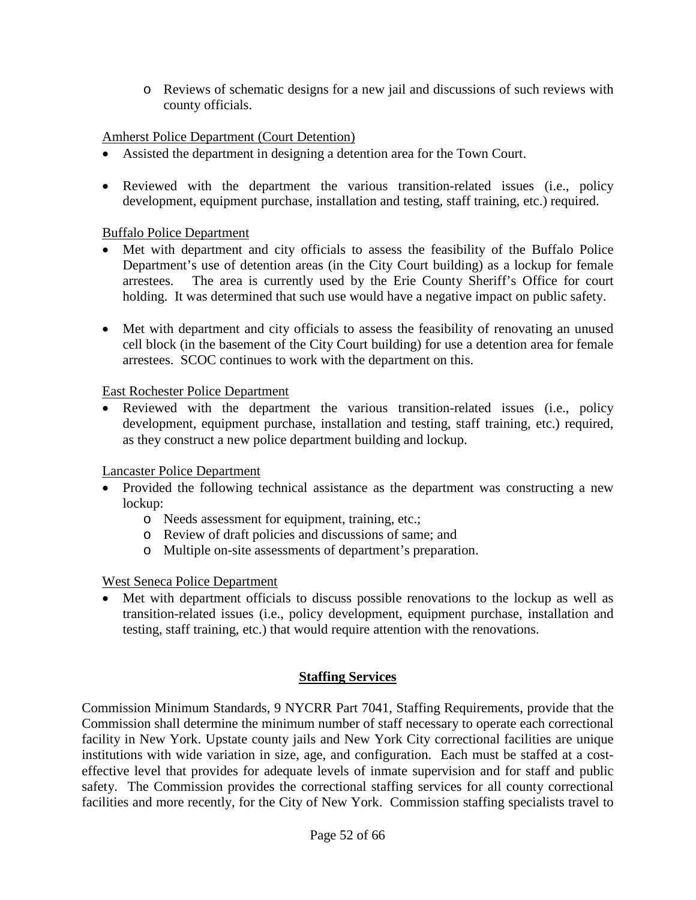- Reviews of schematic designs for a new jail and discussions of such reviews with county officials.

Amherst Police Department (Court Detention)

- Assisted the department in designing a detention area for the Town Court.
- Reviewed with the department the various transition-related issues (i.e., policy development, equipment purchase, installation and testing, staff training, etc.) required.

Buffalo Police Department

- Met with department and city officials to assess the feasibility of the Buffalo Police Department's use of detention areas (in the City Court building) as a lockup for female arrestees. The area is currently used by the Erie County Sheriff's Office for court holding. It was determined that such use would have a negative impact on public safety.
- Met with department and city officials to assess the feasibility of renovating an unused cell block (in the basement of the City Court building) for use a detention area for female arrestees. SCOC continues to work with the department on this.

East Rochester Police Department

- Reviewed with the department the various transition-related issues (i.e., policy development, equipment purchase, installation and testing, staff training, etc.) required, as they construct a new police department building and lockup.

Lancaster Police Department

- Provided the following technical assistance as the department was constructing a new lockup:
  - Needs assessment for equipment, training, etc.;
  - Review of draft policies and discussions of same; and
  - Multiple on-site assessments of department's preparation.

West Seneca Police Department

- Met with department officials to discuss possible renovations to the lockup as well as transition-related issues (i.e., policy development, equipment purchase, installation and testing, staff training, etc.) that would require attention with the renovations.

## Staffing Services

Commission Minimum Standards, 9 NYCRR Part 7041, Staffing Requirements, provide that the Commission shall determine the minimum number of staff necessary to operate each correctional facility in New York. Upstate county jails and New York City correctional facilities are unique institutions with wide variation in size, age, and configuration. Each must be staffed at a cost-effective level that provides for adequate levels of inmate supervision and for staff and public safety. The Commission provides the correctional staffing services for all county correctional facilities and more recently, for the City of New York. Commission staffing specialists travel to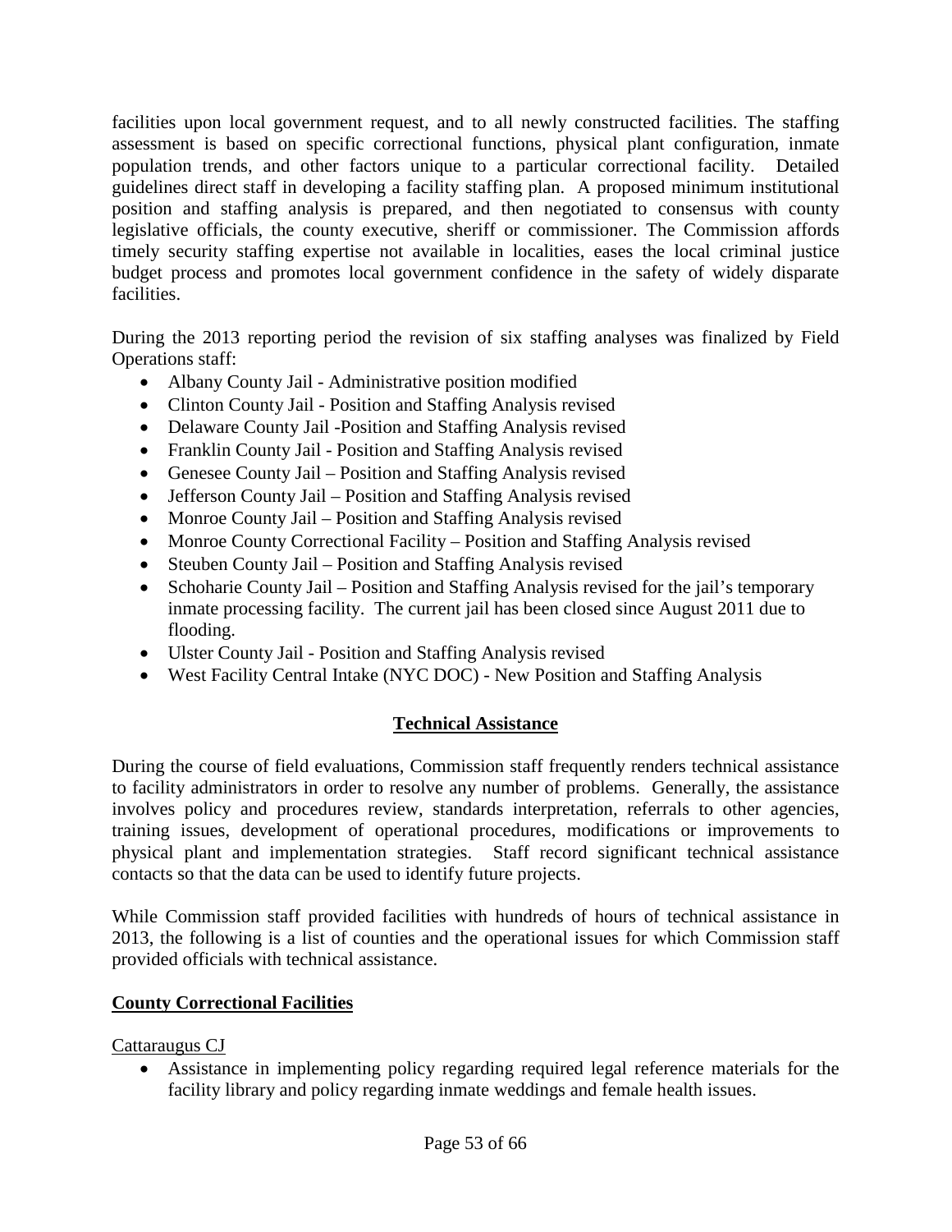facilities upon local government request, and to all newly constructed facilities. The staffing assessment is based on specific correctional functions, physical plant configuration, inmate population trends, and other factors unique to a particular correctional facility. Detailed guidelines direct staff in developing a facility staffing plan. A proposed minimum institutional position and staffing analysis is prepared, and then negotiated to consensus with county legislative officials, the county executive, sheriff or commissioner. The Commission affords timely security staffing expertise not available in localities, eases the local criminal justice budget process and promotes local government confidence in the safety of widely disparate facilities.

During the 2013 reporting period the revision of six staffing analyses was finalized by Field Operations staff:

- Albany County Jail - Administrative position modified
- Clinton County Jail - Position and Staffing Analysis revised
- Delaware County Jail -Position and Staffing Analysis revised
- Franklin County Jail - Position and Staffing Analysis revised
- Genesee County Jail – Position and Staffing Analysis revised
- Jefferson County Jail – Position and Staffing Analysis revised
- Monroe County Jail – Position and Staffing Analysis revised
- Monroe County Correctional Facility – Position and Staffing Analysis revised
- Steuben County Jail – Position and Staffing Analysis revised
- Schoharie County Jail – Position and Staffing Analysis revised for the jail's temporary inmate processing facility. The current jail has been closed since August 2011 due to flooding.
- Ulster County Jail - Position and Staffing Analysis revised
- West Facility Central Intake (NYC DOC) - New Position and Staffing Analysis

## Technical Assistance

During the course of field evaluations, Commission staff frequently renders technical assistance to facility administrators in order to resolve any number of problems. Generally, the assistance involves policy and procedures review, standards interpretation, referrals to other agencies, training issues, development of operational procedures, modifications or improvements to physical plant and implementation strategies. Staff record significant technical assistance contacts so that the data can be used to identify future projects.

While Commission staff provided facilities with hundreds of hours of technical assistance in 2013, the following is a list of counties and the operational issues for which Commission staff provided officials with technical assistance.

### County Correctional Facilities

Cattaraugus CJ

- Assistance in implementing policy regarding required legal reference materials for the facility library and policy regarding inmate weddings and female health issues.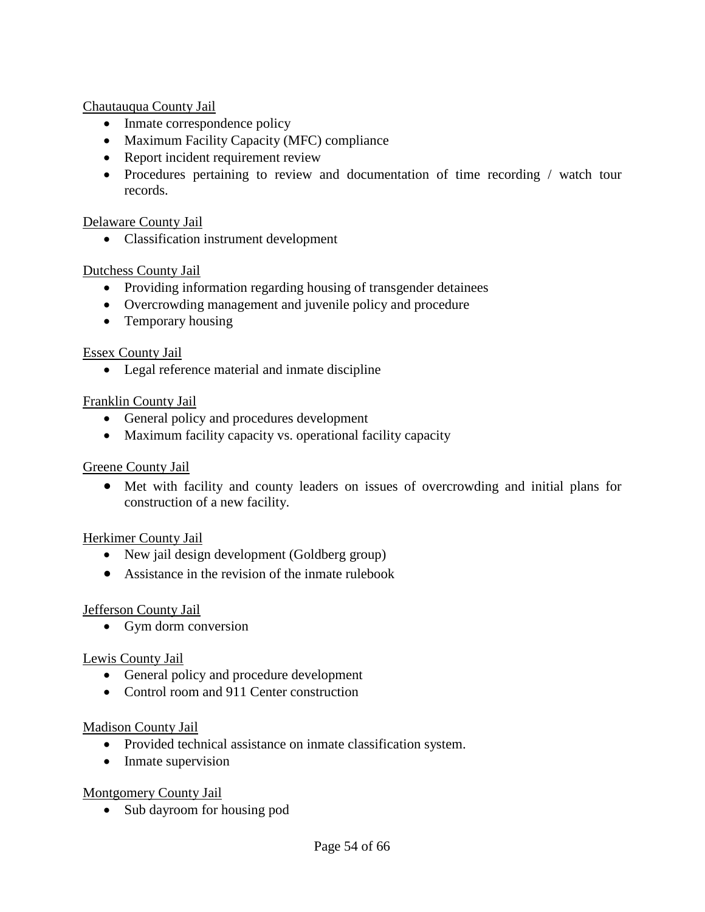Chautauqua County Jail

- Inmate correspondence policy
- Maximum Facility Capacity (MFC) compliance
- Report incident requirement review
- Procedures pertaining to review and documentation of time recording / watch tour records.

Delaware County Jail

- Classification instrument development

Dutchess County Jail

- Providing information regarding housing of transgender detainees
- Overcrowding management and juvenile policy and procedure
- Temporary housing

Essex County Jail

- Legal reference material and inmate discipline

Franklin County Jail

- General policy and procedures development
- Maximum facility capacity vs. operational facility capacity

Greene County Jail

- Met with facility and county leaders on issues of overcrowding and initial plans for construction of a new facility.

Herkimer County Jail

- New jail design development (Goldberg group)
- Assistance in the revision of the inmate rulebook

Jefferson County Jail

- Gym dorm conversion

Lewis County Jail

- General policy and procedure development
- Control room and 911 Center construction

Madison County Jail

- Provided technical assistance on inmate classification system.
- Inmate supervision

Montgomery County Jail

- Sub dayroom for housing pod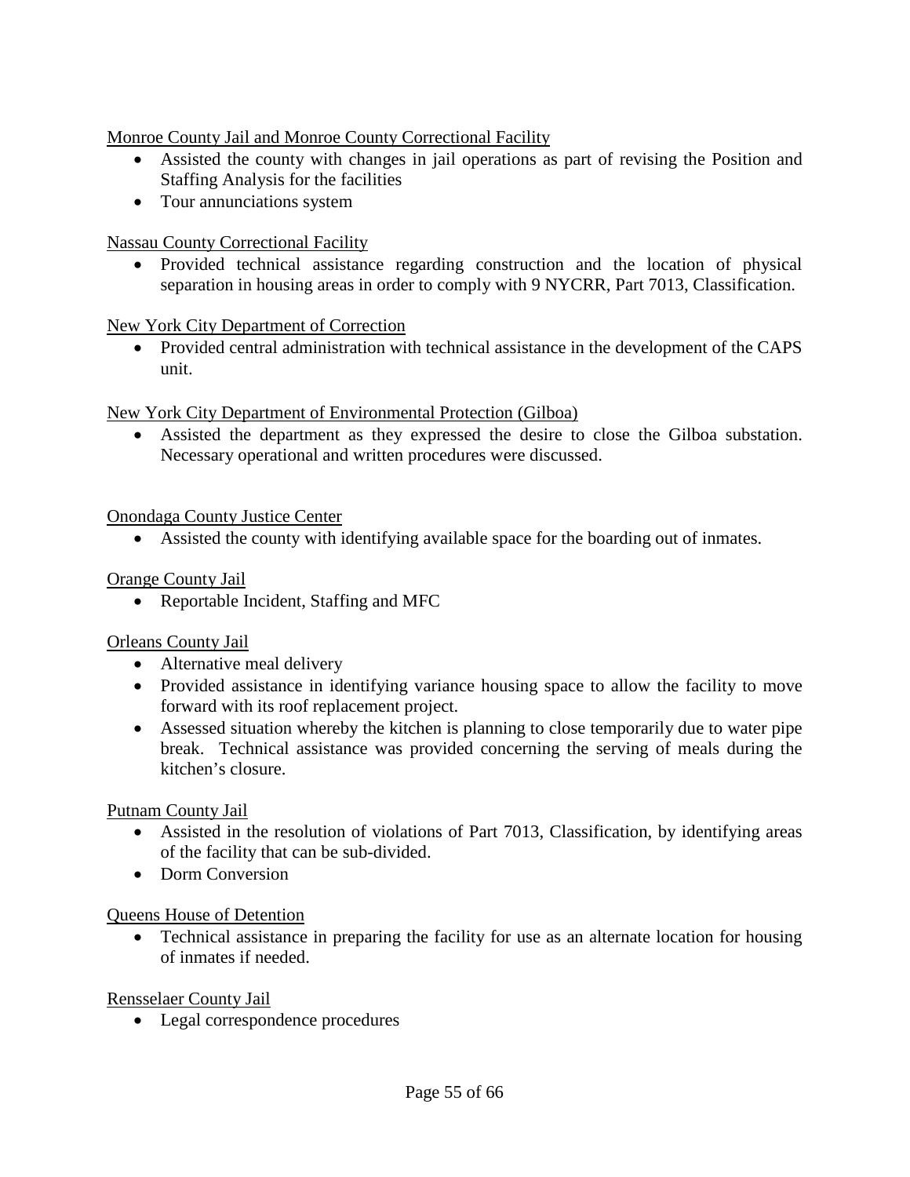Monroe County Jail and Monroe County Correctional Facility

- Assisted the county with changes in jail operations as part of revising the Position and Staffing Analysis for the facilities
- Tour annunciations system

Nassau County Correctional Facility

- Provided technical assistance regarding construction and the location of physical separation in housing areas in order to comply with 9 NYCRR, Part 7013, Classification.

New York City Department of Correction

- Provided central administration with technical assistance in the development of the CAPS unit.

New York City Department of Environmental Protection (Gilboa)

- Assisted the department as they expressed the desire to close the Gilboa substation. Necessary operational and written procedures were discussed.

Onondaga County Justice Center

- Assisted the county with identifying available space for the boarding out of inmates.

Orange County Jail

- Reportable Incident, Staffing and MFC

Orleans County Jail

- Alternative meal delivery
- Provided assistance in identifying variance housing space to allow the facility to move forward with its roof replacement project.
- Assessed situation whereby the kitchen is planning to close temporarily due to water pipe break. Technical assistance was provided concerning the serving of meals during the kitchen's closure.

Putnam County Jail

- Assisted in the resolution of violations of Part 7013, Classification, by identifying areas of the facility that can be sub-divided.
- Dorm Conversion

Queens House of Detention

- Technical assistance in preparing the facility for use as an alternate location for housing of inmates if needed.

Rensselaer County Jail

- Legal correspondence procedures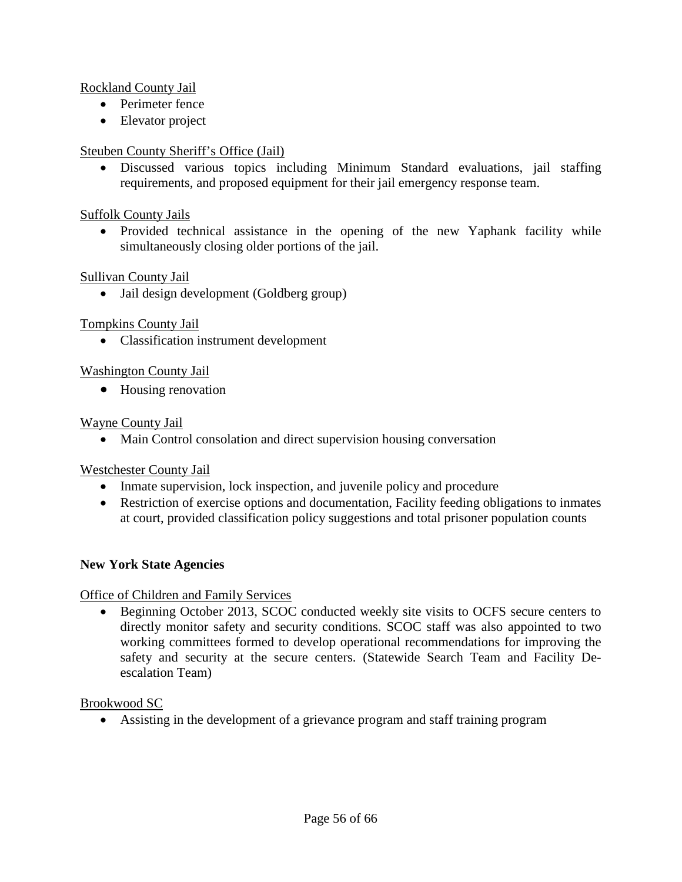Rockland County Jail

- Perimeter fence
- Elevator project

Steuben County Sheriff's Office (Jail)

- Discussed various topics including Minimum Standard evaluations, jail staffing requirements, and proposed equipment for their jail emergency response team.

Suffolk County Jails

- Provided technical assistance in the opening of the new Yaphank facility while simultaneously closing older portions of the jail.

Sullivan County Jail

- Jail design development (Goldberg group)

Tompkins County Jail

- Classification instrument development

Washington County Jail

- Housing renovation

Wayne County Jail

- Main Control consolation and direct supervision housing conversation

Westchester County Jail

- Inmate supervision, lock inspection, and juvenile policy and procedure
- Restriction of exercise options and documentation, Facility feeding obligations to inmates at court, provided classification policy suggestions and total prisoner population counts

**New York State Agencies**

Office of Children and Family Services

- Beginning October 2013, SCOC conducted weekly site visits to OCFS secure centers to directly monitor safety and security conditions. SCOC staff was also appointed to two working committees formed to develop operational recommendations for improving the safety and security at the secure centers. (Statewide Search Team and Facility De-escalation Team)

Brookwood SC

- Assisting in the development of a grievance program and staff training program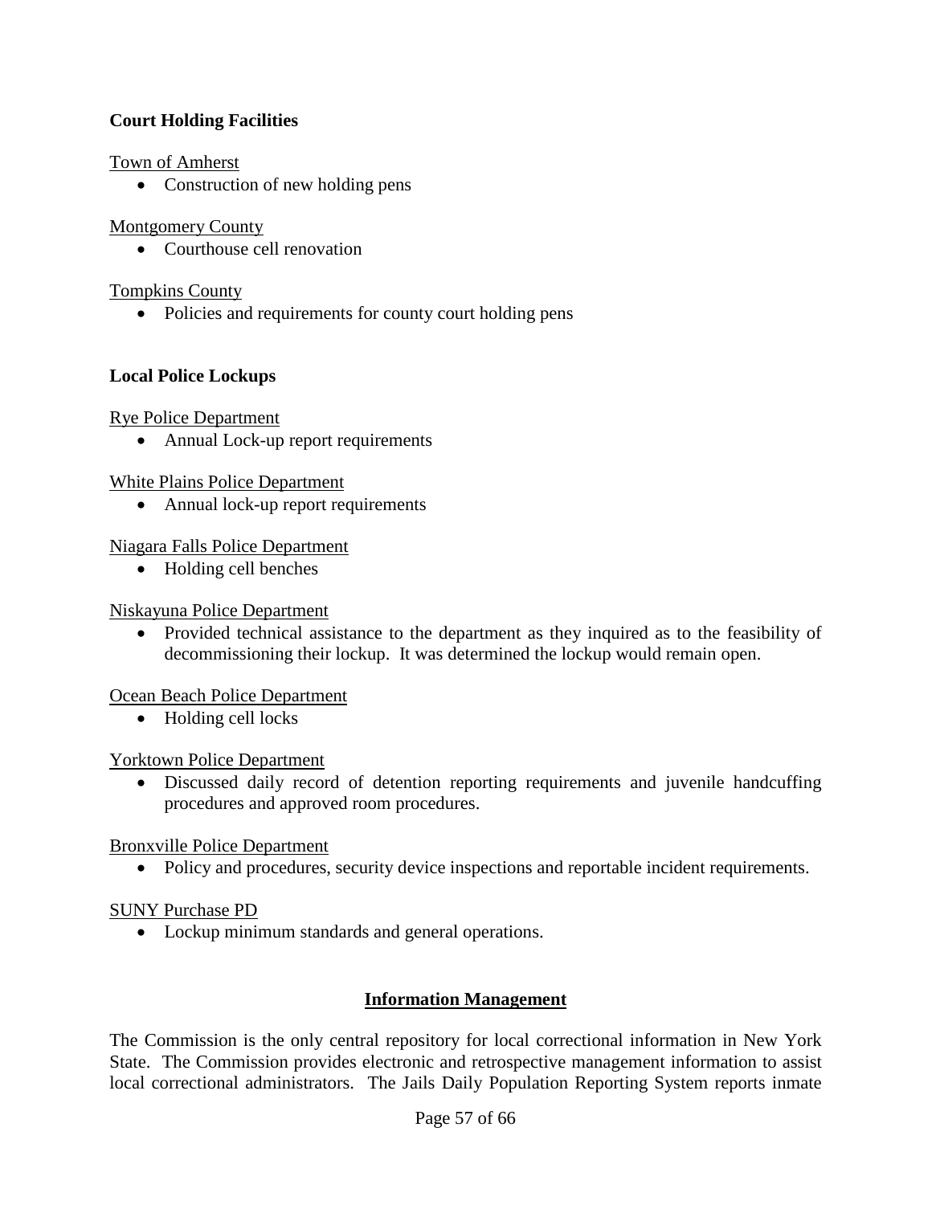**Court Holding Facilities**

Town of Amherst

- Construction of new holding pens

Montgomery County

- Courthouse cell renovation

Tompkins County

- Policies and requirements for county court holding pens

**Local Police Lockups**

Rye Police Department

- Annual Lock-up report requirements

White Plains Police Department

- Annual lock-up report requirements

Niagara Falls Police Department

- Holding cell benches

Niskayuna Police Department

- Provided technical assistance to the department as they inquired as to the feasibility of decommissioning their lockup. It was determined the lockup would remain open.

Ocean Beach Police Department

- Holding cell locks

Yorktown Police Department

- Discussed daily record of detention reporting requirements and juvenile handcuffing procedures and approved room procedures.

Bronxville Police Department

- Policy and procedures, security device inspections and reportable incident requirements.

SUNY Purchase PD

- Lockup minimum standards and general operations.

## Information Management

The Commission is the only central repository for local correctional information in New York State. The Commission provides electronic and retrospective management information to assist local correctional administrators. The Jails Daily Population Reporting System reports inmate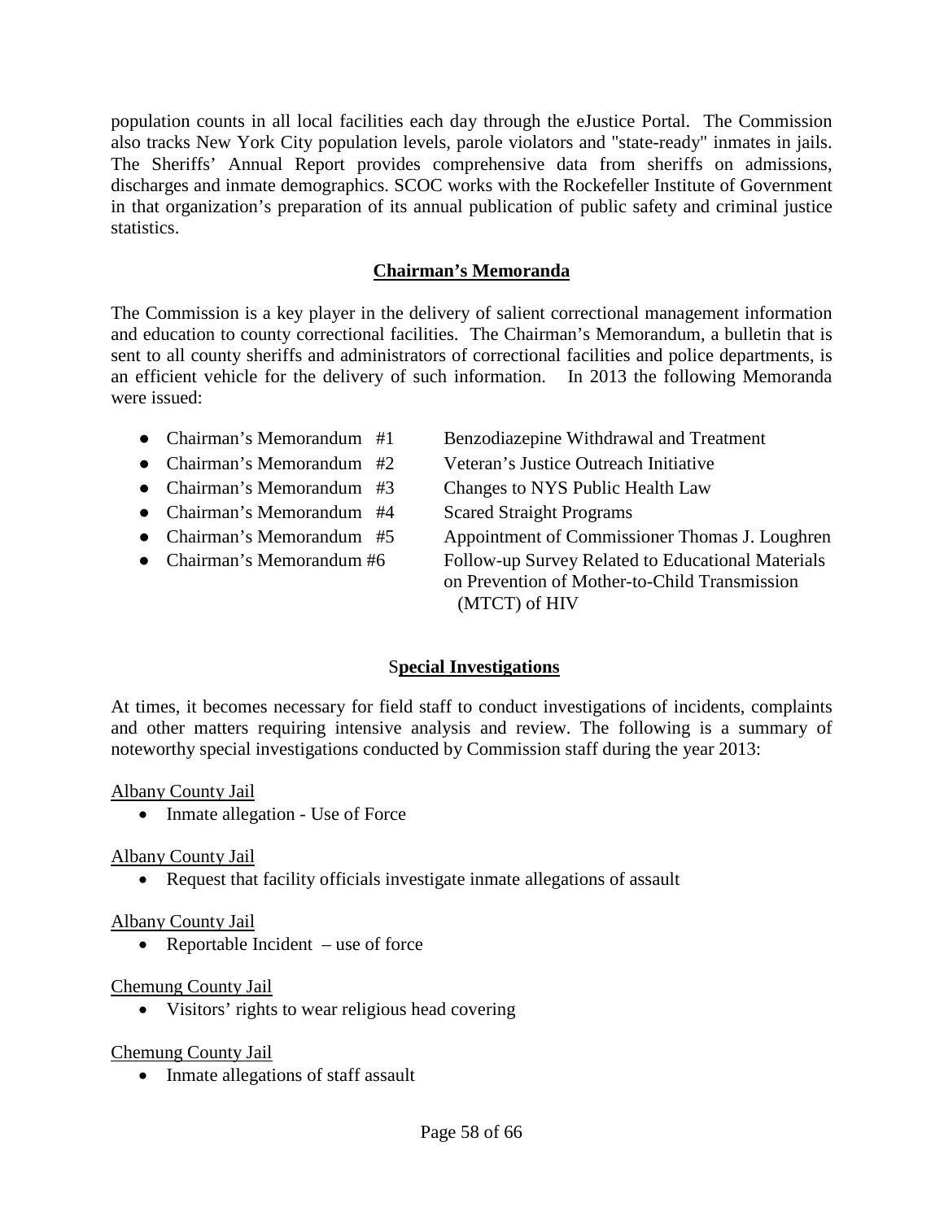population counts in all local facilities each day through the eJustice Portal. The Commission also tracks New York City population levels, parole violators and "state-ready" inmates in jails. The Sheriffs' Annual Report provides comprehensive data from sheriffs on admissions, discharges and inmate demographics. SCOC works with the Rockefeller Institute of Government in that organization's preparation of its annual publication of public safety and criminal justice statistics.

## Chairman's Memoranda

The Commission is a key player in the delivery of salient correctional management information and education to county correctional facilities. The Chairman's Memorandum, a bulletin that is sent to all county sheriffs and administrators of correctional facilities and police departments, is an efficient vehicle for the delivery of such information. In 2013 the following Memoranda were issued:

- Chairman's Memorandum #1 — Benzodiazepine Withdrawal and Treatment
- Chairman's Memorandum #2 — Veteran's Justice Outreach Initiative
- Chairman's Memorandum #3 — Changes to NYS Public Health Law
- Chairman's Memorandum #4 — Scared Straight Programs
- Chairman's Memorandum #5 — Appointment of Commissioner Thomas J. Loughren
- Chairman's Memorandum #6 — Follow-up Survey Related to Educational Materials on Prevention of Mother-to-Child Transmission (MTCT) of HIV

## Special Investigations

At times, it becomes necessary for field staff to conduct investigations of incidents, complaints and other matters requiring intensive analysis and review. The following is a summary of noteworthy special investigations conducted by Commission staff during the year 2013:

Albany County Jail

- Inmate allegation - Use of Force

Albany County Jail

- Request that facility officials investigate inmate allegations of assault

Albany County Jail

- Reportable Incident – use of force

Chemung County Jail

- Visitors' rights to wear religious head covering

Chemung County Jail

- Inmate allegations of staff assault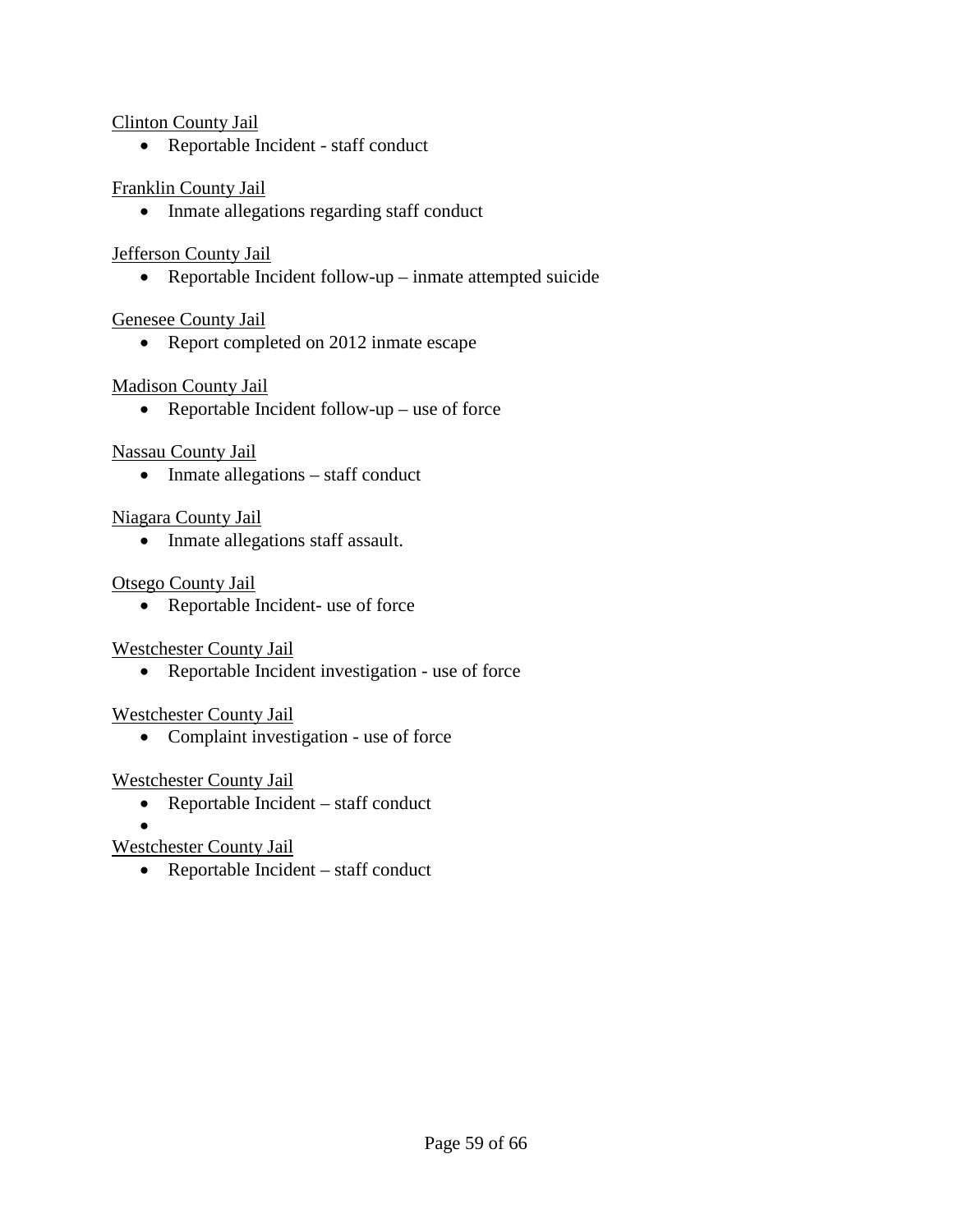Clinton County Jail

- Reportable Incident - staff conduct

Franklin County Jail

- Inmate allegations regarding staff conduct

Jefferson County Jail

- Reportable Incident follow-up – inmate attempted suicide

Genesee County Jail

- Report completed on 2012 inmate escape

Madison County Jail

- Reportable Incident follow-up – use of force

Nassau County Jail

- Inmate allegations – staff conduct

Niagara County Jail

- Inmate allegations staff assault.

Otsego County Jail

- Reportable Incident- use of force

Westchester County Jail

- Reportable Incident investigation - use of force

Westchester County Jail

- Complaint investigation - use of force

Westchester County Jail

- Reportable Incident – staff conduct
- 

Westchester County Jail

- Reportable Incident – staff conduct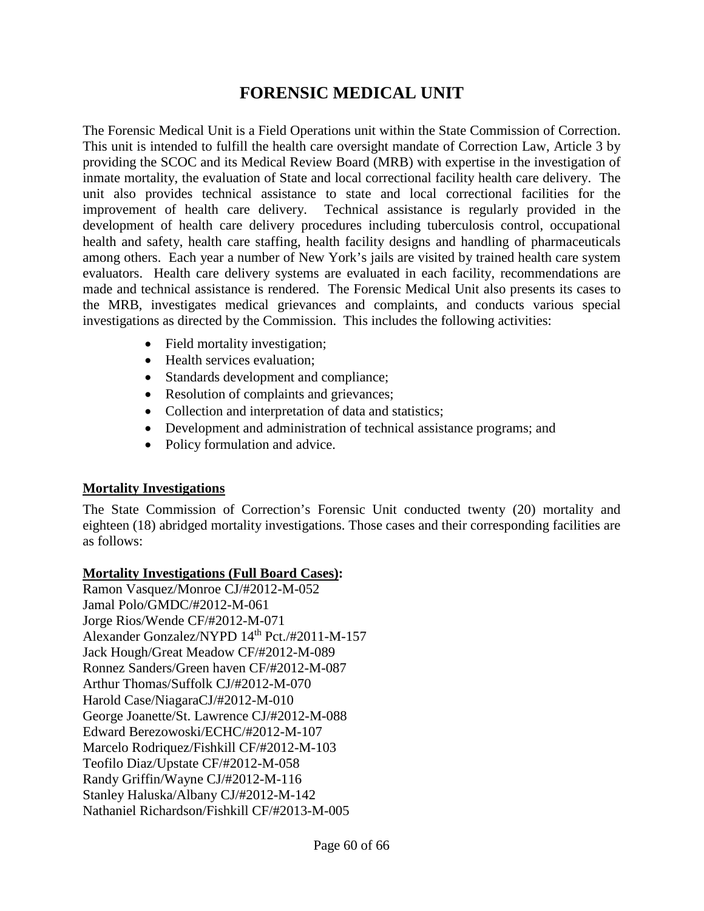# FORENSIC MEDICAL UNIT

The Forensic Medical Unit is a Field Operations unit within the State Commission of Correction. This unit is intended to fulfill the health care oversight mandate of Correction Law, Article 3 by providing the SCOC and its Medical Review Board (MRB) with expertise in the investigation of inmate mortality, the evaluation of State and local correctional facility health care delivery. The unit also provides technical assistance to state and local correctional facilities for the improvement of health care delivery. Technical assistance is regularly provided in the development of health care delivery procedures including tuberculosis control, occupational health and safety, health care staffing, health facility designs and handling of pharmaceuticals among others. Each year a number of New York's jails are visited by trained health care system evaluators. Health care delivery systems are evaluated in each facility, recommendations are made and technical assistance is rendered. The Forensic Medical Unit also presents its cases to the MRB, investigates medical grievances and complaints, and conducts various special investigations as directed by the Commission. This includes the following activities:

- Field mortality investigation;
- Health services evaluation;
- Standards development and compliance;
- Resolution of complaints and grievances;
- Collection and interpretation of data and statistics;
- Development and administration of technical assistance programs; and
- Policy formulation and advice.

**Mortality Investigations**

The State Commission of Correction's Forensic Unit conducted twenty (20) mortality and eighteen (18) abridged mortality investigations. Those cases and their corresponding facilities are as follows:

**Mortality Investigations (Full Board Cases):**

Ramon Vasquez/Monroe CJ/#2012-M-052
Jamal Polo/GMDC/#2012-M-061
Jorge Rios/Wende CF/#2012-M-071
Alexander Gonzalez/NYPD 14th Pct./#2011-M-157
Jack Hough/Great Meadow CF/#2012-M-089
Ronnez Sanders/Green haven CF/#2012-M-087
Arthur Thomas/Suffolk CJ/#2012-M-070
Harold Case/NiagaraCJ/#2012-M-010
George Joanette/St. Lawrence CJ/#2012-M-088
Edward Berezowoski/ECHC/#2012-M-107
Marcelo Rodriquez/Fishkill CF/#2012-M-103
Teofilo Diaz/Upstate CF/#2012-M-058
Randy Griffin/Wayne CJ/#2012-M-116
Stanley Haluska/Albany CJ/#2012-M-142
Nathaniel Richardson/Fishkill CF/#2013-M-005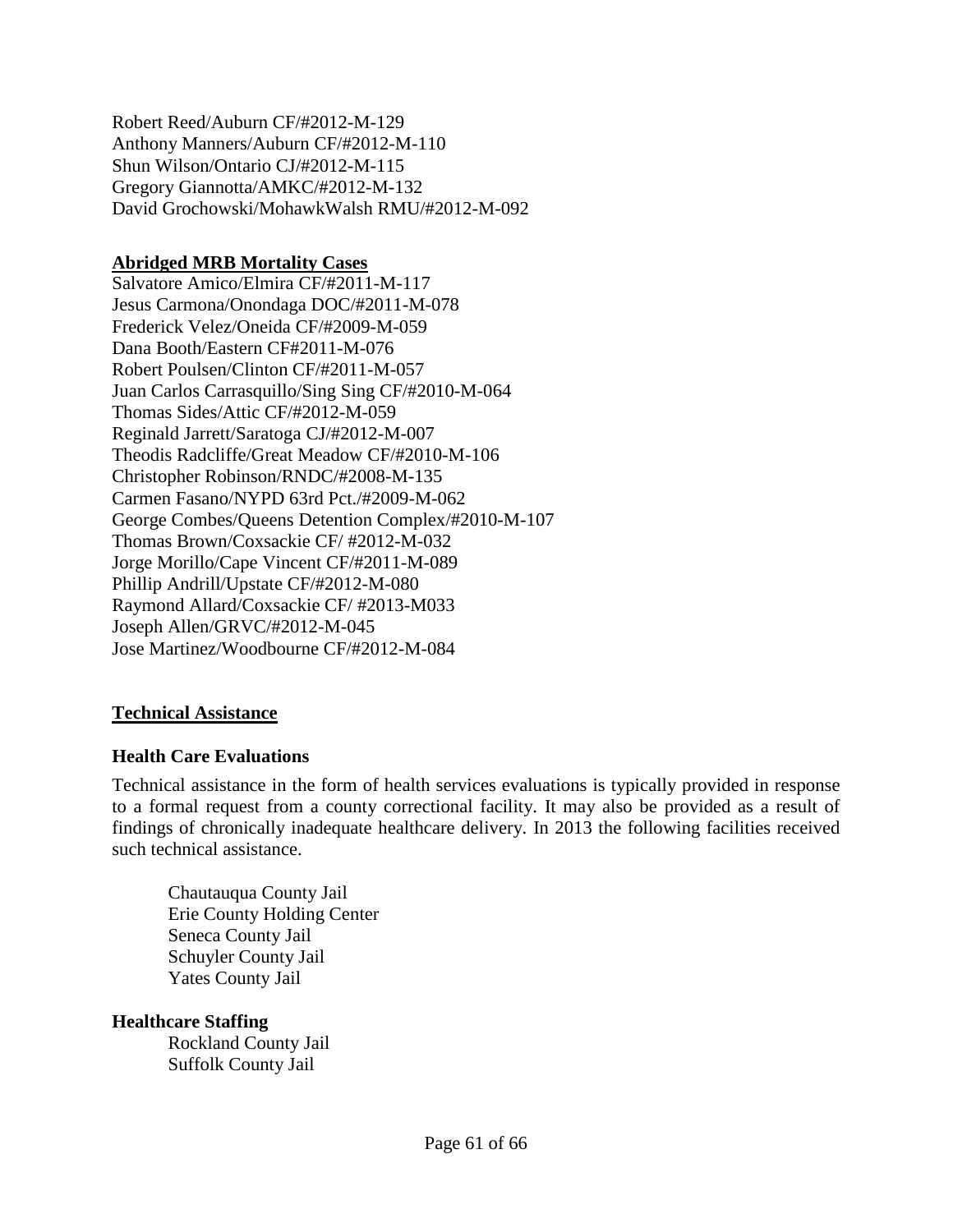Robert Reed/Auburn CF/#2012-M-129
Anthony Manners/Auburn CF/#2012-M-110
Shun Wilson/Ontario CJ/#2012-M-115
Gregory Giannotta/AMKC/#2012-M-132
David Grochowski/MohawkWalsh RMU/#2012-M-092

**<u>Abridged MRB Mortality Cases</u>**

Salvatore Amico/Elmira CF/#2011-M-117
Jesus Carmona/Onondaga DOC/#2011-M-078
Frederick Velez/Oneida CF/#2009-M-059
Dana Booth/Eastern CF#2011-M-076
Robert Poulsen/Clinton CF/#2011-M-057
Juan Carlos Carrasquillo/Sing Sing CF/#2010-M-064
Thomas Sides/Attic CF/#2012-M-059
Reginald Jarrett/Saratoga CJ/#2012-M-007
Theodis Radcliffe/Great Meadow CF/#2010-M-106
Christopher Robinson/RNDC/#2008-M-135
Carmen Fasano/NYPD 63rd Pct./#2009-M-062
George Combes/Queens Detention Complex/#2010-M-107
Thomas Brown/Coxsackie CF/ #2012-M-032
Jorge Morillo/Cape Vincent CF/#2011-M-089
Phillip Andrill/Upstate CF/#2012-M-080
Raymond Allard/Coxsackie CF/ #2013-M033
Joseph Allen/GRVC/#2012-M-045
Jose Martinez/Woodbourne CF/#2012-M-084

## <u>Technical Assistance</u>

### Health Care Evaluations

Technical assistance in the form of health services evaluations is typically provided in response to a formal request from a county correctional facility. It may also be provided as a result of findings of chronically inadequate healthcare delivery. In 2013 the following facilities received such technical assistance.

Chautauqua County Jail
Erie County Holding Center
Seneca County Jail
Schuyler County Jail
Yates County Jail

### Healthcare Staffing

Rockland County Jail
Suffolk County Jail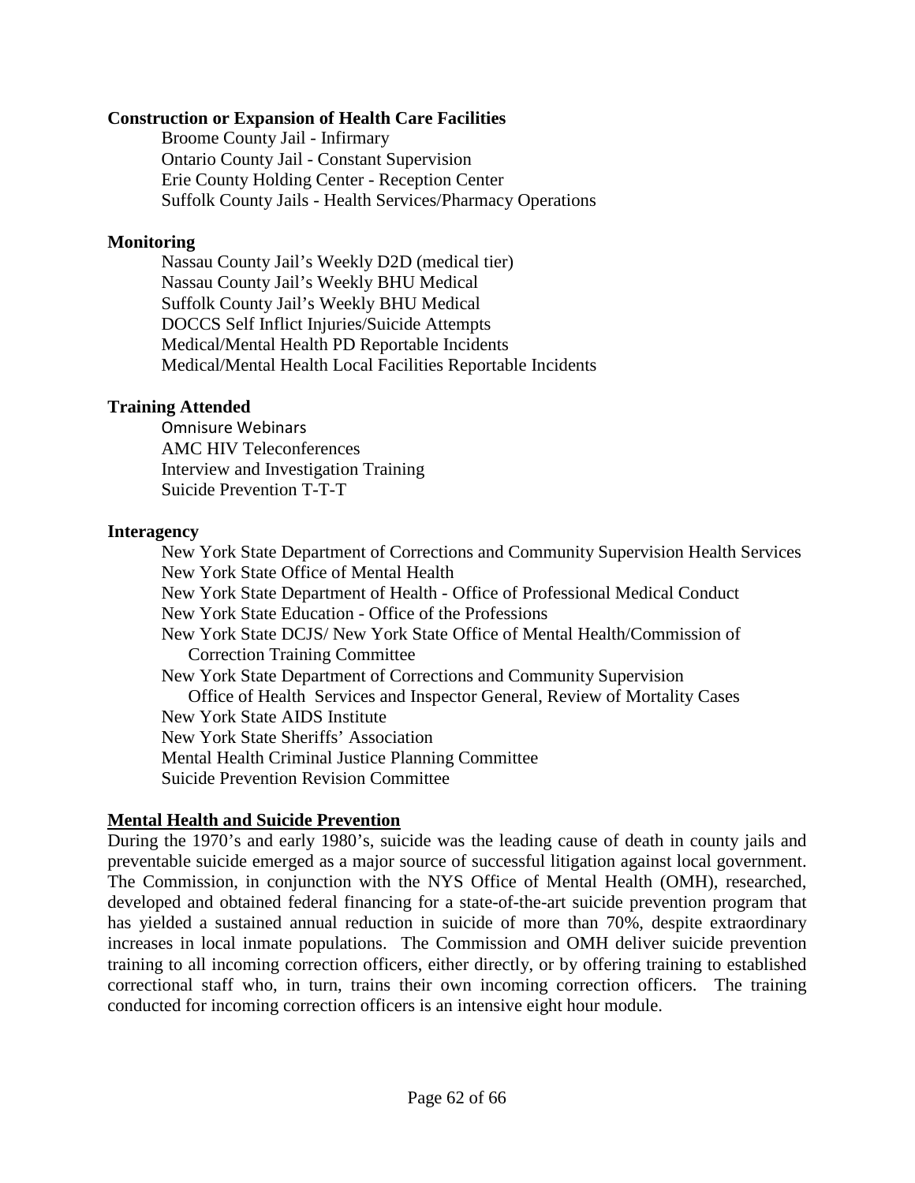**Construction or Expansion of Health Care Facilities**

Broome County Jail - Infirmary
Ontario County Jail - Constant Supervision
Erie County Holding Center - Reception Center
Suffolk County Jails - Health Services/Pharmacy Operations

**Monitoring**

Nassau County Jail's Weekly D2D (medical tier)
Nassau County Jail's Weekly BHU Medical
Suffolk County Jail's Weekly BHU Medical
DOCCS Self Inflict Injuries/Suicide Attempts
Medical/Mental Health PD Reportable Incidents
Medical/Mental Health Local Facilities Reportable Incidents

**Training Attended**

Omnisure Webinars
AMC HIV Teleconferences
Interview and Investigation Training
Suicide Prevention T-T-T

**Interagency**

New York State Department of Corrections and Community Supervision Health Services
New York State Office of Mental Health
New York State Department of Health - Office of Professional Medical Conduct
New York State Education - Office of the Professions
New York State DCJS/ New York State Office of Mental Health/Commission of Correction Training Committee
New York State Department of Corrections and Community Supervision Office of Health Services and Inspector General, Review of Mortality Cases
New York State AIDS Institute
New York State Sheriffs' Association
Mental Health Criminal Justice Planning Committee
Suicide Prevention Revision Committee

**Mental Health and Suicide Prevention**

During the 1970's and early 1980's, suicide was the leading cause of death in county jails and preventable suicide emerged as a major source of successful litigation against local government. The Commission, in conjunction with the NYS Office of Mental Health (OMH), researched, developed and obtained federal financing for a state-of-the-art suicide prevention program that has yielded a sustained annual reduction in suicide of more than 70%, despite extraordinary increases in local inmate populations. The Commission and OMH deliver suicide prevention training to all incoming correction officers, either directly, or by offering training to established correctional staff who, in turn, trains their own incoming correction officers. The training conducted for incoming correction officers is an intensive eight hour module.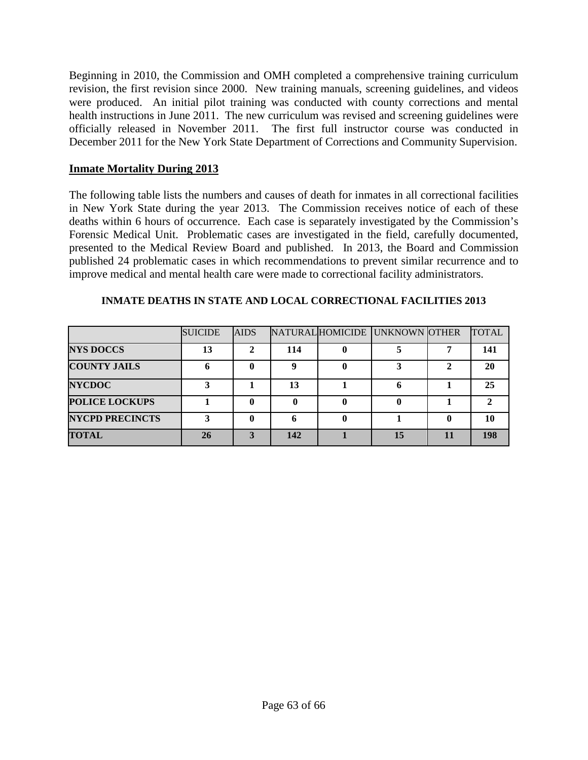Beginning in 2010, the Commission and OMH completed a comprehensive training curriculum revision, the first revision since 2000. New training manuals, screening guidelines, and videos were produced. An initial pilot training was conducted with county corrections and mental health instructions in June 2011. The new curriculum was revised and screening guidelines were officially released in November 2011. The first full instructor course was conducted in December 2011 for the New York State Department of Corrections and Community Supervision.

## **Inmate Mortality During 2013**

The following table lists the numbers and causes of death for inmates in all correctional facilities in New York State during the year 2013. The Commission receives notice of each of these deaths within 6 hours of occurrence. Each case is separately investigated by the Commission's Forensic Medical Unit. Problematic cases are investigated in the field, carefully documented, presented to the Medical Review Board and published. In 2013, the Board and Commission published 24 problematic cases in which recommendations to prevent similar recurrence and to improve medical and mental health care were made to correctional facility administrators.

**INMATE DEATHS IN STATE AND LOCAL CORRECTIONAL FACILITIES 2013**

| | SUICIDE | AIDS | NATURAL | HOMICIDE | UNKNOWN | OTHER | TOTAL |
|---|---|---|---|---|---|---|---|
| **NYS DOCCS** | **13** | **2** | **114** | **0** | **5** | **7** | **141** |
| **COUNTY JAILS** | **6** | **0** | **9** | **0** | **3** | **2** | **20** |
| **NYCDOC** | **3** | **1** | **13** | **1** | **6** | **1** | **25** |
| **POLICE LOCKUPS** | **1** | **0** | **0** | **0** | **0** | **1** | **2** |
| **NYCPD PRECINCTS** | **3** | **0** | **6** | **0** | **1** | **0** | **10** |
| **TOTAL** | **26** | **3** | **142** | **1** | **15** | **11** | **198** |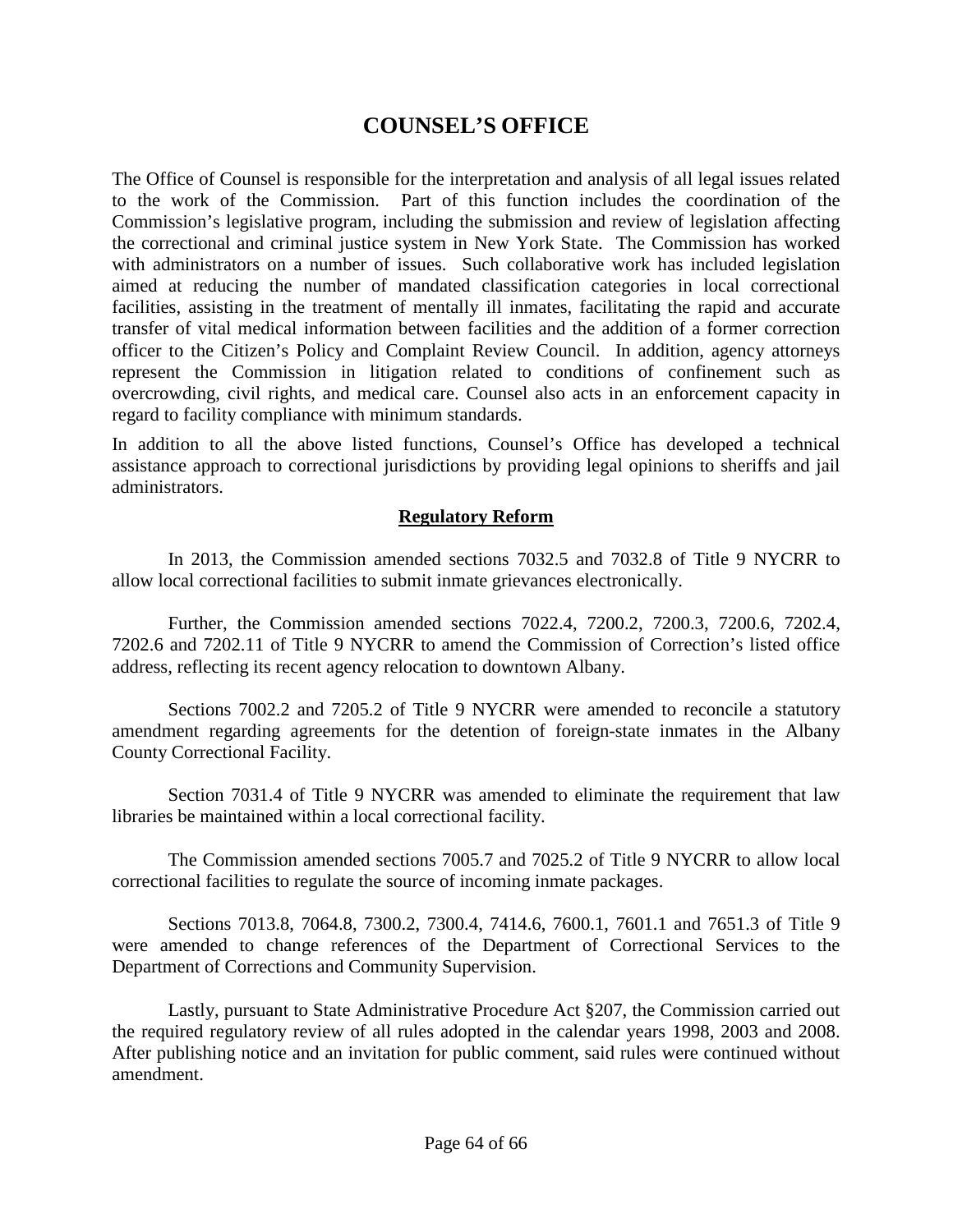# COUNSEL'S OFFICE

The Office of Counsel is responsible for the interpretation and analysis of all legal issues related to the work of the Commission. Part of this function includes the coordination of the Commission's legislative program, including the submission and review of legislation affecting the correctional and criminal justice system in New York State. The Commission has worked with administrators on a number of issues. Such collaborative work has included legislation aimed at reducing the number of mandated classification categories in local correctional facilities, assisting in the treatment of mentally ill inmates, facilitating the rapid and accurate transfer of vital medical information between facilities and the addition of a former correction officer to the Citizen's Policy and Complaint Review Council. In addition, agency attorneys represent the Commission in litigation related to conditions of confinement such as overcrowding, civil rights, and medical care. Counsel also acts in an enforcement capacity in regard to facility compliance with minimum standards.

In addition to all the above listed functions, Counsel's Office has developed a technical assistance approach to correctional jurisdictions by providing legal opinions to sheriffs and jail administrators.

## Regulatory Reform

In 2013, the Commission amended sections 7032.5 and 7032.8 of Title 9 NYCRR to allow local correctional facilities to submit inmate grievances electronically.

Further, the Commission amended sections 7022.4, 7200.2, 7200.3, 7200.6, 7202.4, 7202.6 and 7202.11 of Title 9 NYCRR to amend the Commission of Correction's listed office address, reflecting its recent agency relocation to downtown Albany.

Sections 7002.2 and 7205.2 of Title 9 NYCRR were amended to reconcile a statutory amendment regarding agreements for the detention of foreign-state inmates in the Albany County Correctional Facility.

Section 7031.4 of Title 9 NYCRR was amended to eliminate the requirement that law libraries be maintained within a local correctional facility.

The Commission amended sections 7005.7 and 7025.2 of Title 9 NYCRR to allow local correctional facilities to regulate the source of incoming inmate packages.

Sections 7013.8, 7064.8, 7300.2, 7300.4, 7414.6, 7600.1, 7601.1 and 7651.3 of Title 9 were amended to change references of the Department of Correctional Services to the Department of Corrections and Community Supervision.

Lastly, pursuant to State Administrative Procedure Act §207, the Commission carried out the required regulatory review of all rules adopted in the calendar years 1998, 2003 and 2008. After publishing notice and an invitation for public comment, said rules were continued without amendment.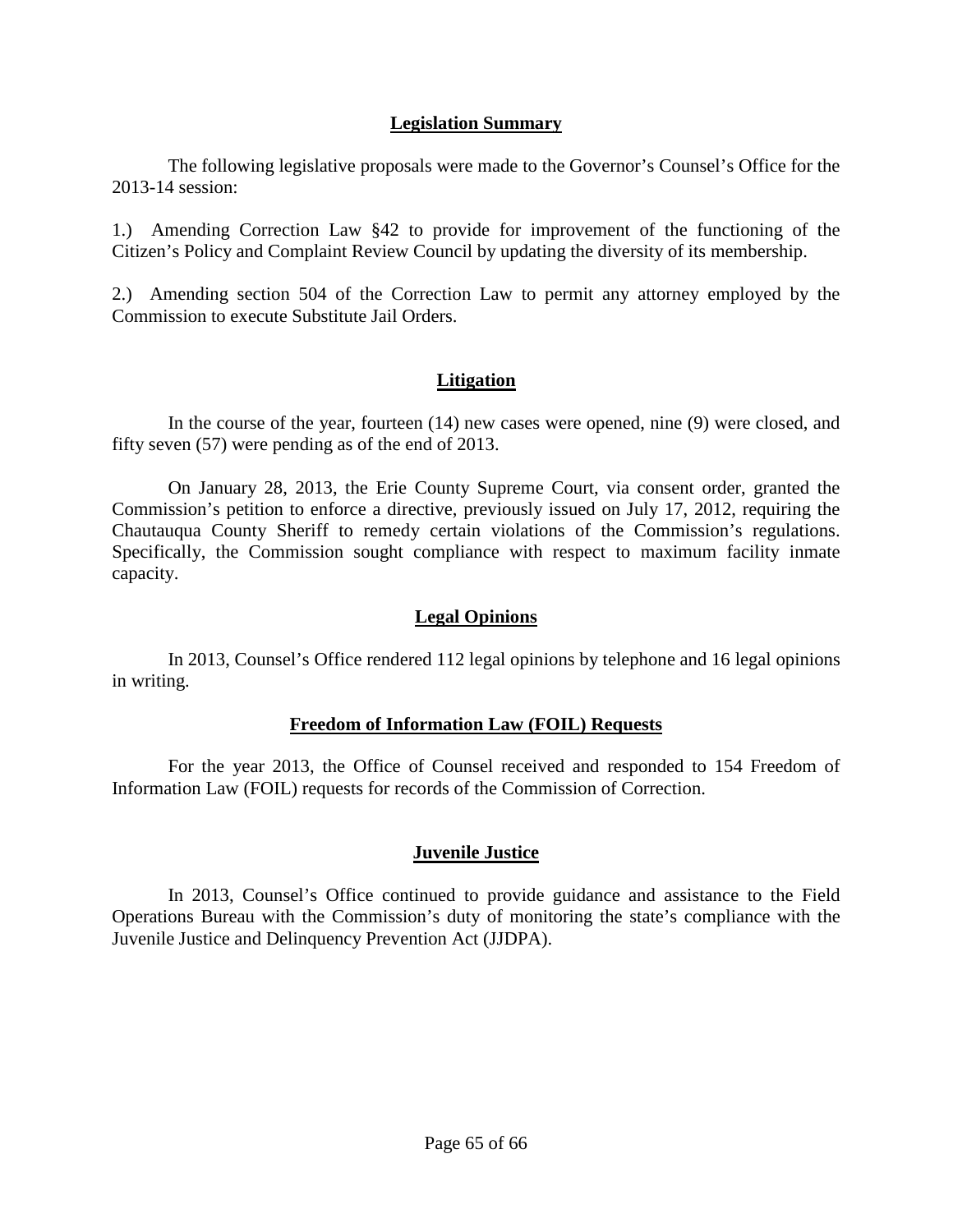## Legislation Summary

The following legislative proposals were made to the Governor's Counsel's Office for the 2013-14 session:

1.) Amending Correction Law §42 to provide for improvement of the functioning of the Citizen's Policy and Complaint Review Council by updating the diversity of its membership.

2.) Amending section 504 of the Correction Law to permit any attorney employed by the Commission to execute Substitute Jail Orders.

## Litigation

In the course of the year, fourteen (14) new cases were opened, nine (9) were closed, and fifty seven (57) were pending as of the end of 2013.

On January 28, 2013, the Erie County Supreme Court, via consent order, granted the Commission's petition to enforce a directive, previously issued on July 17, 2012, requiring the Chautauqua County Sheriff to remedy certain violations of the Commission's regulations. Specifically, the Commission sought compliance with respect to maximum facility inmate capacity.

## Legal Opinions

In 2013, Counsel's Office rendered 112 legal opinions by telephone and 16 legal opinions in writing.

## Freedom of Information Law (FOIL) Requests

For the year 2013, the Office of Counsel received and responded to 154 Freedom of Information Law (FOIL) requests for records of the Commission of Correction.

## Juvenile Justice

In 2013, Counsel's Office continued to provide guidance and assistance to the Field Operations Bureau with the Commission's duty of monitoring the state's compliance with the Juvenile Justice and Delinquency Prevention Act (JJDPA).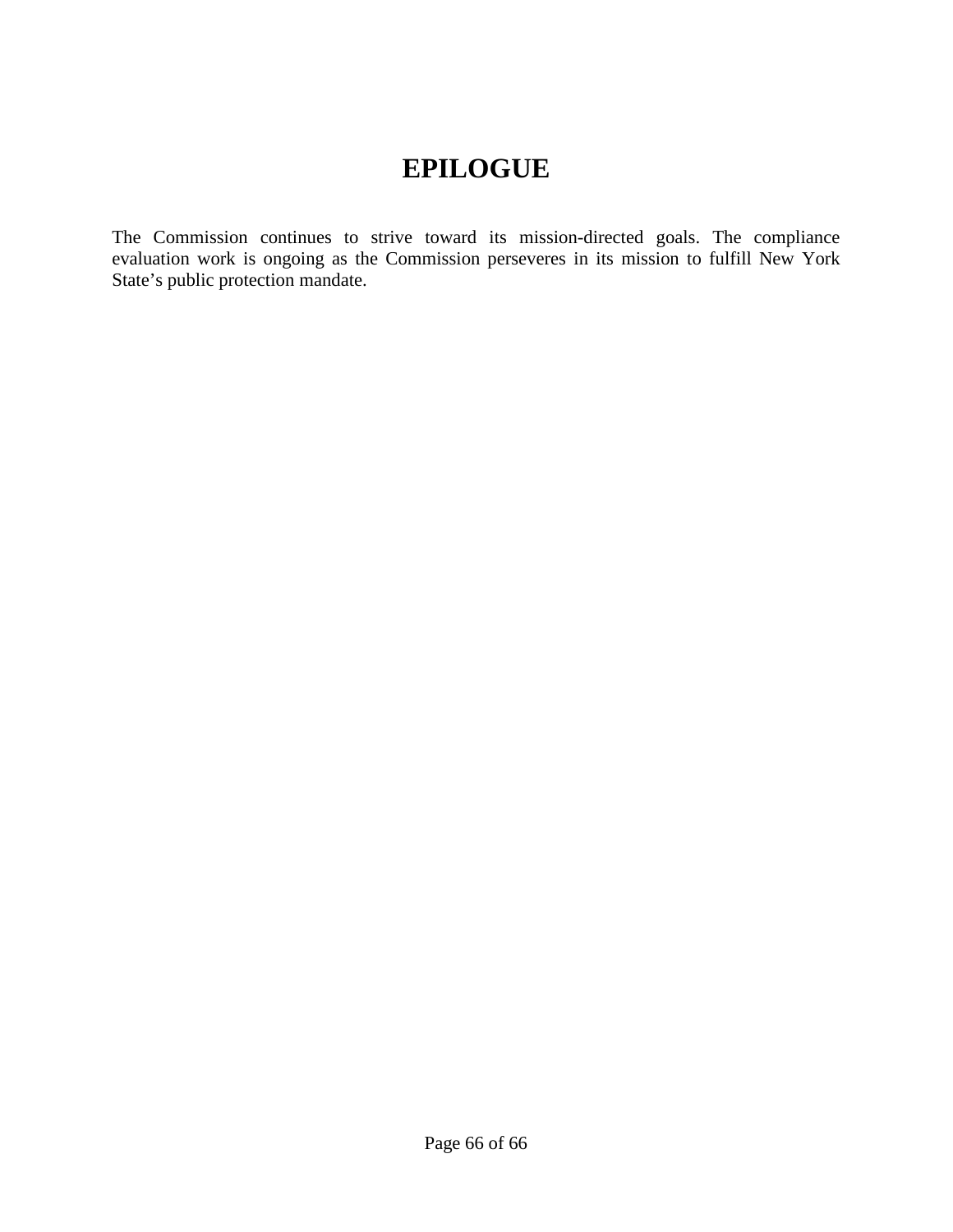# EPILOGUE

The Commission continues to strive toward its mission-directed goals. The compliance evaluation work is ongoing as the Commission perseveres in its mission to fulfill New York State's public protection mandate.